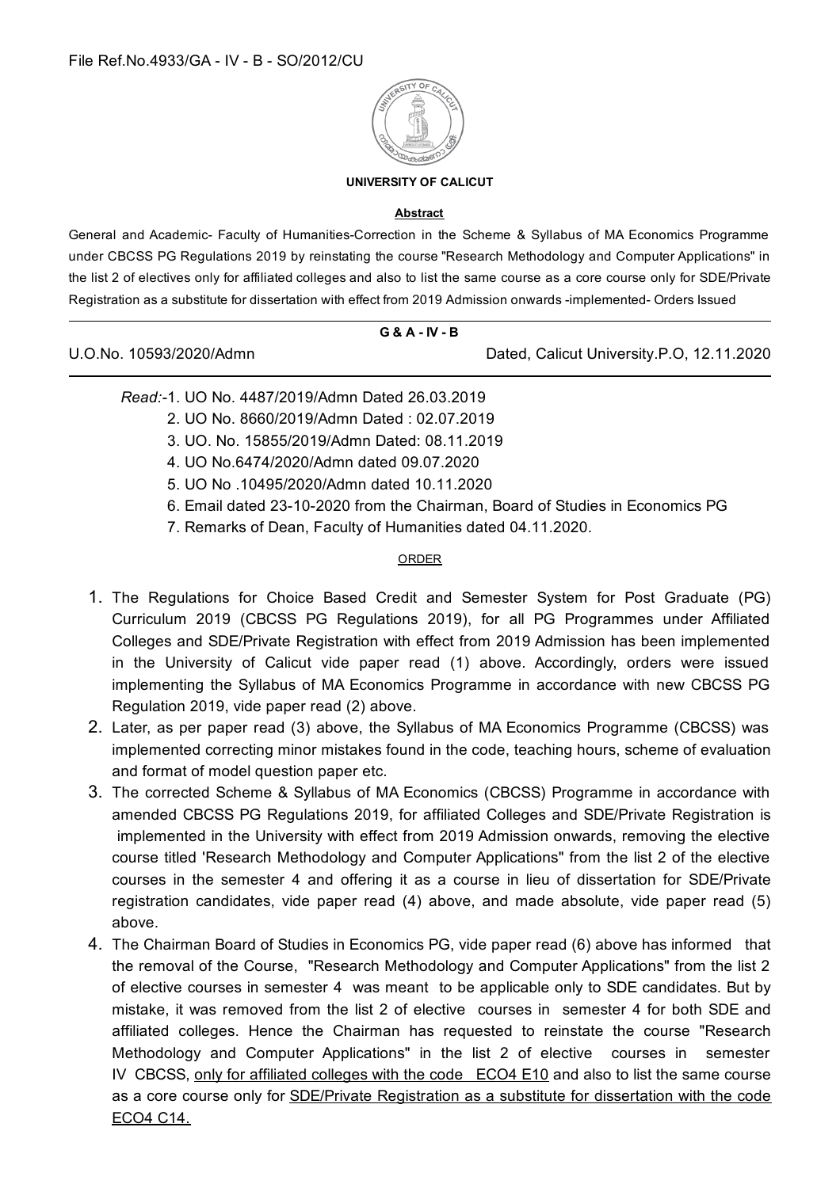File Ref.No.4933/GA - IV - B - SO/2012/CU

**UNIVERSITY OF CALICUT**

**Abstract**

General and Academic- Faculty of Humanities-Correction in the Scheme & Syllabus of MA Economics Programme under CBCSS PG Regulations 2019 by reinstating the course "Research Methodology and Computer Applications" in the list 2 of electives only for affiliated colleges and also to list the same course as a core course only for SDE/Private Registration as a substitute for dissertation with effect from 2019 Admission onwards -implemented- Orders Issued

**G & A - IV - B**

U.O.No. 10593/2020/Admn — Dated, Calicut University.P.O, 12.11.2020

*Read:*-1. UO No. 4487/2019/Admn Dated 26.03.2019
2. UO No. 8660/2019/Admn Dated : 02.07.2019
3. UO. No. 15855/2019/Admn Dated: 08.11.2019
4. UO No.6474/2020/Admn dated 09.07.2020
5. UO No .10495/2020/Admn dated 10.11.2020
6. Email dated 23-10-2020 from the Chairman, Board of Studies in Economics PG
7. Remarks of Dean, Faculty of Humanities dated 04.11.2020.

ORDER

1. The Regulations for Choice Based Credit and Semester System for Post Graduate (PG) Curriculum 2019 (CBCSS PG Regulations 2019), for all PG Programmes under Affiliated Colleges and SDE/Private Registration with effect from 2019 Admission has been implemented in the University of Calicut vide paper read (1) above. Accordingly, orders were issued implementing the Syllabus of MA Economics Programme in accordance with new CBCSS PG Regulation 2019, vide paper read (2) above.
2. Later, as per paper read (3) above, the Syllabus of MA Economics Programme (CBCSS) was implemented correcting minor mistakes found in the code, teaching hours, scheme of evaluation and format of model question paper etc.
3. The corrected Scheme & Syllabus of MA Economics (CBCSS) Programme in accordance with amended CBCSS PG Regulations 2019, for affiliated Colleges and SDE/Private Registration is implemented in the University with effect from 2019 Admission onwards, removing the elective course titled 'Research Methodology and Computer Applications" from the list 2 of the elective courses in the semester 4 and offering it as a course in lieu of dissertation for SDE/Private registration candidates, vide paper read (4) above, and made absolute, vide paper read (5) above.
4. The Chairman Board of Studies in Economics PG, vide paper read (6) above has informed that the removal of the Course, "Research Methodology and Computer Applications" from the list 2 of elective courses in semester 4 was meant to be applicable only to SDE candidates. But by mistake, it was removed from the list 2 of elective courses in semester 4 for both SDE and affiliated colleges. Hence the Chairman has requested to reinstate the course "Research Methodology and Computer Applications" in the list 2 of elective courses in semester IV CBCSS, only for affiliated colleges with the code ECO4 E10 and also to list the same course as a core course only for SDE/Private Registration as a substitute for dissertation with the code ECO4 C14.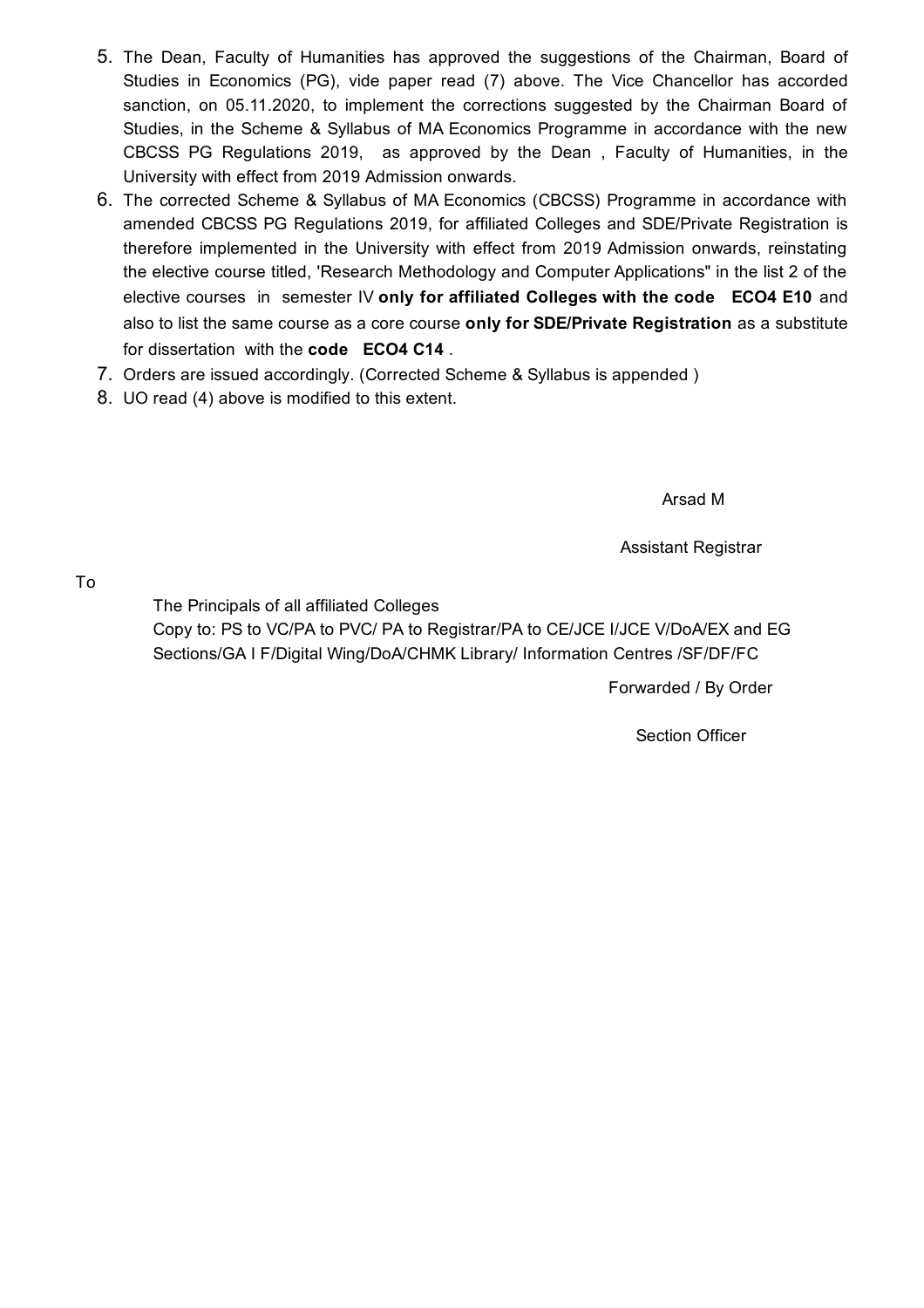5. The Dean, Faculty of Humanities has approved the suggestions of the Chairman, Board of Studies in Economics (PG), vide paper read (7) above. The Vice Chancellor has accorded sanction, on 05.11.2020, to implement the corrections suggested by the Chairman Board of Studies, in the Scheme & Syllabus of MA Economics Programme in accordance with the new CBCSS PG Regulations 2019, as approved by the Dean , Faculty of Humanities, in the University with effect from 2019 Admission onwards.
6. The corrected Scheme & Syllabus of MA Economics (CBCSS) Programme in accordance with amended CBCSS PG Regulations 2019, for affiliated Colleges and SDE/Private Registration is therefore implemented in the University with effect from 2019 Admission onwards, reinstating the elective course titled, 'Research Methodology and Computer Applications" in the list 2 of the elective courses in semester IV **only for affiliated Colleges with the code ECO4 E10** and also to list the same course as a core course **only for SDE/Private Registration** as a substitute for dissertation with the **code ECO4 C14** .
7. Orders are issued accordingly. (Corrected Scheme & Syllabus is appended )
8. UO read (4) above is modified to this extent.

Arsad M

Assistant Registrar

To

The Principals of all affiliated Colleges

Copy to: PS to VC/PA to PVC/ PA to Registrar/PA to CE/JCE I/JCE V/DoA/EX and EG Sections/GA I F/Digital Wing/DoA/CHMK Library/ Information Centres /SF/DF/FC

Forwarded / By Order

Section Officer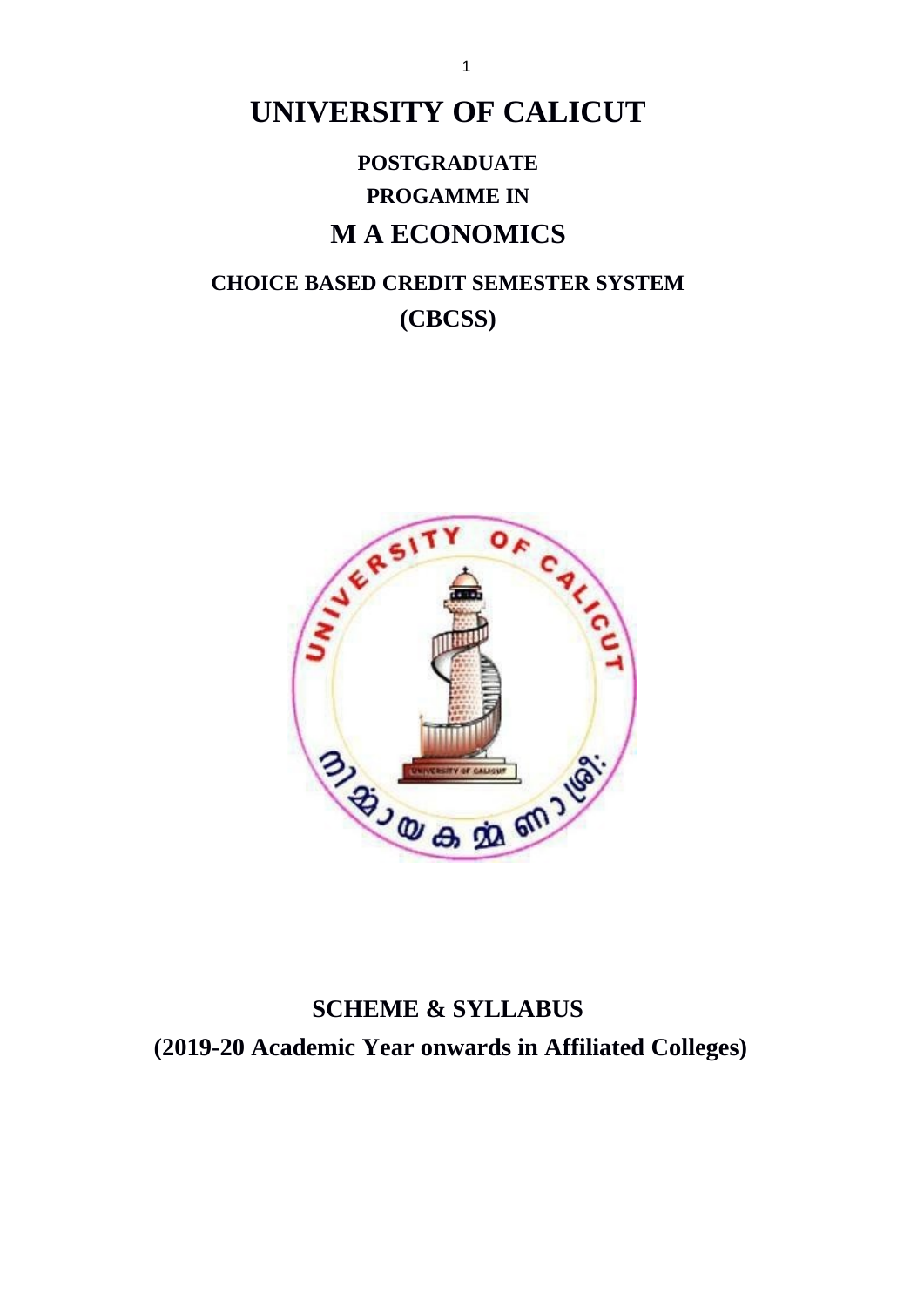# UNIVERSITY OF CALICUT

**POSTGRADUATE**

**PROGAMME IN**

## M A ECONOMICS

**CHOICE BASED CREDIT SEMESTER SYSTEM**

**(CBCSS)**

**SCHEME & SYLLABUS**

**(2019-20 Academic Year onwards in Affiliated Colleges)**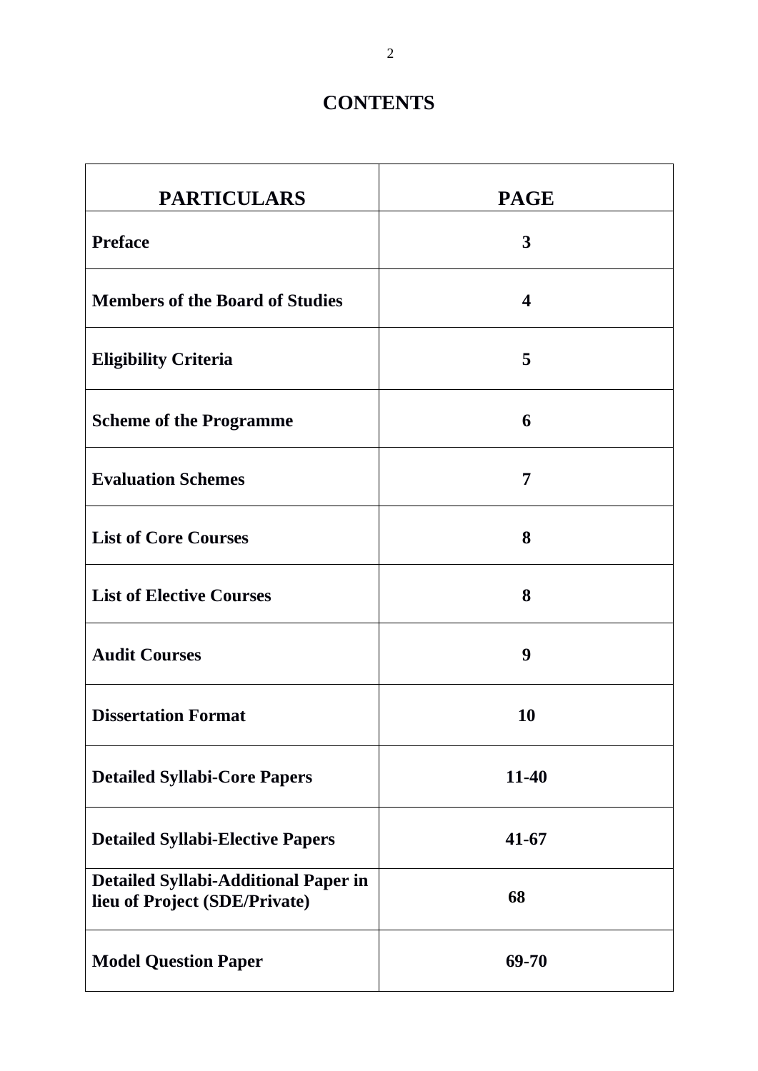# CONTENTS

| PARTICULARS | PAGE |
|---|---|
| **Preface** | **3** |
| **Members of the Board of Studies** | **4** |
| **Eligibility Criteria** | **5** |
| **Scheme of the Programme** | **6** |
| **Evaluation Schemes** | **7** |
| **List of Core Courses** | **8** |
| **List of Elective Courses** | **8** |
| **Audit Courses** | **9** |
| **Dissertation Format** | **10** |
| **Detailed Syllabi-Core Papers** | **11-40** |
| **Detailed Syllabi-Elective Papers** | **41-67** |
| **Detailed Syllabi-Additional Paper in lieu of Project (SDE/Private)** | **68** |
| **Model Question Paper** | **69-70** |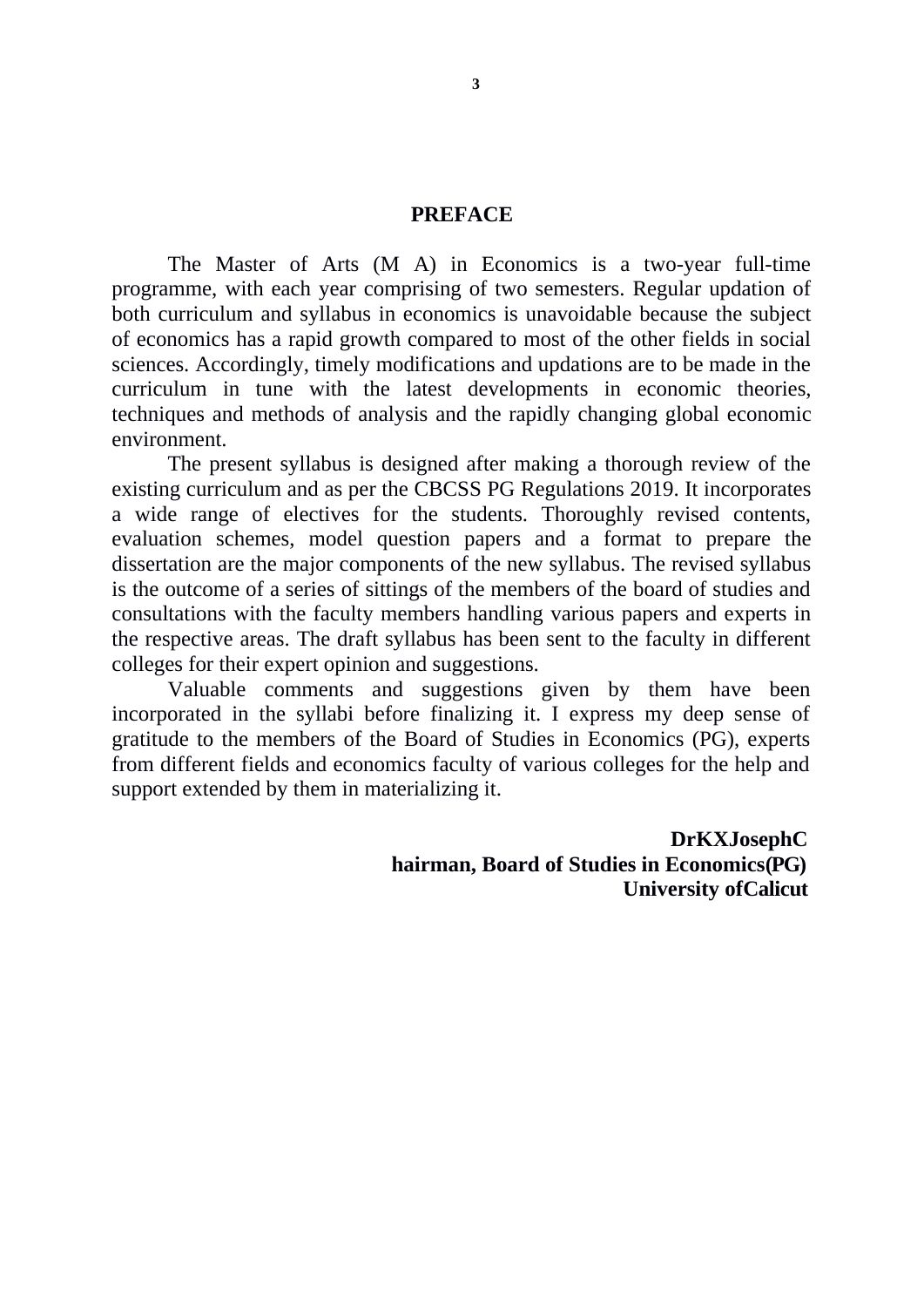# PREFACE

The Master of Arts (M A) in Economics is a two-year full-time programme, with each year comprising of two semesters. Regular updation of both curriculum and syllabus in economics is unavoidable because the subject of economics has a rapid growth compared to most of the other fields in social sciences. Accordingly, timely modifications and updations are to be made in the curriculum in tune with the latest developments in economic theories, techniques and methods of analysis and the rapidly changing global economic environment.

The present syllabus is designed after making a thorough review of the existing curriculum and as per the CBCSS PG Regulations 2019. It incorporates a wide range of electives for the students. Thoroughly revised contents, evaluation schemes, model question papers and a format to prepare the dissertation are the major components of the new syllabus. The revised syllabus is the outcome of a series of sittings of the members of the board of studies and consultations with the faculty members handling various papers and experts in the respective areas. The draft syllabus has been sent to the faculty in different colleges for their expert opinion and suggestions.

Valuable comments and suggestions given by them have been incorporated in the syllabi before finalizing it. I express my deep sense of gratitude to the members of the Board of Studies in Economics (PG), experts from different fields and economics faculty of various colleges for the help and support extended by them in materializing it.

**DrKXJosephC**
**hairman, Board of Studies in Economics(PG)**
**University ofCalicut**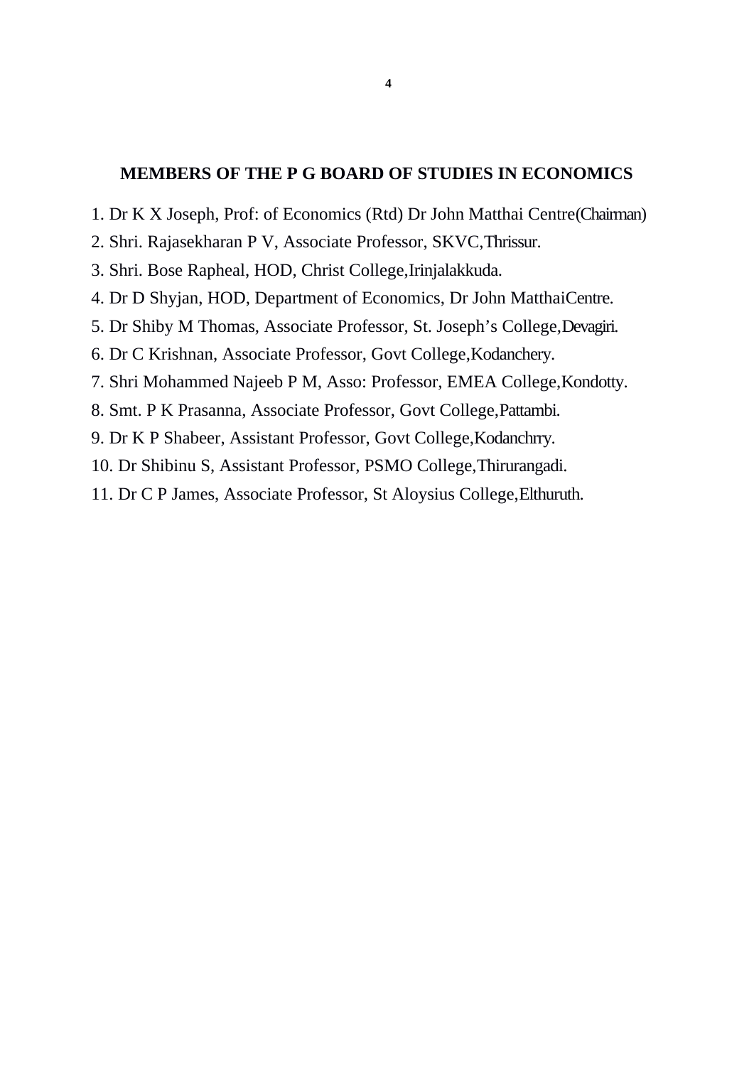## MEMBERS OF THE P G BOARD OF STUDIES IN ECONOMICS

1. Dr K X Joseph, Prof: of Economics (Rtd) Dr John Matthai Centre(Chairman)
2. Shri. Rajasekharan P V, Associate Professor, SKVC,Thrissur.
3. Shri. Bose Rapheal, HOD, Christ College,Irinjalakkuda.
4. Dr D Shyjan, HOD, Department of Economics, Dr John MatthaiCentre.
5. Dr Shiby M Thomas, Associate Professor, St. Joseph's College,Devagiri.
6. Dr C Krishnan, Associate Professor, Govt College,Kodanchery.
7. Shri Mohammed Najeeb P M, Asso: Professor, EMEA College,Kondotty.
8. Smt. P K Prasanna, Associate Professor, Govt College,Pattambi.
9. Dr K P Shabeer, Assistant Professor, Govt College,Kodanchrry.
10. Dr Shibinu S, Assistant Professor, PSMO College,Thirurangadi.
11. Dr C P James, Associate Professor, St Aloysius College,Elthuruth.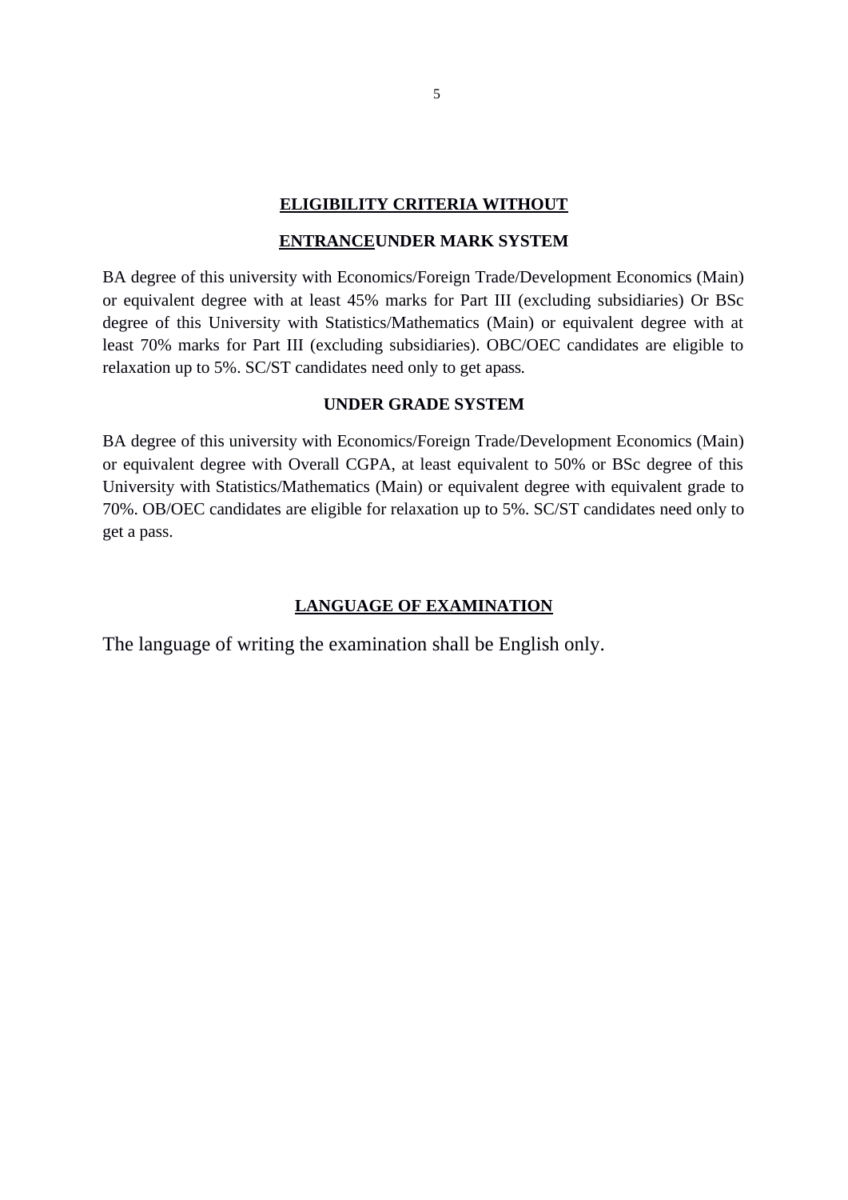## ELIGIBILITY CRITERIA WITHOUT ENTRANCEUNDER MARK SYSTEM

BA degree of this university with Economics/Foreign Trade/Development Economics (Main) or equivalent degree with at least 45% marks for Part III (excluding subsidiaries) Or BSc degree of this University with Statistics/Mathematics (Main) or equivalent degree with at least 70% marks for Part III (excluding subsidiaries). OBC/OEC candidates are eligible to relaxation up to 5%. SC/ST candidates need only to get apass.

### UNDER GRADE SYSTEM

BA degree of this university with Economics/Foreign Trade/Development Economics (Main) or equivalent degree with Overall CGPA, at least equivalent to 50% or BSc degree of this University with Statistics/Mathematics (Main) or equivalent degree with equivalent grade to 70%. OB/OEC candidates are eligible for relaxation up to 5%. SC/ST candidates need only to get a pass.

## LANGUAGE OF EXAMINATION

The language of writing the examination shall be English only.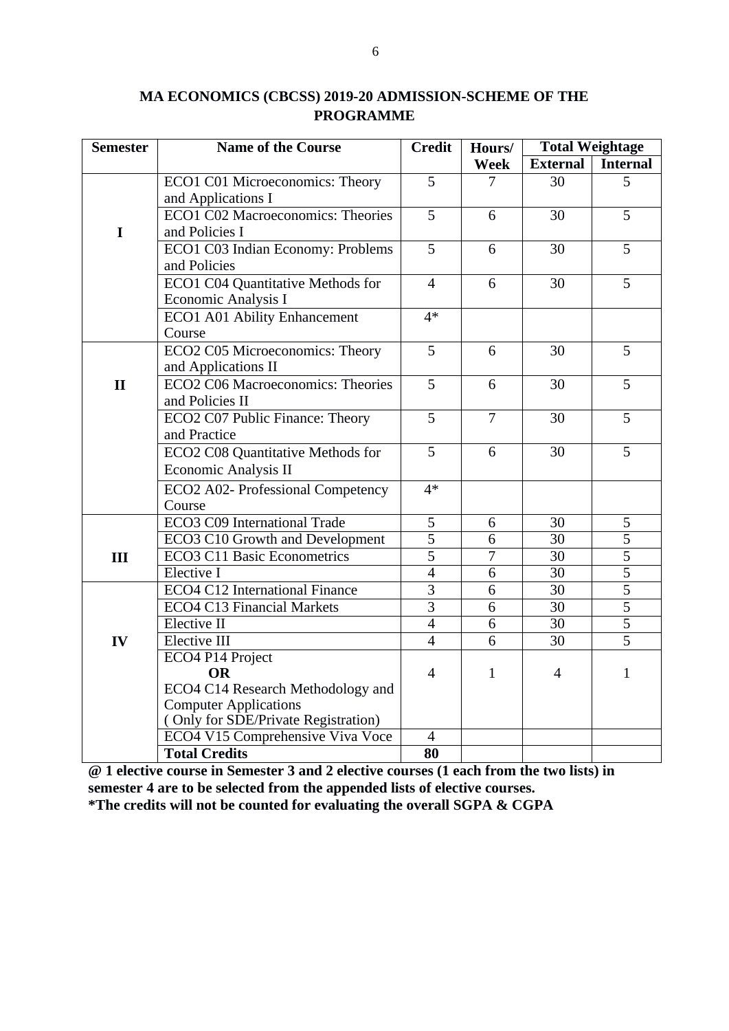# MA ECONOMICS (CBCSS) 2019-20 ADMISSION-SCHEME OF THE PROGRAMME

| Semester | Name of the Course | Credit | Hours/ Week | Total Weightage | |
|---|---|---|---|---|---|
| | | | | External | Internal |
| I | ECO1 C01 Microeconomics: Theory and Applications I | 5 | 7 | 30 | 5 |
| | ECO1 C02 Macroeconomics: Theories and Policies I | 5 | 6 | 30 | 5 |
| | ECO1 C03 Indian Economy: Problems and Policies | 5 | 6 | 30 | 5 |
| | ECO1 C04 Quantitative Methods for Economic Analysis I | 4 | 6 | 30 | 5 |
| | ECO1 A01 Ability Enhancement Course | 4* | | | |
| II | ECO2 C05 Microeconomics: Theory and Applications II | 5 | 6 | 30 | 5 |
| | ECO2 C06 Macroeconomics: Theories and Policies II | 5 | 6 | 30 | 5 |
| | ECO2 C07 Public Finance: Theory and Practice | 5 | 7 | 30 | 5 |
| | ECO2 C08 Quantitative Methods for Economic Analysis II | 5 | 6 | 30 | 5 |
| | ECO2 A02- Professional Competency Course | 4* | | | |
| III | ECO3 C09 International Trade | 5 | 6 | 30 | 5 |
| | ECO3 C10 Growth and Development | 5 | 6 | 30 | 5 |
| | ECO3 C11 Basic Econometrics | 5 | 7 | 30 | 5 |
| | Elective I | 4 | 6 | 30 | 5 |
| IV | ECO4 C12 International Finance | 3 | 6 | 30 | 5 |
| | ECO4 C13 Financial Markets | 3 | 6 | 30 | 5 |
| | Elective II | 4 | 6 | 30 | 5 |
| | Elective III | 4 | 6 | 30 | 5 |
| | ECO4 P14 Project **OR** ECO4 C14 Research Methodology and Computer Applications ( Only for SDE/Private Registration) | 4 | 1 | 4 | 1 |
| | ECO4 V15 Comprehensive Viva Voce | 4 | | | |
| | **Total Credits** | **80** | | | |

**@ 1 elective course in Semester 3 and 2 elective courses (1 each from the two lists) in semester 4 are to be selected from the appended lists of elective courses.**

**\*The credits will not be counted for evaluating the overall SGPA & CGPA**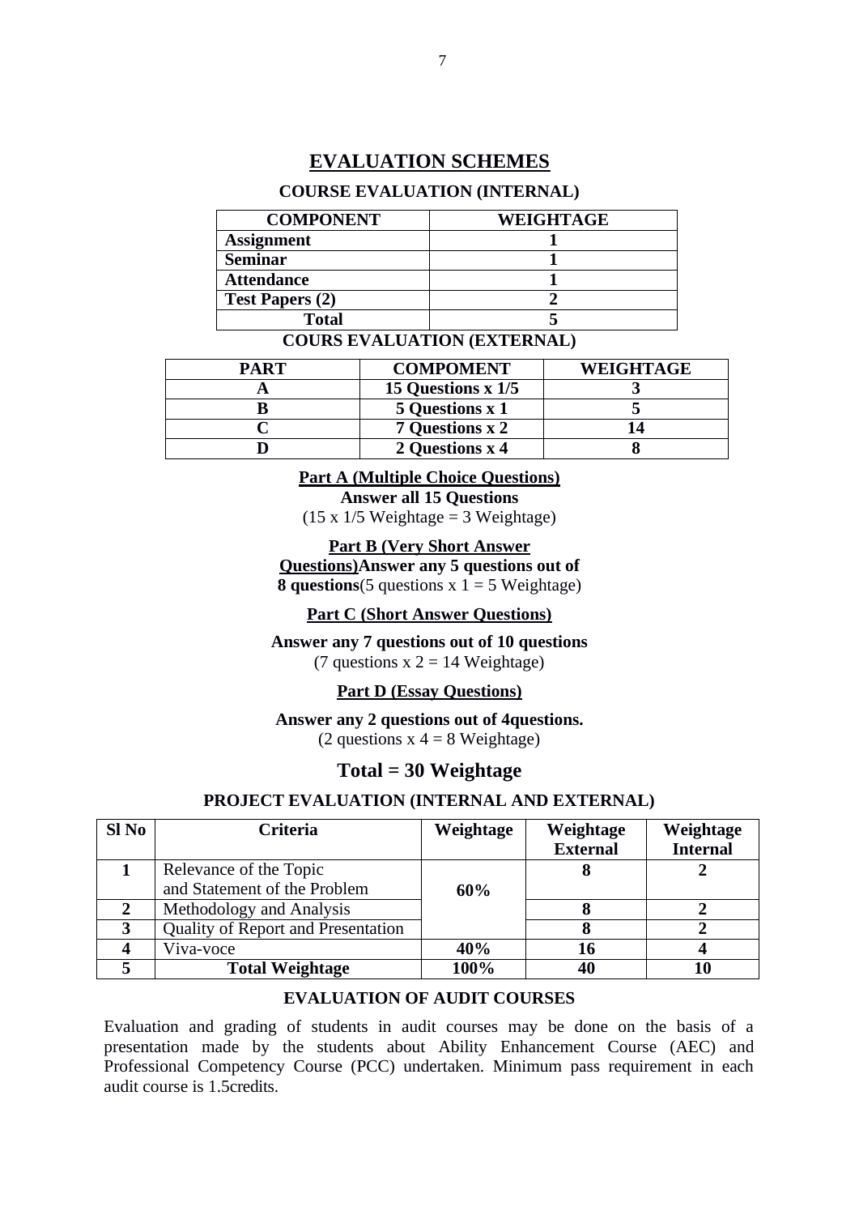# EVALUATION SCHEMES

**COURSE EVALUATION (INTERNAL)**

| COMPONENT | WEIGHTAGE |
|---|---|
| **Assignment** | **1** |
| **Seminar** | **1** |
| **Attendance** | **1** |
| **Test Papers (2)** | **2** |
| **Total** | **5** |

**COURS EVALUATION (EXTERNAL)**

| PART | COMPOMENT | WEIGHTAGE |
|---|---|---|
| **A** | **15 Questions x 1/5** | **3** |
| **B** | **5 Questions x 1** | **5** |
| **C** | **7 Questions x 2** | **14** |
| **D** | **2 Questions x 4** | **8** |

**Part A (Multiple Choice Questions)**
**Answer all 15 Questions**
(15 x 1/5 Weightage = 3 Weightage)

**Part B (Very Short Answer Questions)Answer any 5 questions out of 8 questions**(5 questions x 1 = 5 Weightage)

**Part C (Short Answer Questions)**

**Answer any 7 questions out of 10 questions**
(7 questions x 2 = 14 Weightage)

**Part D (Essay Questions)**

**Answer any 2 questions out of 4questions.**
(2 questions x 4 = 8 Weightage)

## Total = 30 Weightage

**PROJECT EVALUATION (INTERNAL AND EXTERNAL)**

| Sl No | Criteria | Weightage | Weightage External | Weightage Internal |
|---|---|---|---|---|
| **1** | Relevance of the Topic and Statement of the Problem | **60%** | **8** | **2** |
| **2** | Methodology and Analysis | | **8** | **2** |
| **3** | Quality of Report and Presentation | | **8** | **2** |
| **4** | Viva-voce | **40%** | **16** | **4** |
| **5** | **Total Weightage** | **100%** | **40** | **10** |

**EVALUATION OF AUDIT COURSES**

Evaluation and grading of students in audit courses may be done on the basis of a presentation made by the students about Ability Enhancement Course (AEC) and Professional Competency Course (PCC) undertaken. Minimum pass requirement in each audit course is 1.5credits.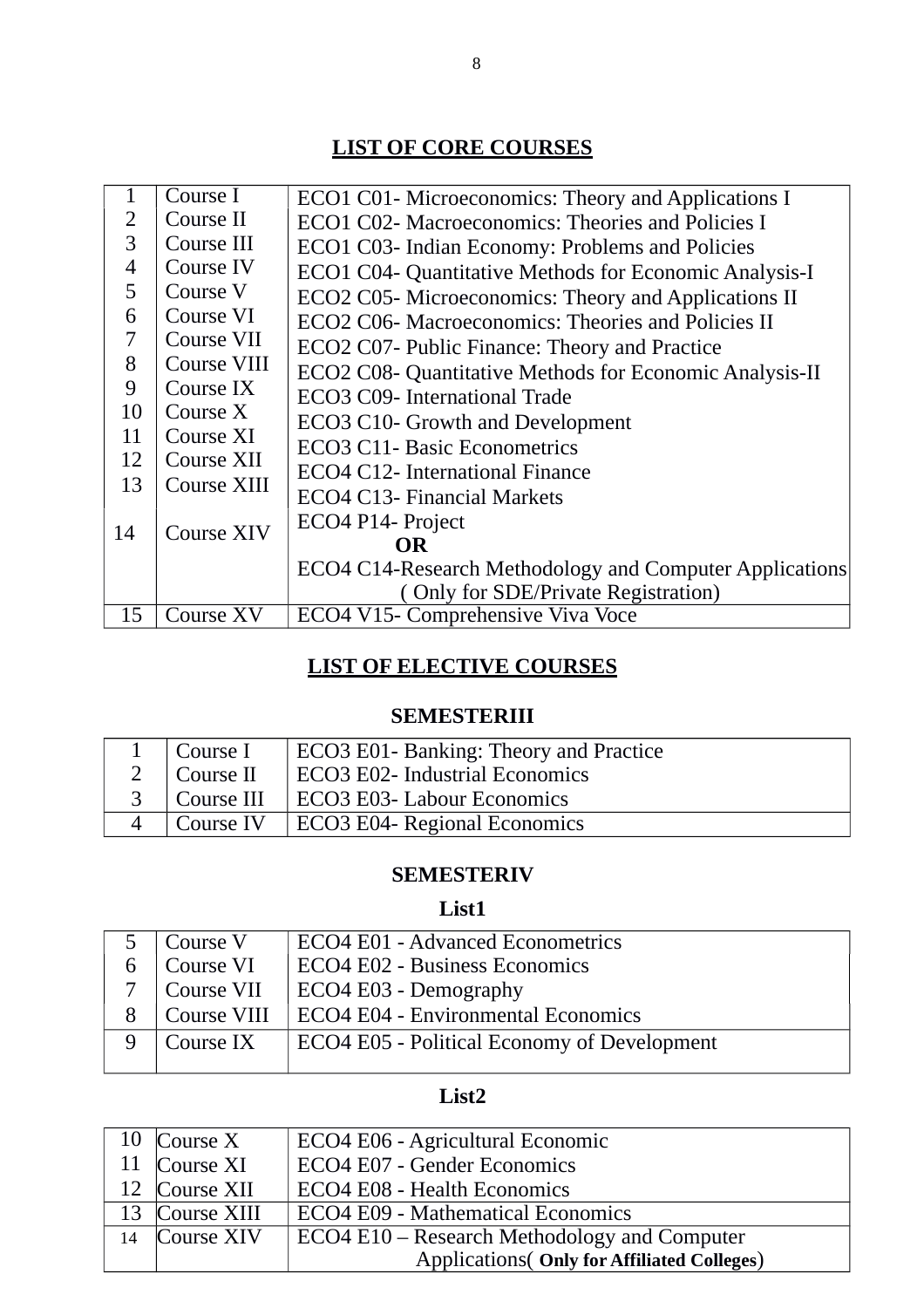## LIST OF CORE COURSES

| | | |
|---|---|---|
| 1 | Course I | ECO1 C01- Microeconomics: Theory and Applications I |
| 2 | Course II | ECO1 C02- Macroeconomics: Theories and Policies I |
| 3 | Course III | ECO1 C03- Indian Economy: Problems and Policies |
| 4 | Course IV | ECO1 C04- Quantitative Methods for Economic Analysis-I |
| 5 | Course V | ECO2 C05- Microeconomics: Theory and Applications II |
| 6 | Course VI | ECO2 C06- Macroeconomics: Theories and Policies II |
| 7 | Course VII | ECO2 C07- Public Finance: Theory and Practice |
| 8 | Course VIII | ECO2 C08- Quantitative Methods for Economic Analysis-II |
| 9 | Course IX | ECO3 C09- International Trade |
| 10 | Course X | ECO3 C10- Growth and Development |
| 11 | Course XI | ECO3 C11- Basic Econometrics |
| 12 | Course XII | ECO4 C12- International Finance |
| 13 | Course XIII | ECO4 C13- Financial Markets |
| 14 | Course XIV | ECO4 P14- Project **OR** ECO4 C14-Research Methodology and Computer Applications ( Only for SDE/Private Registration) |
| 15 | Course XV | ECO4 V15- Comprehensive Viva Voce |

## LIST OF ELECTIVE COURSES

### SEMESTERIII

| | | |
|---|---|---|
| 1 | Course I | ECO3 E01- Banking: Theory and Practice |
| 2 | Course II | ECO3 E02- Industrial Economics |
| 3 | Course III | ECO3 E03- Labour Economics |
| 4 | Course IV | ECO3 E04- Regional Economics |

### SEMESTERIV

**List1**

| | | |
|---|---|---|
| 5 | Course V | ECO4 E01 - Advanced Econometrics |
| 6 | Course VI | ECO4 E02 - Business Economics |
| 7 | Course VII | ECO4 E03 - Demography |
| 8 | Course VIII | ECO4 E04 - Environmental Economics |
| 9 | Course IX | ECO4 E05 - Political Economy of Development |

**List2**

| | | |
|---|---|---|
| 10 | Course X | ECO4 E06 - Agricultural Economic |
| 11 | Course XI | ECO4 E07 - Gender Economics |
| 12 | Course XII | ECO4 E08 - Health Economics |
| 13 | Course XIII | ECO4 E09 - Mathematical Economics |
| 14 | Course XIV | ECO4 E10 – Research Methodology and Computer Applications( **Only for Affiliated Colleges**) |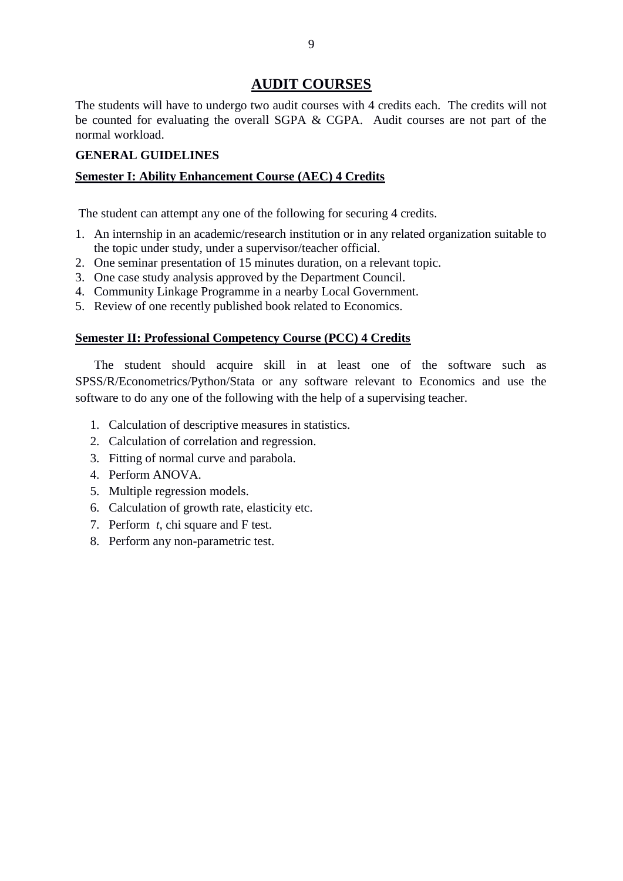# AUDIT COURSES

The students will have to undergo two audit courses with 4 credits each. The credits will not be counted for evaluating the overall SGPA & CGPA. Audit courses are not part of the normal workload.

**GENERAL GUIDELINES**

**Semester I: Ability Enhancement Course (AEC) 4 Credits**

The student can attempt any one of the following for securing 4 credits.

1. An internship in an academic/research institution or in any related organization suitable to the topic under study, under a supervisor/teacher official.
2. One seminar presentation of 15 minutes duration, on a relevant topic.
3. One case study analysis approved by the Department Council.
4. Community Linkage Programme in a nearby Local Government.
5. Review of one recently published book related to Economics.

**Semester II: Professional Competency Course (PCC) 4 Credits**

The student should acquire skill in at least one of the software such as SPSS/R/Econometrics/Python/Stata or any software relevant to Economics and use the software to do any one of the following with the help of a supervising teacher.

1. Calculation of descriptive measures in statistics.
2. Calculation of correlation and regression.
3. Fitting of normal curve and parabola.
4. Perform ANOVA.
5. Multiple regression models.
6. Calculation of growth rate, elasticity etc.
7. Perform *t*, chi square and F test.
8. Perform any non-parametric test.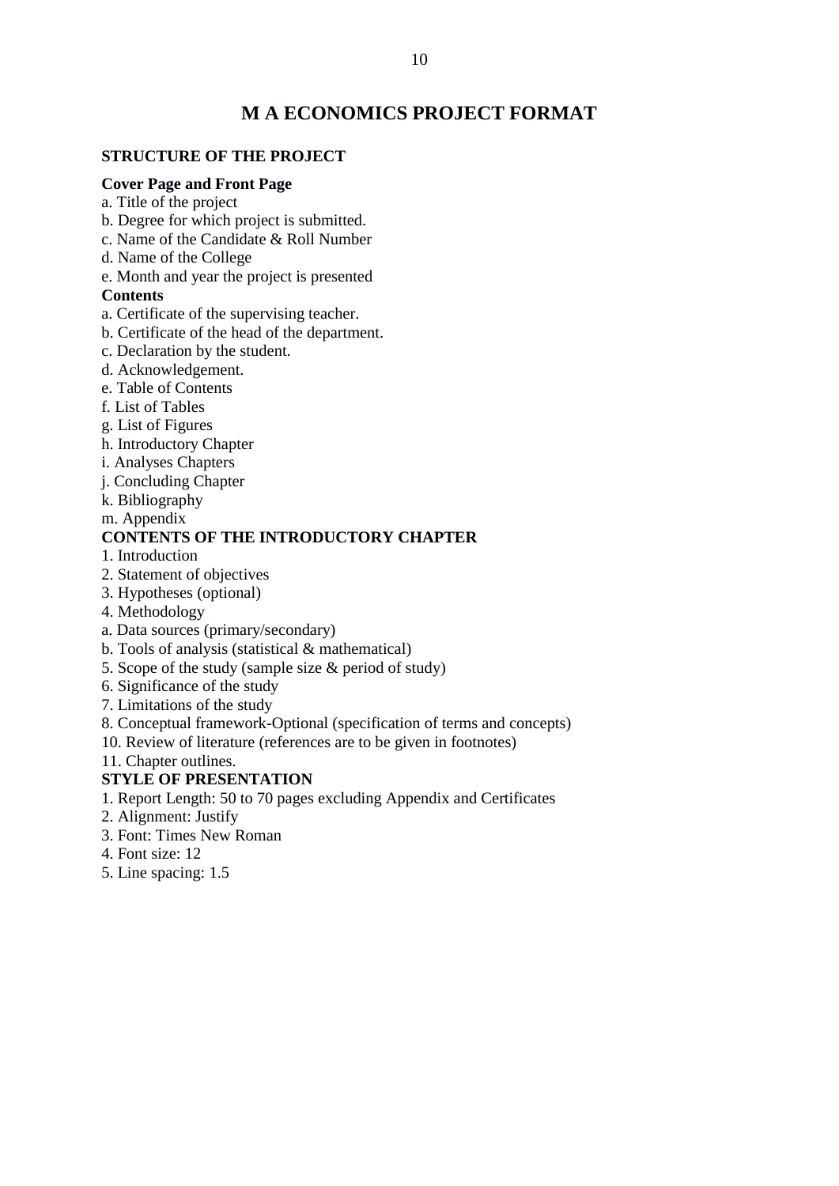# M A ECONOMICS PROJECT FORMAT

**STRUCTURE OF THE PROJECT**

**Cover Page and Front Page**

a. Title of the project
b. Degree for which project is submitted.
c. Name of the Candidate & Roll Number
d. Name of the College
e. Month and year the project is presented

**Contents**

a. Certificate of the supervising teacher.
b. Certificate of the head of the department.
c. Declaration by the student.
d. Acknowledgement.
e. Table of Contents
f. List of Tables
g. List of Figures
h. Introductory Chapter
i. Analyses Chapters
j. Concluding Chapter
k. Bibliography
m. Appendix

**CONTENTS OF THE INTRODUCTORY CHAPTER**

1. Introduction
2. Statement of objectives
3. Hypotheses (optional)
4. Methodology
a. Data sources (primary/secondary)
b. Tools of analysis (statistical & mathematical)
5. Scope of the study (sample size & period of study)
6. Significance of the study
7. Limitations of the study
8. Conceptual framework-Optional (specification of terms and concepts)
10. Review of literature (references are to be given in footnotes)
11. Chapter outlines.

**STYLE OF PRESENTATION**

1. Report Length: 50 to 70 pages excluding Appendix and Certificates
2. Alignment: Justify
3. Font: Times New Roman
4. Font size: 12
5. Line spacing: 1.5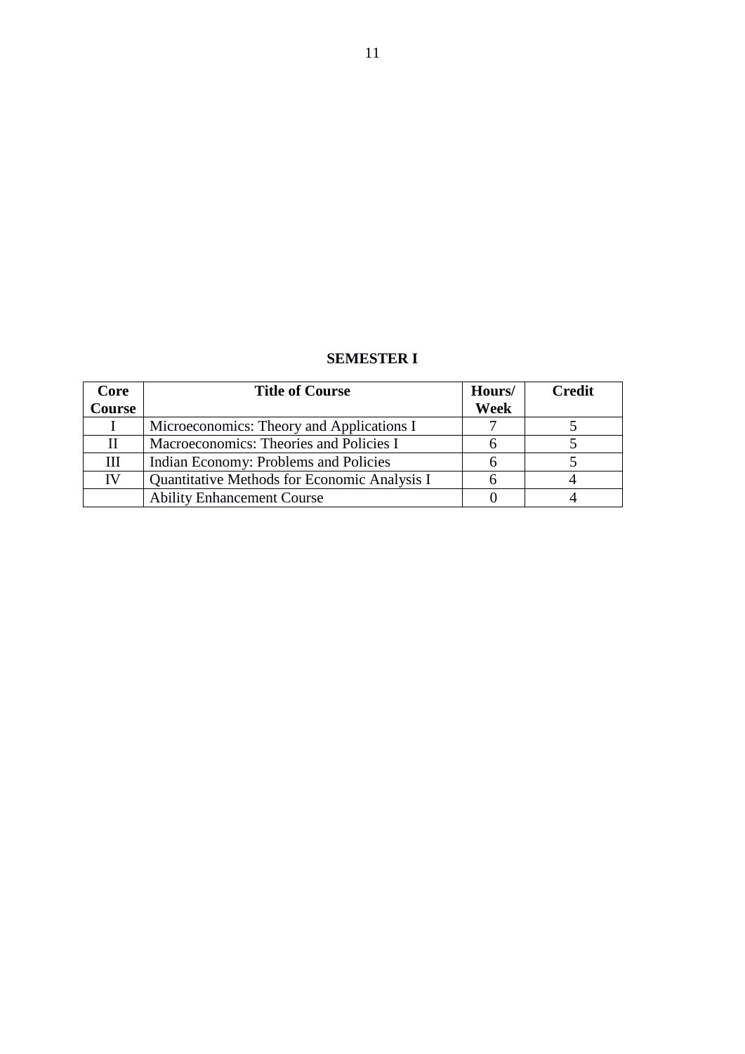## SEMESTER I

| Core Course | Title of Course | Hours/ Week | Credit |
|---|---|---|---|
| I | Microeconomics: Theory and Applications I | 7 | 5 |
| II | Macroeconomics: Theories and Policies I | 6 | 5 |
| III | Indian Economy: Problems and Policies | 6 | 5 |
| IV | Quantitative Methods for Economic Analysis I | 6 | 4 |
| | Ability Enhancement Course | 0 | 4 |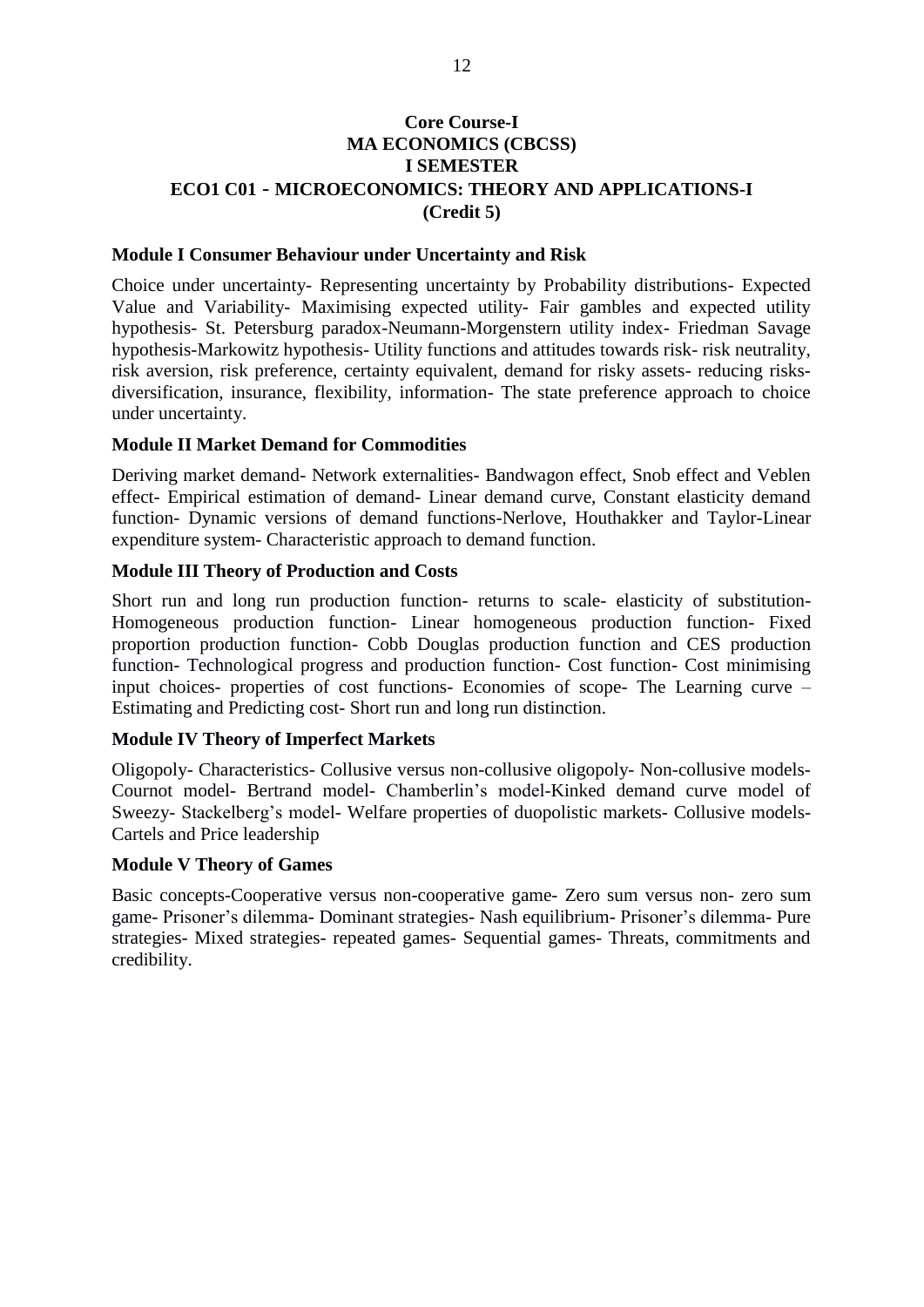**Core Course-I**
**MA ECONOMICS (CBCSS)**
**I SEMESTER**
**ECO1 C01 - MICROECONOMICS: THEORY AND APPLICATIONS-I**
**(Credit 5)**

**Module I Consumer Behaviour under Uncertainty and Risk**

Choice under uncertainty- Representing uncertainty by Probability distributions- Expected Value and Variability- Maximising expected utility- Fair gambles and expected utility hypothesis- St. Petersburg paradox-Neumann-Morgenstern utility index- Friedman Savage hypothesis-Markowitz hypothesis- Utility functions and attitudes towards risk- risk neutrality, risk aversion, risk preference, certainty equivalent, demand for risky assets- reducing risks-diversification, insurance, flexibility, information- The state preference approach to choice under uncertainty.

**Module II Market Demand for Commodities**

Deriving market demand- Network externalities- Bandwagon effect, Snob effect and Veblen effect- Empirical estimation of demand- Linear demand curve, Constant elasticity demand function- Dynamic versions of demand functions-Nerlove, Houthakker and Taylor-Linear expenditure system- Characteristic approach to demand function.

**Module III Theory of Production and Costs**

Short run and long run production function- returns to scale- elasticity of substitution-Homogeneous production function- Linear homogeneous production function- Fixed proportion production function- Cobb Douglas production function and CES production function- Technological progress and production function- Cost function- Cost minimising input choices- properties of cost functions- Economies of scope- The Learning curve – Estimating and Predicting cost- Short run and long run distinction.

**Module IV Theory of Imperfect Markets**

Oligopoly- Characteristics- Collusive versus non-collusive oligopoly- Non-collusive models-Cournot model- Bertrand model- Chamberlin's model-Kinked demand curve model of Sweezy- Stackelberg's model- Welfare properties of duopolistic markets- Collusive models-Cartels and Price leadership

**Module V Theory of Games**

Basic concepts-Cooperative versus non-cooperative game- Zero sum versus non- zero sum game- Prisoner's dilemma- Dominant strategies- Nash equilibrium- Prisoner's dilemma- Pure strategies- Mixed strategies- repeated games- Sequential games- Threats, commitments and credibility.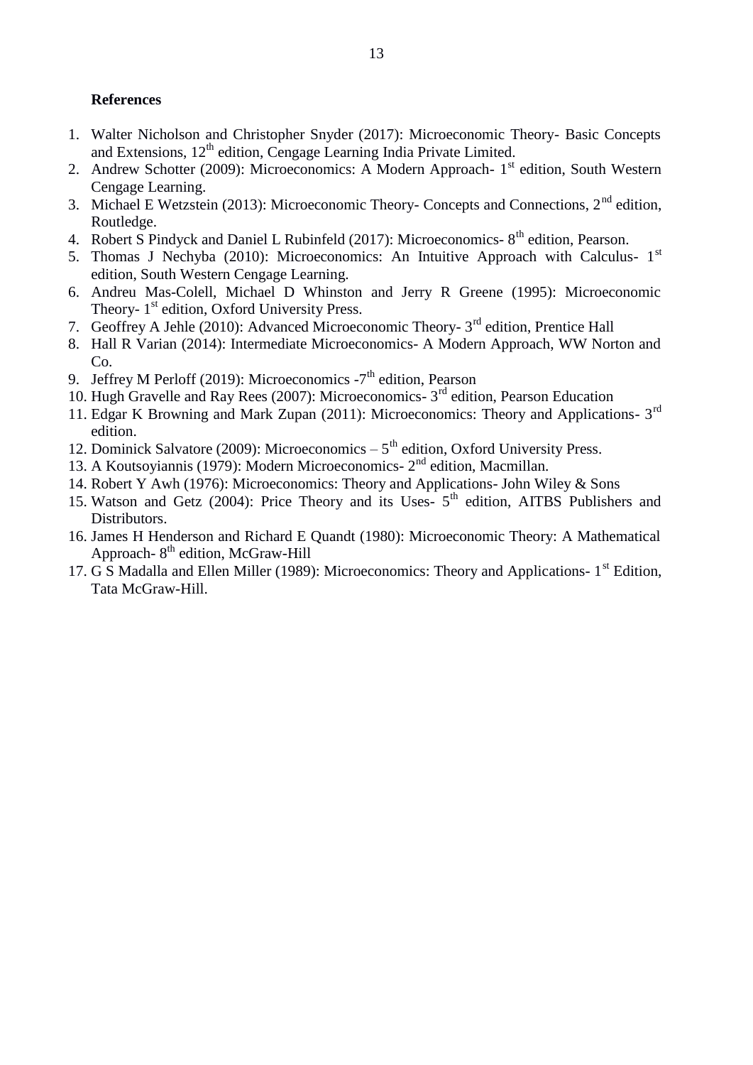**References**

1. Walter Nicholson and Christopher Snyder (2017): Microeconomic Theory- Basic Concepts and Extensions, 12th edition, Cengage Learning India Private Limited.
2. Andrew Schotter (2009): Microeconomics: A Modern Approach- 1st edition, South Western Cengage Learning.
3. Michael E Wetzstein (2013): Microeconomic Theory- Concepts and Connections, 2nd edition, Routledge.
4. Robert S Pindyck and Daniel L Rubinfeld (2017): Microeconomics- 8th edition, Pearson.
5. Thomas J Nechyba (2010): Microeconomics: An Intuitive Approach with Calculus- 1st edition, South Western Cengage Learning.
6. Andreu Mas-Colell, Michael D Whinston and Jerry R Greene (1995): Microeconomic Theory- 1st edition, Oxford University Press.
7. Geoffrey A Jehle (2010): Advanced Microeconomic Theory- 3rd edition, Prentice Hall
8. Hall R Varian (2014): Intermediate Microeconomics- A Modern Approach, WW Norton and Co.
9. Jeffrey M Perloff (2019): Microeconomics -7th edition, Pearson
10. Hugh Gravelle and Ray Rees (2007): Microeconomics- 3rd edition, Pearson Education
11. Edgar K Browning and Mark Zupan (2011): Microeconomics: Theory and Applications- 3rd edition.
12. Dominick Salvatore (2009): Microeconomics – 5th edition, Oxford University Press.
13. A Koutsoyiannis (1979): Modern Microeconomics- 2nd edition, Macmillan.
14. Robert Y Awh (1976): Microeconomics: Theory and Applications- John Wiley & Sons
15. Watson and Getz (2004): Price Theory and its Uses- 5th edition, AITBS Publishers and Distributors.
16. James H Henderson and Richard E Quandt (1980): Microeconomic Theory: A Mathematical Approach- 8th edition, McGraw-Hill
17. G S Madalla and Ellen Miller (1989): Microeconomics: Theory and Applications- 1st Edition, Tata McGraw-Hill.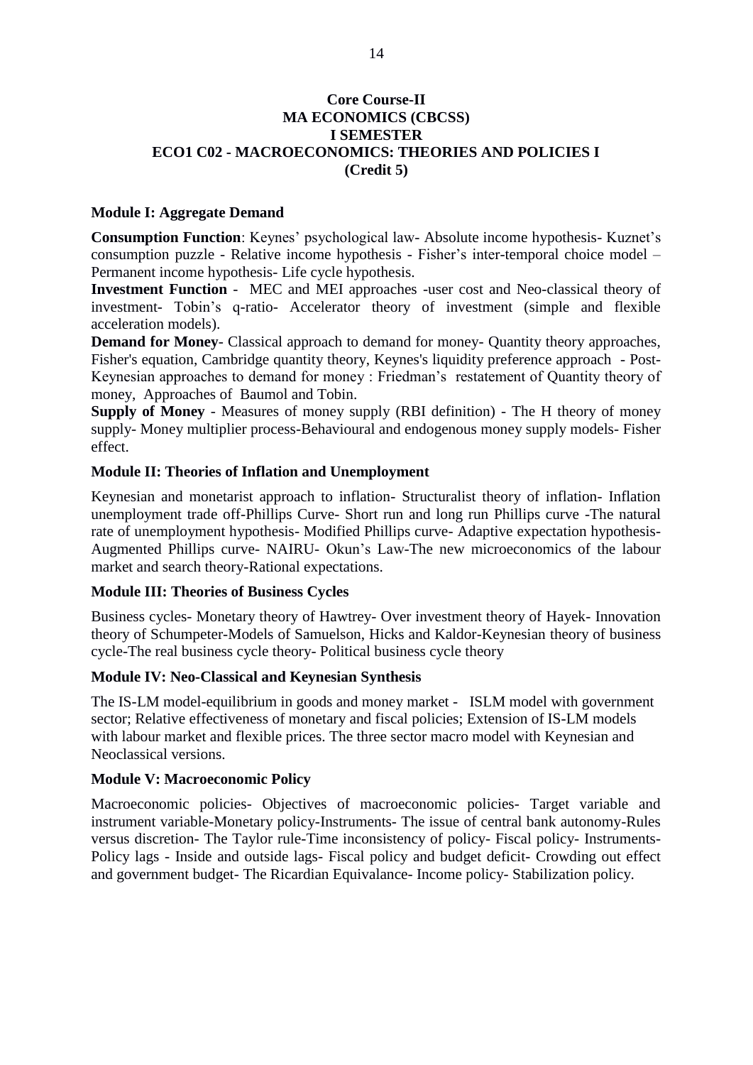**Core Course-II**
**MA ECONOMICS (CBCSS)**
**I SEMESTER**
**ECO1 C02 - MACROECONOMICS: THEORIES AND POLICIES I**
**(Credit 5)**

**Module I: Aggregate Demand**

**Consumption Function**: Keynes' psychological law- Absolute income hypothesis- Kuznet's consumption puzzle - Relative income hypothesis - Fisher's inter-temporal choice model – Permanent income hypothesis- Life cycle hypothesis.

**Investment Function** - MEC and MEI approaches -user cost and Neo-classical theory of investment- Tobin's q-ratio- Accelerator theory of investment (simple and flexible acceleration models).

**Demand for Money**- Classical approach to demand for money- Quantity theory approaches, Fisher's equation, Cambridge quantity theory, Keynes's liquidity preference approach - Post-Keynesian approaches to demand for money : Friedman's restatement of Quantity theory of money, Approaches of Baumol and Tobin.

**Supply of Money** - Measures of money supply (RBI definition) - The H theory of money supply- Money multiplier process-Behavioural and endogenous money supply models- Fisher effect.

**Module II: Theories of Inflation and Unemployment**

Keynesian and monetarist approach to inflation- Structuralist theory of inflation- Inflation unemployment trade off-Phillips Curve- Short run and long run Phillips curve -The natural rate of unemployment hypothesis- Modified Phillips curve- Adaptive expectation hypothesis- Augmented Phillips curve- NAIRU- Okun's Law-The new microeconomics of the labour market and search theory-Rational expectations.

**Module III: Theories of Business Cycles**

Business cycles- Monetary theory of Hawtrey- Over investment theory of Hayek- Innovation theory of Schumpeter-Models of Samuelson, Hicks and Kaldor-Keynesian theory of business cycle-The real business cycle theory- Political business cycle theory

**Module IV: Neo-Classical and Keynesian Synthesis**

The IS-LM model-equilibrium in goods and money market - ISLM model with government sector; Relative effectiveness of monetary and fiscal policies; Extension of IS-LM models with labour market and flexible prices. The three sector macro model with Keynesian and Neoclassical versions.

**Module V: Macroeconomic Policy**

Macroeconomic policies- Objectives of macroeconomic policies- Target variable and instrument variable-Monetary policy-Instruments- The issue of central bank autonomy-Rules versus discretion- The Taylor rule-Time inconsistency of policy- Fiscal policy- Instruments-Policy lags - Inside and outside lags- Fiscal policy and budget deficit- Crowding out effect and government budget- The Ricardian Equivalance- Income policy- Stabilization policy.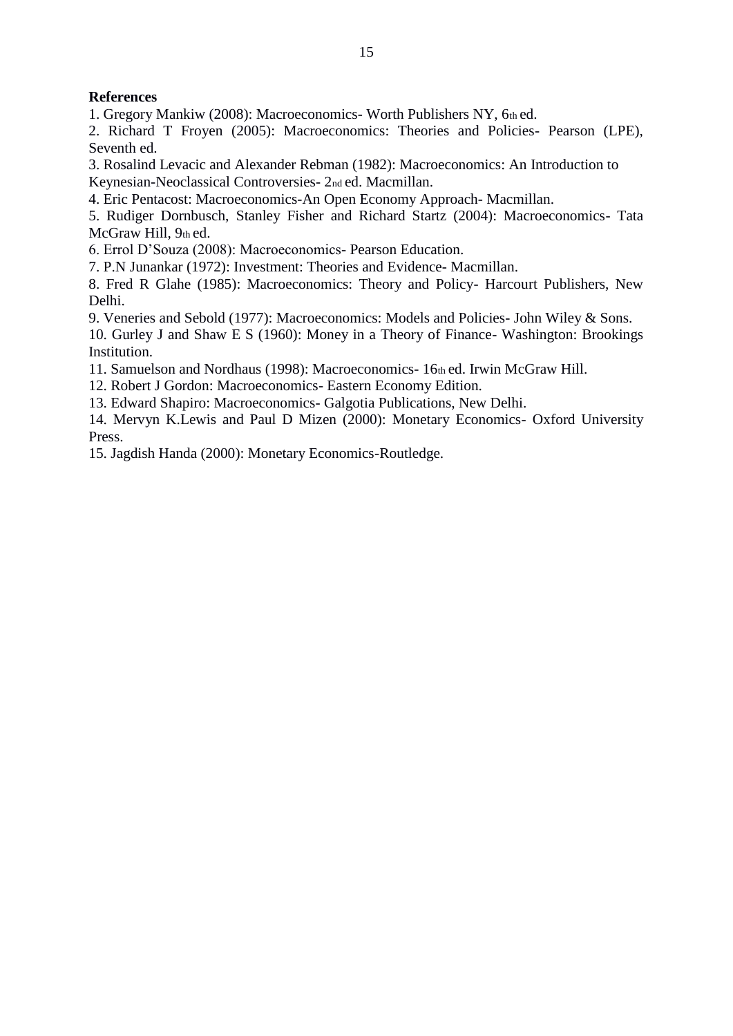**References**

1. Gregory Mankiw (2008): Macroeconomics- Worth Publishers NY, 6th ed.
2. Richard T Froyen (2005): Macroeconomics: Theories and Policies- Pearson (LPE), Seventh ed.
3. Rosalind Levacic and Alexander Rebman (1982): Macroeconomics: An Introduction to Keynesian-Neoclassical Controversies- 2nd ed. Macmillan.
4. Eric Pentacost: Macroeconomics-An Open Economy Approach- Macmillan.
5. Rudiger Dornbusch, Stanley Fisher and Richard Startz (2004): Macroeconomics- Tata McGraw Hill, 9th ed.
6. Errol D'Souza (2008): Macroeconomics- Pearson Education.
7. P.N Junankar (1972): Investment: Theories and Evidence- Macmillan.
8. Fred R Glahe (1985): Macroeconomics: Theory and Policy- Harcourt Publishers, New Delhi.
9. Veneries and Sebold (1977): Macroeconomics: Models and Policies- John Wiley & Sons.
10. Gurley J and Shaw E S (1960): Money in a Theory of Finance- Washington: Brookings Institution.
11. Samuelson and Nordhaus (1998): Macroeconomics- 16th ed. Irwin McGraw Hill.
12. Robert J Gordon: Macroeconomics- Eastern Economy Edition.
13. Edward Shapiro: Macroeconomics- Galgotia Publications, New Delhi.
14. Mervyn K.Lewis and Paul D Mizen (2000): Monetary Economics- Oxford University Press.
15. Jagdish Handa (2000): Monetary Economics-Routledge.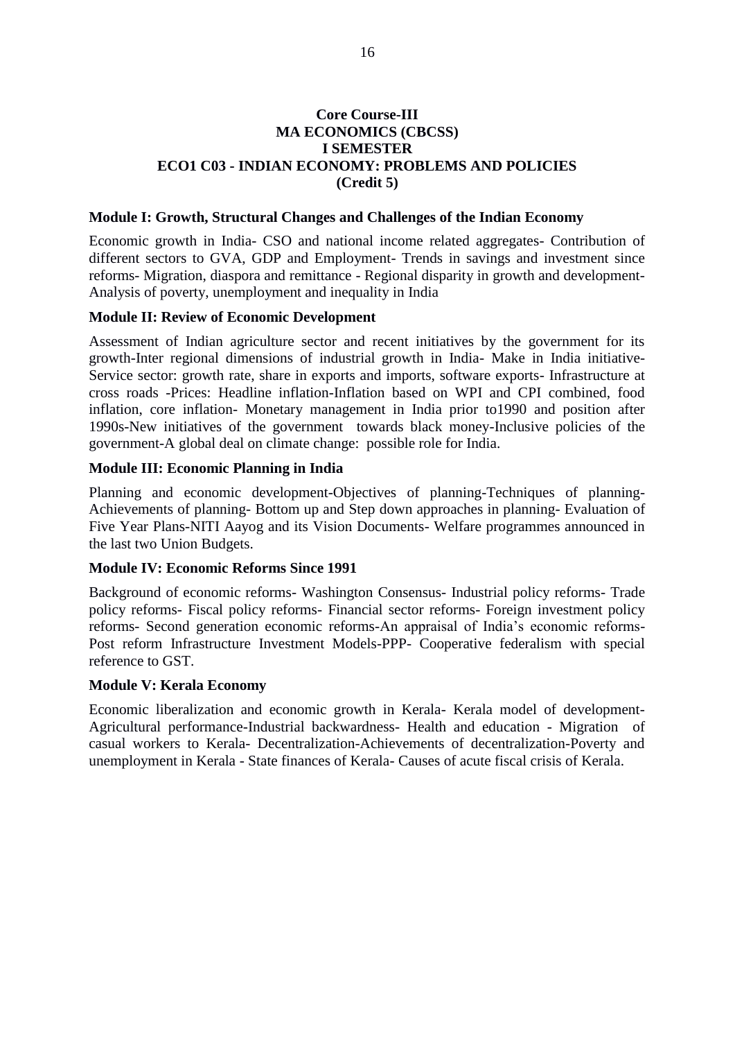**Core Course-III**
**MA ECONOMICS (CBCSS)**
**I SEMESTER**
**ECO1 C03 - INDIAN ECONOMY: PROBLEMS AND POLICIES**
**(Credit 5)**

**Module I: Growth, Structural Changes and Challenges of the Indian Economy**

Economic growth in India- CSO and national income related aggregates- Contribution of different sectors to GVA, GDP and Employment- Trends in savings and investment since reforms- Migration, diaspora and remittance - Regional disparity in growth and development- Analysis of poverty, unemployment and inequality in India

**Module II: Review of Economic Development**

Assessment of Indian agriculture sector and recent initiatives by the government for its growth-Inter regional dimensions of industrial growth in India- Make in India initiative-Service sector: growth rate, share in exports and imports, software exports- Infrastructure at cross roads -Prices: Headline inflation-Inflation based on WPI and CPI combined, food inflation, core inflation- Monetary management in India prior to1990 and position after 1990s-New initiatives of the government towards black money-Inclusive policies of the government-A global deal on climate change: possible role for India.

**Module III: Economic Planning in India**

Planning and economic development-Objectives of planning-Techniques of planning-Achievements of planning- Bottom up and Step down approaches in planning- Evaluation of Five Year Plans-NITI Aayog and its Vision Documents- Welfare programmes announced in the last two Union Budgets.

**Module IV: Economic Reforms Since 1991**

Background of economic reforms- Washington Consensus- Industrial policy reforms- Trade policy reforms- Fiscal policy reforms- Financial sector reforms- Foreign investment policy reforms- Second generation economic reforms-An appraisal of India's economic reforms-Post reform Infrastructure Investment Models-PPP- Cooperative federalism with special reference to GST.

**Module V: Kerala Economy**

Economic liberalization and economic growth in Kerala- Kerala model of development-Agricultural performance-Industrial backwardness- Health and education - Migration of casual workers to Kerala- Decentralization-Achievements of decentralization-Poverty and unemployment in Kerala - State finances of Kerala- Causes of acute fiscal crisis of Kerala.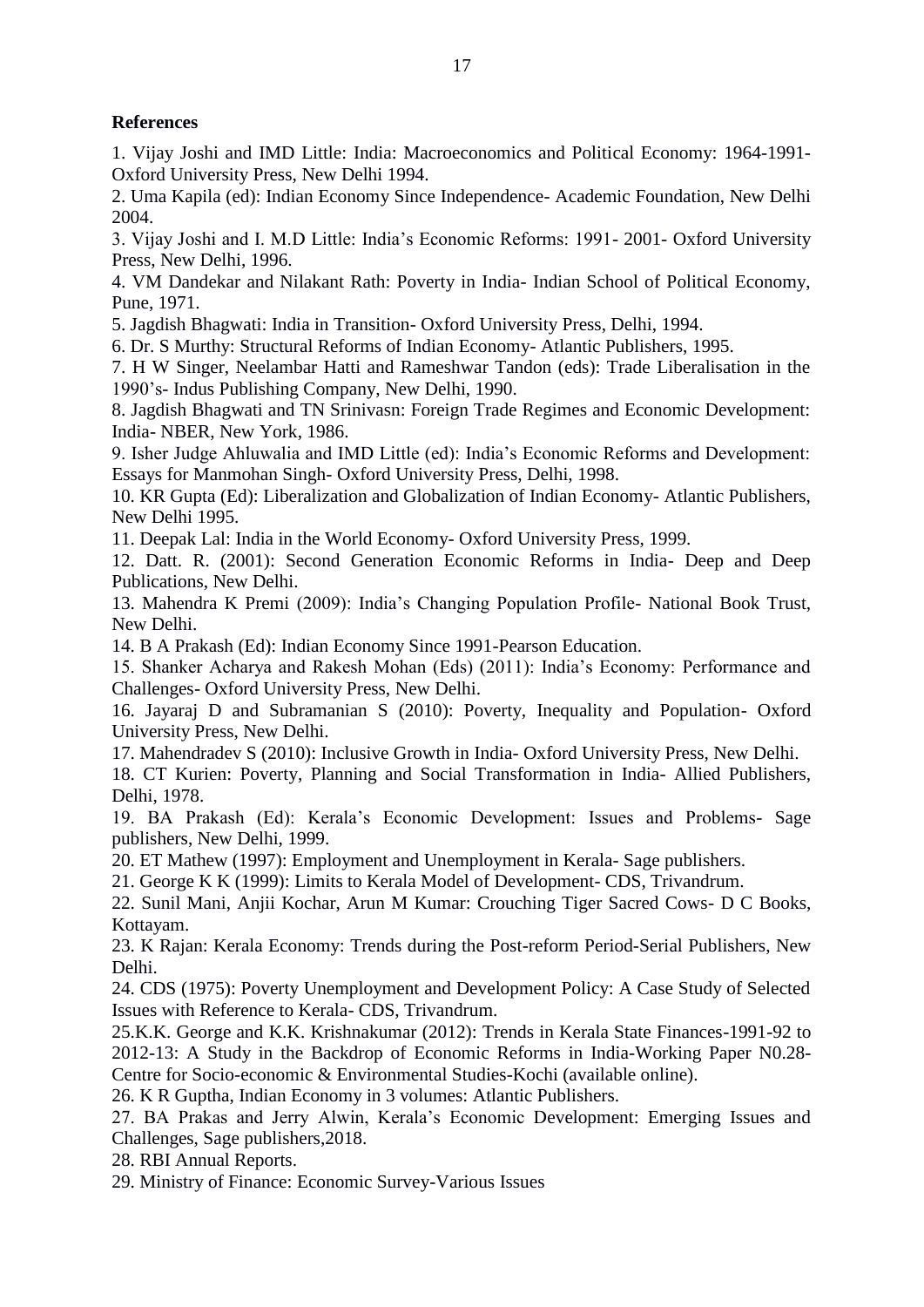**References**

1. Vijay Joshi and IMD Little: India: Macroeconomics and Political Economy: 1964-1991- Oxford University Press, New Delhi 1994.
2. Uma Kapila (ed): Indian Economy Since Independence- Academic Foundation, New Delhi 2004.
3. Vijay Joshi and I. M.D Little: India's Economic Reforms: 1991- 2001- Oxford University Press, New Delhi, 1996.
4. VM Dandekar and Nilakant Rath: Poverty in India- Indian School of Political Economy, Pune, 1971.
5. Jagdish Bhagwati: India in Transition- Oxford University Press, Delhi, 1994.
6. Dr. S Murthy: Structural Reforms of Indian Economy- Atlantic Publishers, 1995.
7. H W Singer, Neelambar Hatti and Rameshwar Tandon (eds): Trade Liberalisation in the 1990's- Indus Publishing Company, New Delhi, 1990.
8. Jagdish Bhagwati and TN Srinivasn: Foreign Trade Regimes and Economic Development: India- NBER, New York, 1986.
9. Isher Judge Ahluwalia and IMD Little (ed): India's Economic Reforms and Development: Essays for Manmohan Singh- Oxford University Press, Delhi, 1998.
10. KR Gupta (Ed): Liberalization and Globalization of Indian Economy- Atlantic Publishers, New Delhi 1995.
11. Deepak Lal: India in the World Economy- Oxford University Press, 1999.
12. Datt. R. (2001): Second Generation Economic Reforms in India- Deep and Deep Publications, New Delhi.
13. Mahendra K Premi (2009): India's Changing Population Profile- National Book Trust, New Delhi.
14. B A Prakash (Ed): Indian Economy Since 1991-Pearson Education.
15. Shanker Acharya and Rakesh Mohan (Eds) (2011): India's Economy: Performance and Challenges- Oxford University Press, New Delhi.
16. Jayaraj D and Subramanian S (2010): Poverty, Inequality and Population- Oxford University Press, New Delhi.
17. Mahendradev S (2010): Inclusive Growth in India- Oxford University Press, New Delhi.
18. CT Kurien: Poverty, Planning and Social Transformation in India- Allied Publishers, Delhi, 1978.
19. BA Prakash (Ed): Kerala's Economic Development: Issues and Problems- Sage publishers, New Delhi, 1999.
20. ET Mathew (1997): Employment and Unemployment in Kerala- Sage publishers.
21. George K K (1999): Limits to Kerala Model of Development- CDS, Trivandrum.
22. Sunil Mani, Anjii Kochar, Arun M Kumar: Crouching Tiger Sacred Cows- D C Books, Kottayam.
23. K Rajan: Kerala Economy: Trends during the Post-reform Period-Serial Publishers, New Delhi.
24. CDS (1975): Poverty Unemployment and Development Policy: A Case Study of Selected Issues with Reference to Kerala- CDS, Trivandrum.
25. K.K. George and K.K. Krishnakumar (2012): Trends in Kerala State Finances-1991-92 to 2012-13: A Study in the Backdrop of Economic Reforms in India-Working Paper N0.28- Centre for Socio-economic & Environmental Studies-Kochi (available online).
26. K R Guptha, Indian Economy in 3 volumes: Atlantic Publishers.
27. BA Prakas and Jerry Alwin, Kerala's Economic Development: Emerging Issues and Challenges, Sage publishers,2018.
28. RBI Annual Reports.
29. Ministry of Finance: Economic Survey-Various Issues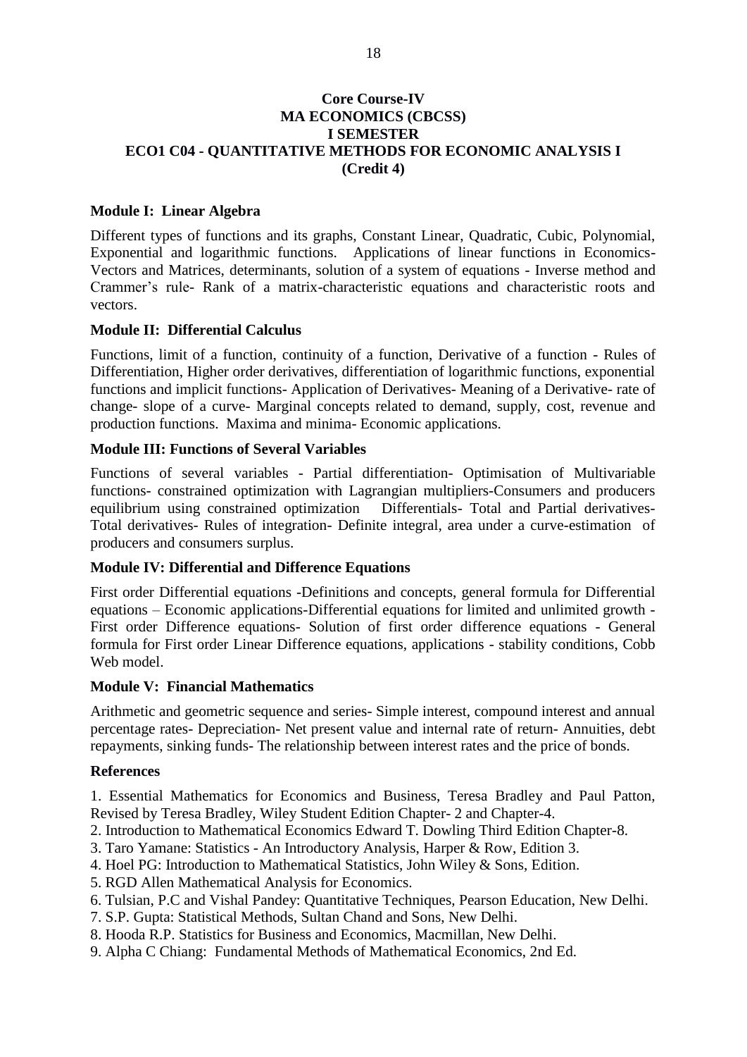**Core Course-IV**
**MA ECONOMICS (CBCSS)**
**I SEMESTER**
**ECO1 C04 - QUANTITATIVE METHODS FOR ECONOMIC ANALYSIS I**
**(Credit 4)**

**Module I: Linear Algebra**

Different types of functions and its graphs, Constant Linear, Quadratic, Cubic, Polynomial, Exponential and logarithmic functions. Applications of linear functions in Economics- Vectors and Matrices, determinants, solution of a system of equations - Inverse method and Crammer's rule- Rank of a matrix-characteristic equations and characteristic roots and vectors.

**Module II: Differential Calculus**

Functions, limit of a function, continuity of a function, Derivative of a function - Rules of Differentiation, Higher order derivatives, differentiation of logarithmic functions, exponential functions and implicit functions- Application of Derivatives- Meaning of a Derivative- rate of change- slope of a curve- Marginal concepts related to demand, supply, cost, revenue and production functions. Maxima and minima- Economic applications.

**Module III: Functions of Several Variables**

Functions of several variables - Partial differentiation- Optimisation of Multivariable functions- constrained optimization with Lagrangian multipliers-Consumers and producers equilibrium using constrained optimization Differentials- Total and Partial derivatives- Total derivatives- Rules of integration- Definite integral, area under a curve-estimation of producers and consumers surplus.

**Module IV: Differential and Difference Equations**

First order Differential equations -Definitions and concepts, general formula for Differential equations – Economic applications-Differential equations for limited and unlimited growth - First order Difference equations- Solution of first order difference equations - General formula for First order Linear Difference equations, applications - stability conditions, Cobb Web model.

**Module V: Financial Mathematics**

Arithmetic and geometric sequence and series- Simple interest, compound interest and annual percentage rates- Depreciation- Net present value and internal rate of return- Annuities, debt repayments, sinking funds- The relationship between interest rates and the price of bonds.

**References**

1. Essential Mathematics for Economics and Business, Teresa Bradley and Paul Patton, Revised by Teresa Bradley, Wiley Student Edition Chapter- 2 and Chapter-4.
2. Introduction to Mathematical Economics Edward T. Dowling Third Edition Chapter-8.
3. Taro Yamane: Statistics - An Introductory Analysis, Harper & Row, Edition 3.
4. Hoel PG: Introduction to Mathematical Statistics, John Wiley & Sons, Edition.
5. RGD Allen Mathematical Analysis for Economics.
6. Tulsian, P.C and Vishal Pandey: Quantitative Techniques, Pearson Education, New Delhi.
7. S.P. Gupta: Statistical Methods, Sultan Chand and Sons, New Delhi.
8. Hooda R.P. Statistics for Business and Economics, Macmillan, New Delhi.
9. Alpha C Chiang: Fundamental Methods of Mathematical Economics, 2nd Ed.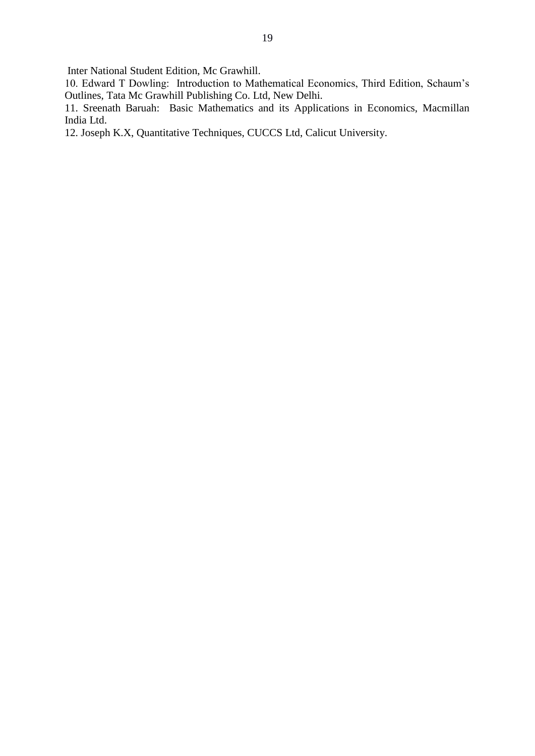Inter National Student Edition, Mc Grawhill.

10. Edward T Dowling: Introduction to Mathematical Economics, Third Edition, Schaum's Outlines, Tata Mc Grawhill Publishing Co. Ltd, New Delhi.

11. Sreenath Baruah: Basic Mathematics and its Applications in Economics, Macmillan India Ltd.

12. Joseph K.X, Quantitative Techniques, CUCCS Ltd, Calicut University.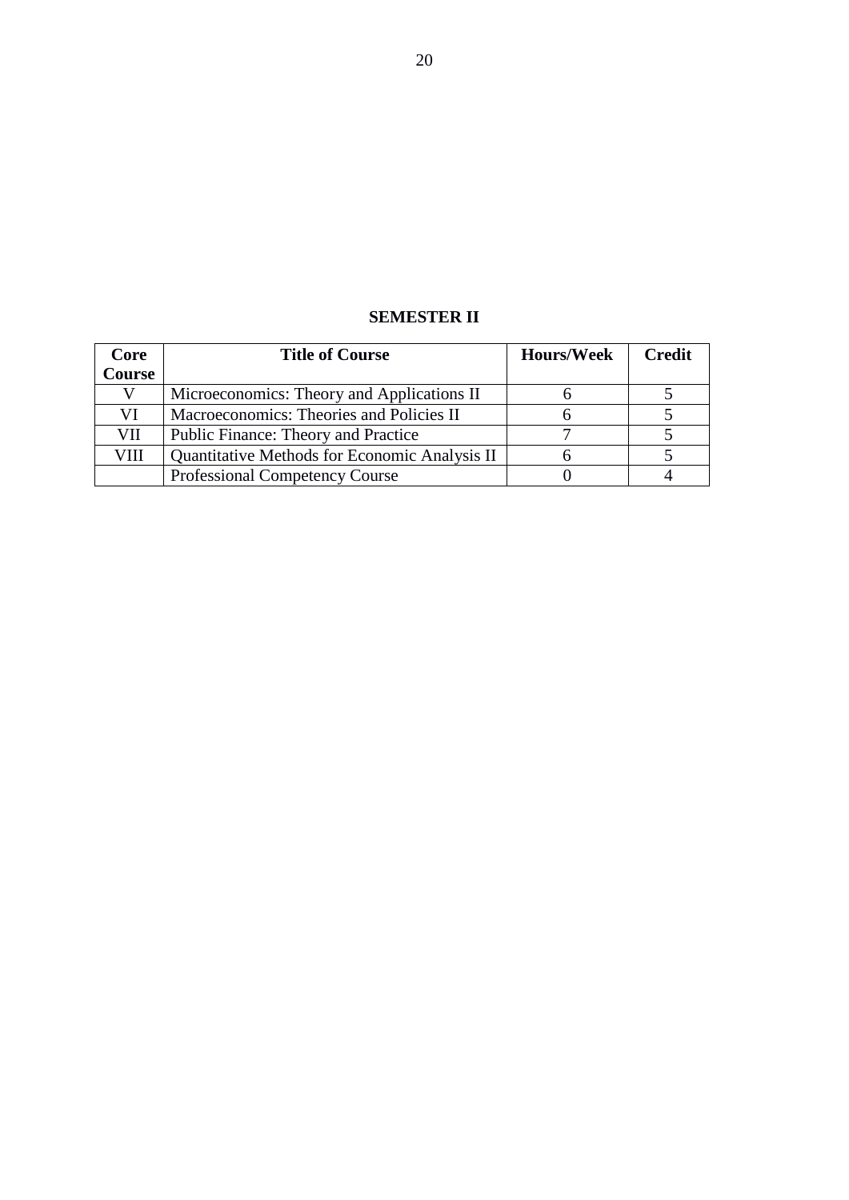## SEMESTER II

| Core Course | Title of Course | Hours/Week | Credit |
|---|---|---|---|
| V | Microeconomics: Theory and Applications II | 6 | 5 |
| VI | Macroeconomics: Theories and Policies II | 6 | 5 |
| VII | Public Finance: Theory and Practice | 7 | 5 |
| VIII | Quantitative Methods for Economic Analysis II | 6 | 5 |
| | Professional Competency Course | 0 | 4 |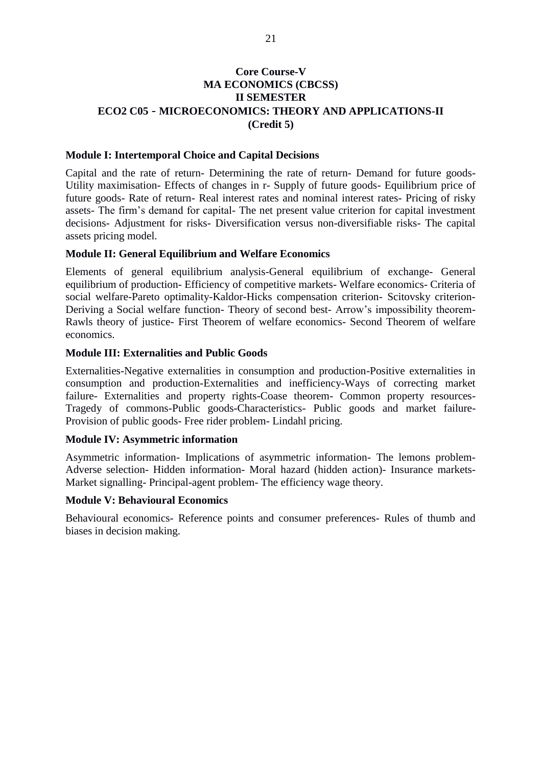**Core Course-V**
**MA ECONOMICS (CBCSS)**
**II SEMESTER**
**ECO2 C05 - MICROECONOMICS: THEORY AND APPLICATIONS-II**
**(Credit 5)**

### Module I: Intertemporal Choice and Capital Decisions

Capital and the rate of return- Determining the rate of return- Demand for future goods- Utility maximisation- Effects of changes in r- Supply of future goods- Equilibrium price of future goods- Rate of return- Real interest rates and nominal interest rates- Pricing of risky assets- The firm's demand for capital- The net present value criterion for capital investment decisions- Adjustment for risks- Diversification versus non-diversifiable risks- The capital assets pricing model.

### Module II: General Equilibrium and Welfare Economics

Elements of general equilibrium analysis-General equilibrium of exchange- General equilibrium of production- Efficiency of competitive markets- Welfare economics- Criteria of social welfare-Pareto optimality-Kaldor-Hicks compensation criterion- Scitovsky criterion- Deriving a Social welfare function- Theory of second best- Arrow's impossibility theorem- Rawls theory of justice- First Theorem of welfare economics- Second Theorem of welfare economics.

### Module III: Externalities and Public Goods

Externalities-Negative externalities in consumption and production-Positive externalities in consumption and production-Externalities and inefficiency-Ways of correcting market failure- Externalities and property rights-Coase theorem- Common property resources- Tragedy of commons-Public goods-Characteristics- Public goods and market failure- Provision of public goods- Free rider problem- Lindahl pricing.

### Module IV: Asymmetric information

Asymmetric information- Implications of asymmetric information- The lemons problem- Adverse selection- Hidden information- Moral hazard (hidden action)- Insurance markets- Market signalling- Principal-agent problem- The efficiency wage theory.

### Module V: Behavioural Economics

Behavioural economics- Reference points and consumer preferences- Rules of thumb and biases in decision making.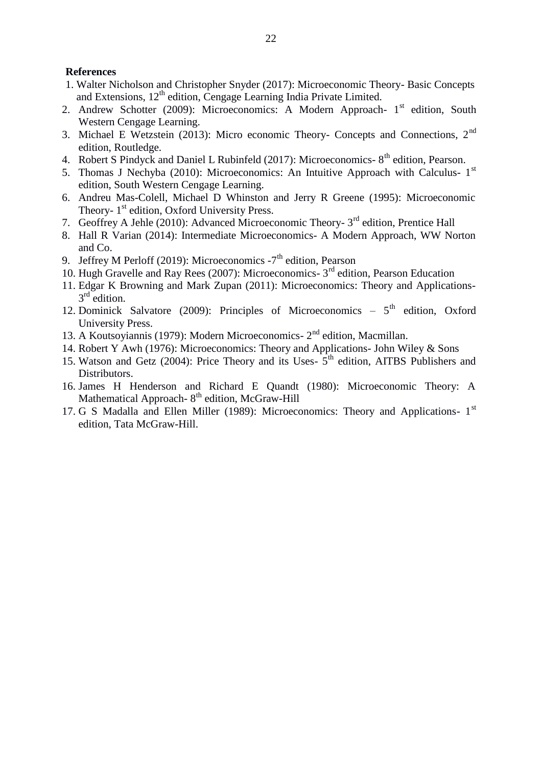**References**

1. Walter Nicholson and Christopher Snyder (2017): Microeconomic Theory- Basic Concepts and Extensions, 12th edition, Cengage Learning India Private Limited.
2. Andrew Schotter (2009): Microeconomics: A Modern Approach- 1st edition, South Western Cengage Learning.
3. Michael E Wetzstein (2013): Micro economic Theory- Concepts and Connections, 2nd edition, Routledge.
4. Robert S Pindyck and Daniel L Rubinfeld (2017): Microeconomics- 8th edition, Pearson.
5. Thomas J Nechyba (2010): Microeconomics: An Intuitive Approach with Calculus- 1st edition, South Western Cengage Learning.
6. Andreu Mas-Colell, Michael D Whinston and Jerry R Greene (1995): Microeconomic Theory- 1st edition, Oxford University Press.
7. Geoffrey A Jehle (2010): Advanced Microeconomic Theory- 3rd edition, Prentice Hall
8. Hall R Varian (2014): Intermediate Microeconomics- A Modern Approach, WW Norton and Co.
9. Jeffrey M Perloff (2019): Microeconomics -7th edition, Pearson
10. Hugh Gravelle and Ray Rees (2007): Microeconomics- 3rd edition, Pearson Education
11. Edgar K Browning and Mark Zupan (2011): Microeconomics: Theory and Applications- 3rd edition.
12. Dominick Salvatore (2009): Principles of Microeconomics – 5th edition, Oxford University Press.
13. A Koutsoyiannis (1979): Modern Microeconomics- 2nd edition, Macmillan.
14. Robert Y Awh (1976): Microeconomics: Theory and Applications- John Wiley & Sons
15. Watson and Getz (2004): Price Theory and its Uses- 5th edition, AITBS Publishers and Distributors.
16. James H Henderson and Richard E Quandt (1980): Microeconomic Theory: A Mathematical Approach- 8th edition, McGraw-Hill
17. G S Madalla and Ellen Miller (1989): Microeconomics: Theory and Applications- 1st edition, Tata McGraw-Hill.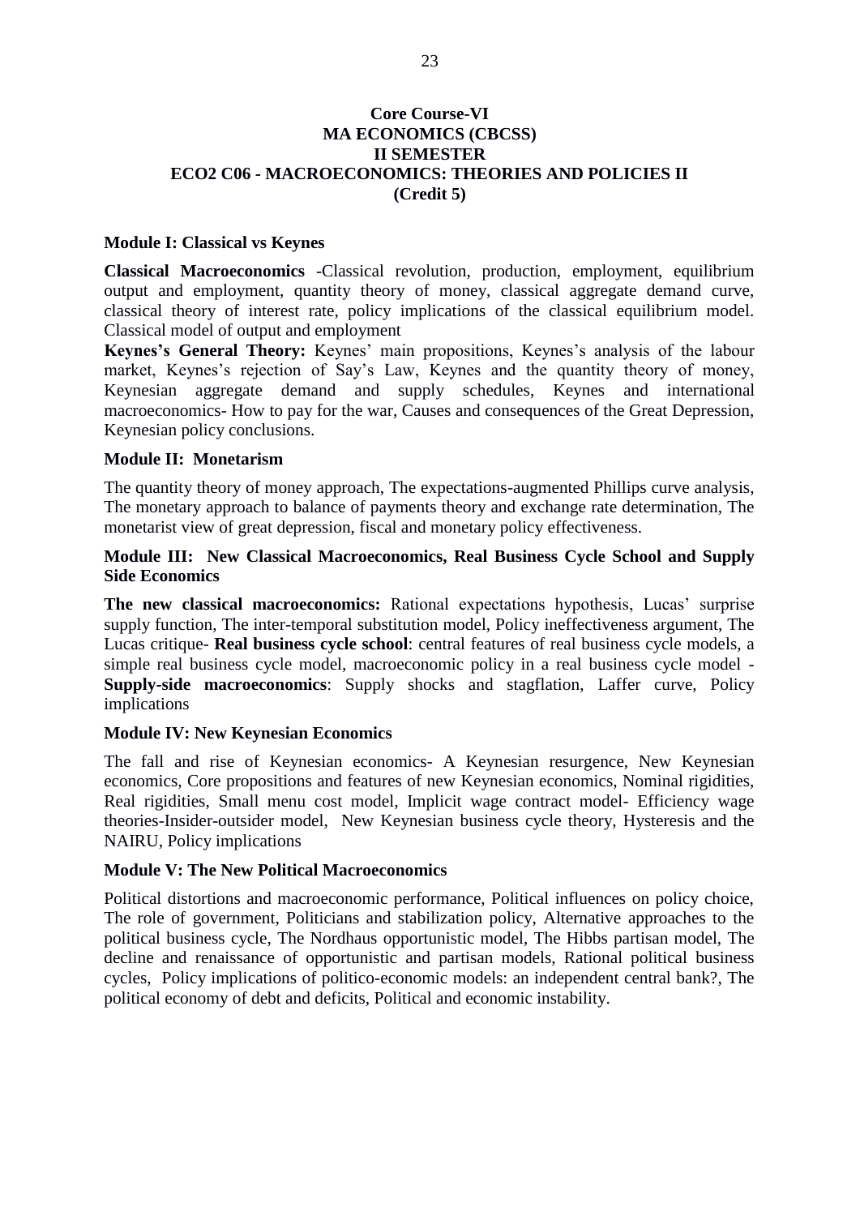**Core Course-VI**
**MA ECONOMICS (CBCSS)**
**II SEMESTER**
**ECO2 C06 - MACROECONOMICS: THEORIES AND POLICIES II**
**(Credit 5)**

**Module I: Classical vs Keynes**

**Classical Macroeconomics** -Classical revolution, production, employment, equilibrium output and employment, quantity theory of money, classical aggregate demand curve, classical theory of interest rate, policy implications of the classical equilibrium model. Classical model of output and employment

**Keynes's General Theory:** Keynes' main propositions, Keynes's analysis of the labour market, Keynes's rejection of Say's Law, Keynes and the quantity theory of money, Keynesian aggregate demand and supply schedules, Keynes and international macroeconomics- How to pay for the war, Causes and consequences of the Great Depression, Keynesian policy conclusions.

**Module II: Monetarism**

The quantity theory of money approach, The expectations-augmented Phillips curve analysis, The monetary approach to balance of payments theory and exchange rate determination, The monetarist view of great depression, fiscal and monetary policy effectiveness.

**Module III: New Classical Macroeconomics, Real Business Cycle School and Supply Side Economics**

**The new classical macroeconomics:** Rational expectations hypothesis, Lucas' surprise supply function, The inter-temporal substitution model, Policy ineffectiveness argument, The Lucas critique- **Real business cycle school**: central features of real business cycle models, a simple real business cycle model, macroeconomic policy in a real business cycle model - **Supply-side macroeconomics**: Supply shocks and stagflation, Laffer curve, Policy implications

**Module IV: New Keynesian Economics**

The fall and rise of Keynesian economics- A Keynesian resurgence, New Keynesian economics, Core propositions and features of new Keynesian economics, Nominal rigidities, Real rigidities, Small menu cost model, Implicit wage contract model- Efficiency wage theories-Insider-outsider model, New Keynesian business cycle theory, Hysteresis and the NAIRU, Policy implications

**Module V: The New Political Macroeconomics**

Political distortions and macroeconomic performance, Political influences on policy choice, The role of government, Politicians and stabilization policy, Alternative approaches to the political business cycle, The Nordhaus opportunistic model, The Hibbs partisan model, The decline and renaissance of opportunistic and partisan models, Rational political business cycles, Policy implications of politico-economic models: an independent central bank?, The political economy of debt and deficits, Political and economic instability.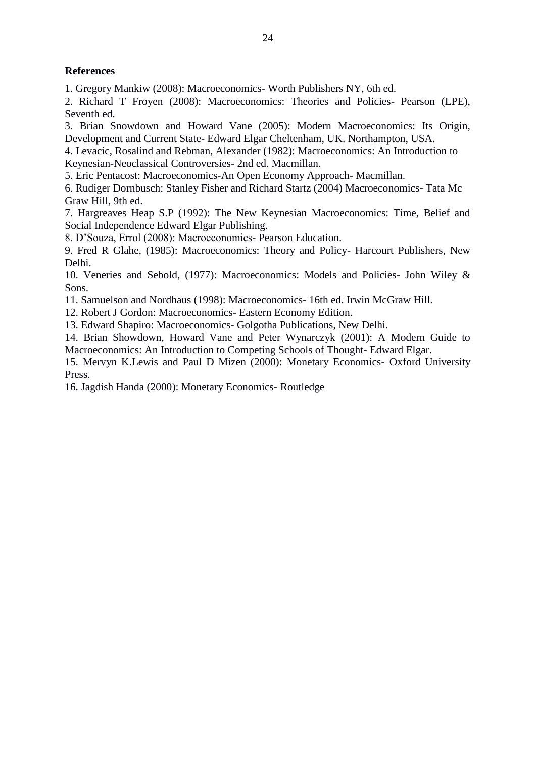**References**

1. Gregory Mankiw (2008): Macroeconomics- Worth Publishers NY, 6th ed.
2. Richard T Froyen (2008): Macroeconomics: Theories and Policies- Pearson (LPE), Seventh ed.
3. Brian Snowdown and Howard Vane (2005): Modern Macroeconomics: Its Origin, Development and Current State- Edward Elgar Cheltenham, UK. Northampton, USA.
4. Levacic, Rosalind and Rebman, Alexander (1982): Macroeconomics: An Introduction to Keynesian-Neoclassical Controversies- 2nd ed. Macmillan.
5. Eric Pentacost: Macroeconomics-An Open Economy Approach- Macmillan.
6. Rudiger Dornbusch: Stanley Fisher and Richard Startz (2004) Macroeconomics- Tata Mc Graw Hill, 9th ed.
7. Hargreaves Heap S.P (1992): The New Keynesian Macroeconomics: Time, Belief and Social Independence Edward Elgar Publishing.
8. D'Souza, Errol (2008): Macroeconomics- Pearson Education.
9. Fred R Glahe, (1985): Macroeconomics: Theory and Policy- Harcourt Publishers, New Delhi.
10. Veneries and Sebold, (1977): Macroeconomics: Models and Policies- John Wiley & Sons.
11. Samuelson and Nordhaus (1998): Macroeconomics- 16th ed. Irwin McGraw Hill.
12. Robert J Gordon: Macroeconomics- Eastern Economy Edition.
13. Edward Shapiro: Macroeconomics- Golgotha Publications, New Delhi.
14. Brian Showdown, Howard Vane and Peter Wynarczyk (2001): A Modern Guide to Macroeconomics: An Introduction to Competing Schools of Thought- Edward Elgar.
15. Mervyn K.Lewis and Paul D Mizen (2000): Monetary Economics- Oxford University Press.
16. Jagdish Handa (2000): Monetary Economics- Routledge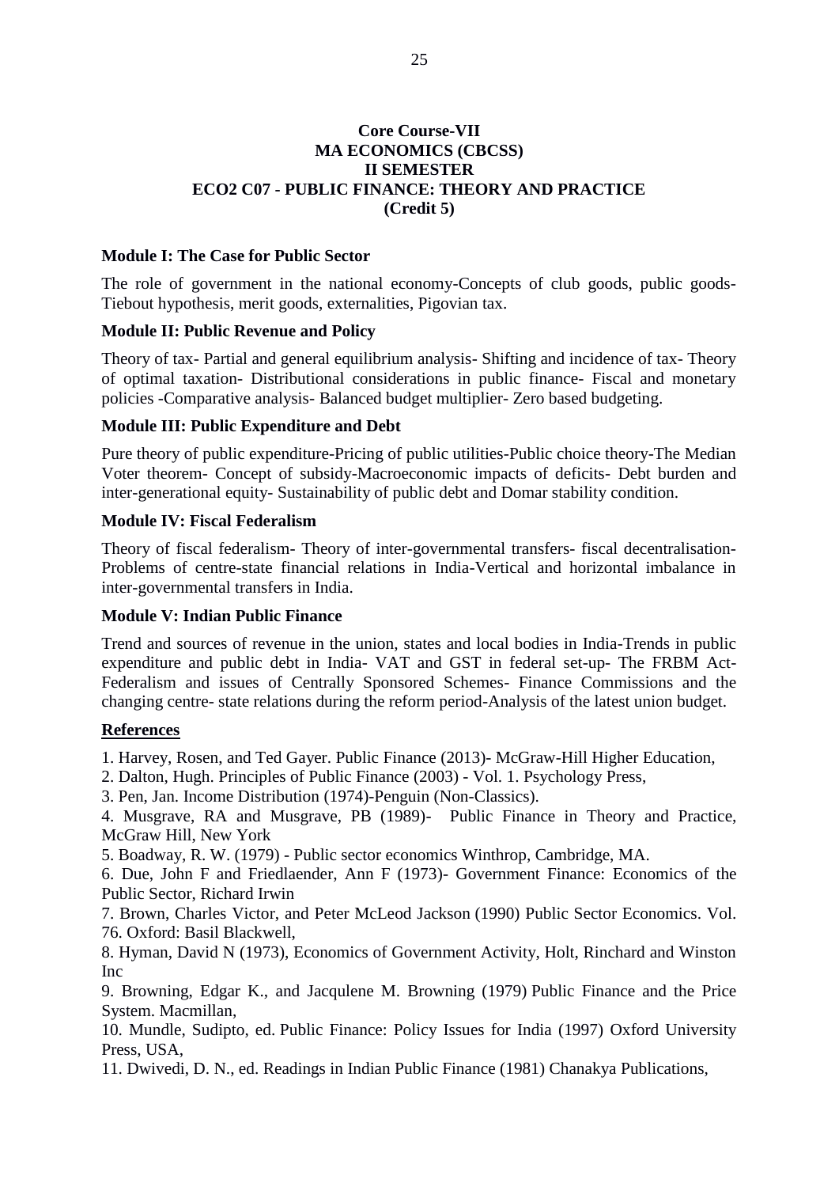**Core Course-VII**
**MA ECONOMICS (CBCSS)**
**II SEMESTER**
**ECO2 C07 - PUBLIC FINANCE: THEORY AND PRACTICE**
**(Credit 5)**

### Module I: The Case for Public Sector

The role of government in the national economy-Concepts of club goods, public goods-Tiebout hypothesis, merit goods, externalities, Pigovian tax.

### Module II: Public Revenue and Policy

Theory of tax- Partial and general equilibrium analysis- Shifting and incidence of tax- Theory of optimal taxation- Distributional considerations in public finance- Fiscal and monetary policies -Comparative analysis- Balanced budget multiplier- Zero based budgeting.

### Module III: Public Expenditure and Debt

Pure theory of public expenditure-Pricing of public utilities-Public choice theory-The Median Voter theorem- Concept of subsidy-Macroeconomic impacts of deficits- Debt burden and inter-generational equity- Sustainability of public debt and Domar stability condition.

### Module IV: Fiscal Federalism

Theory of fiscal federalism- Theory of inter-governmental transfers- fiscal decentralisation-Problems of centre-state financial relations in India-Vertical and horizontal imbalance in inter-governmental transfers in India.

### Module V: Indian Public Finance

Trend and sources of revenue in the union, states and local bodies in India-Trends in public expenditure and public debt in India- VAT and GST in federal set-up- The FRBM Act-Federalism and issues of Centrally Sponsored Schemes- Finance Commissions and the changing centre- state relations during the reform period-Analysis of the latest union budget.

### References

1. Harvey, Rosen, and Ted Gayer. Public Finance (2013)- McGraw-Hill Higher Education,
2. Dalton, Hugh. Principles of Public Finance (2003) - Vol. 1. Psychology Press,
3. Pen, Jan. Income Distribution (1974)-Penguin (Non-Classics).
4. Musgrave, RA and Musgrave, PB (1989)- Public Finance in Theory and Practice, McGraw Hill, New York
5. Boadway, R. W. (1979) - Public sector economics Winthrop, Cambridge, MA.
6. Due, John F and Friedlaender, Ann F (1973)- Government Finance: Economics of the Public Sector, Richard Irwin
7. Brown, Charles Victor, and Peter McLeod Jackson (1990) Public Sector Economics. Vol. 76. Oxford: Basil Blackwell,
8. Hyman, David N (1973), Economics of Government Activity, Holt, Rinchard and Winston Inc
9. Browning, Edgar K., and Jacqulene M. Browning (1979) Public Finance and the Price System. Macmillan,
10. Mundle, Sudipto, ed. Public Finance: Policy Issues for India (1997) Oxford University Press, USA,
11. Dwivedi, D. N., ed. Readings in Indian Public Finance (1981) Chanakya Publications,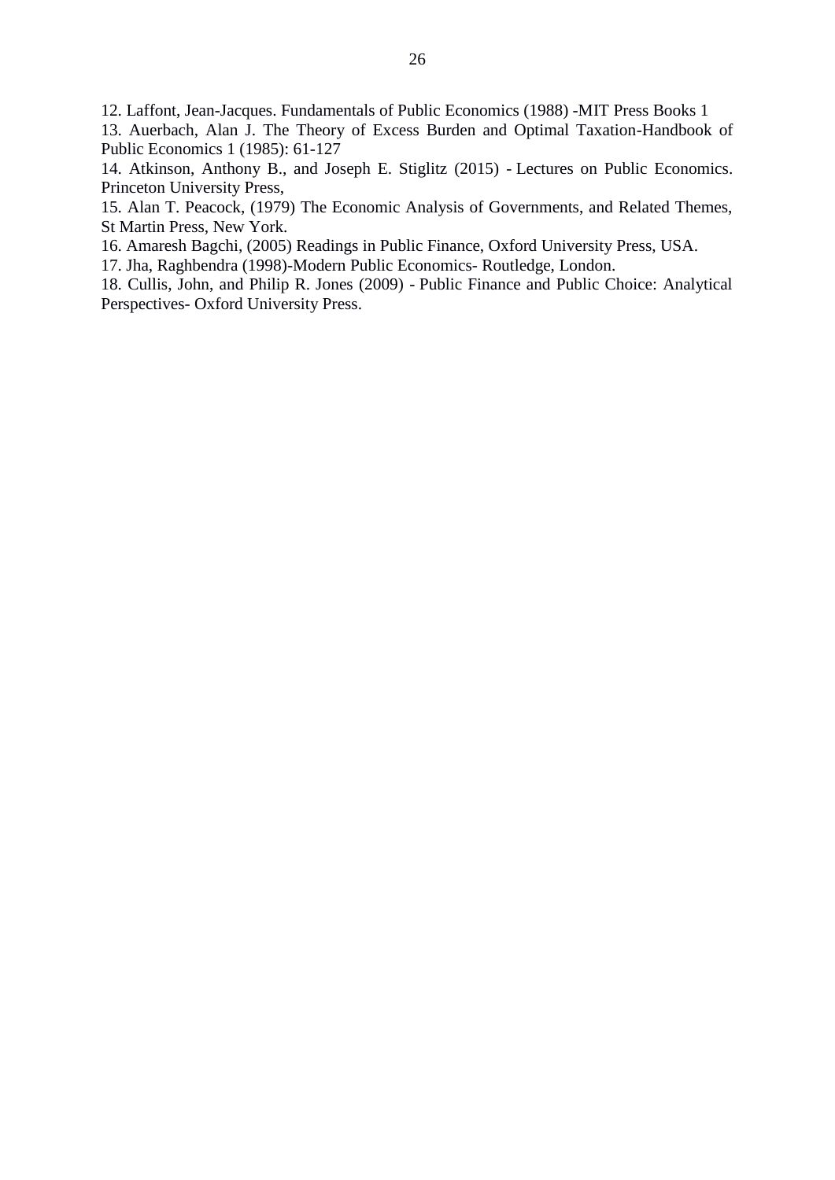12. Laffont, Jean-Jacques. Fundamentals of Public Economics (1988) -MIT Press Books 1
13. Auerbach, Alan J. The Theory of Excess Burden and Optimal Taxation-Handbook of Public Economics 1 (1985): 61-127
14. Atkinson, Anthony B., and Joseph E. Stiglitz (2015) - Lectures on Public Economics. Princeton University Press,
15. Alan T. Peacock, (1979) The Economic Analysis of Governments, and Related Themes, St Martin Press, New York.
16. Amaresh Bagchi, (2005) Readings in Public Finance, Oxford University Press, USA.
17. Jha, Raghbendra (1998)-Modern Public Economics- Routledge, London.
18. Cullis, John, and Philip R. Jones (2009) - Public Finance and Public Choice: Analytical Perspectives- Oxford University Press.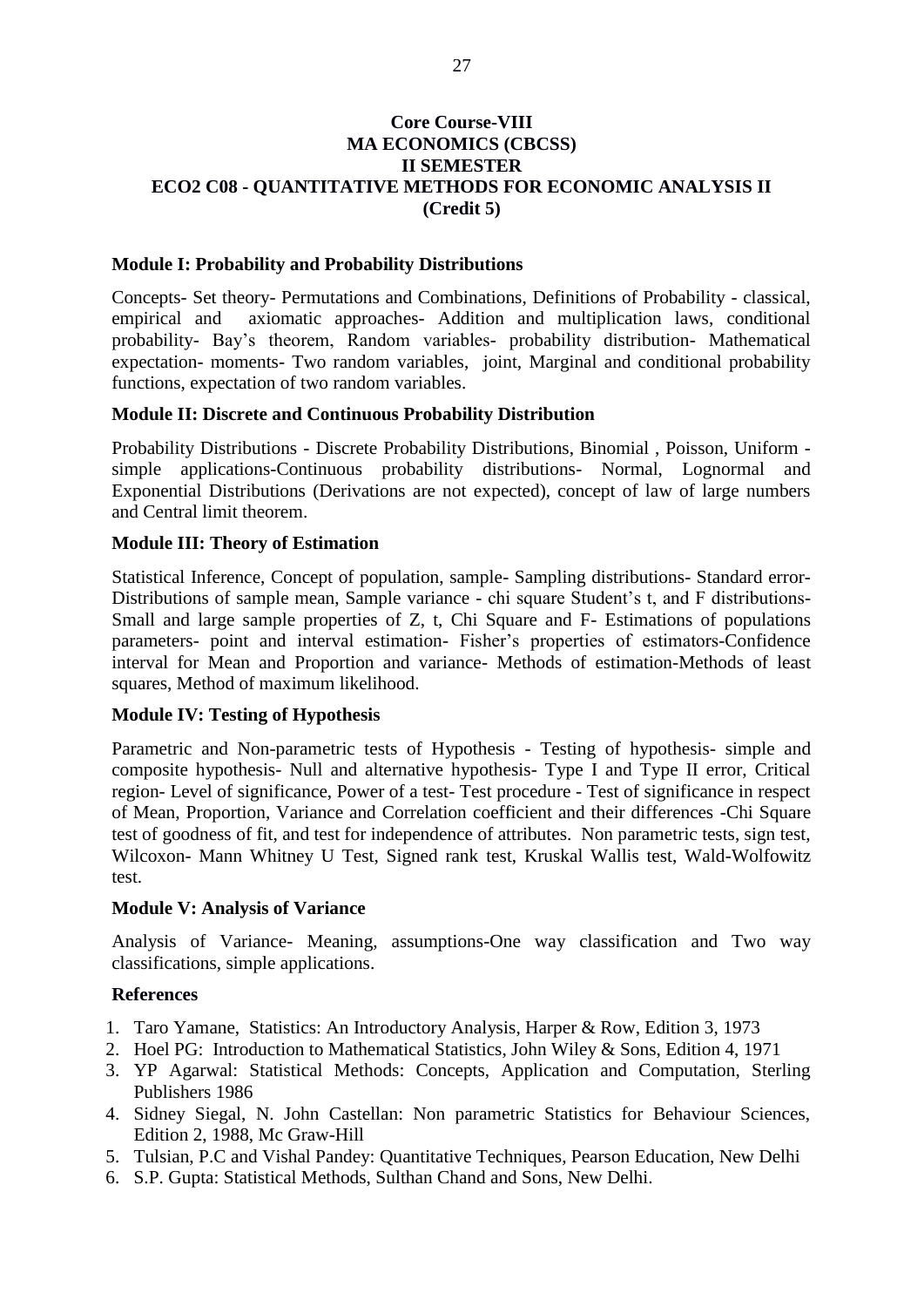**Core Course-VIII**
**MA ECONOMICS (CBCSS)**
**II SEMESTER**
**ECO2 C08 - QUANTITATIVE METHODS FOR ECONOMIC ANALYSIS II**
**(Credit 5)**

**Module I: Probability and Probability Distributions**

Concepts- Set theory- Permutations and Combinations, Definitions of Probability - classical, empirical and axiomatic approaches- Addition and multiplication laws, conditional probability- Bay's theorem, Random variables- probability distribution- Mathematical expectation- moments- Two random variables, joint, Marginal and conditional probability functions, expectation of two random variables.

**Module II: Discrete and Continuous Probability Distribution**

Probability Distributions - Discrete Probability Distributions, Binomial , Poisson, Uniform - simple applications-Continuous probability distributions- Normal, Lognormal and Exponential Distributions (Derivations are not expected), concept of law of large numbers and Central limit theorem.

**Module III: Theory of Estimation**

Statistical Inference, Concept of population, sample- Sampling distributions- Standard error- Distributions of sample mean, Sample variance - chi square Student's t, and F distributions- Small and large sample properties of Z, t, Chi Square and F- Estimations of populations parameters- point and interval estimation- Fisher's properties of estimators-Confidence interval for Mean and Proportion and variance- Methods of estimation-Methods of least squares, Method of maximum likelihood.

**Module IV: Testing of Hypothesis**

Parametric and Non-parametric tests of Hypothesis - Testing of hypothesis- simple and composite hypothesis- Null and alternative hypothesis- Type I and Type II error, Critical region- Level of significance, Power of a test- Test procedure - Test of significance in respect of Mean, Proportion, Variance and Correlation coefficient and their differences -Chi Square test of goodness of fit, and test for independence of attributes. Non parametric tests, sign test, Wilcoxon- Mann Whitney U Test, Signed rank test, Kruskal Wallis test, Wald-Wolfowitz test.

**Module V: Analysis of Variance**

Analysis of Variance- Meaning, assumptions-One way classification and Two way classifications, simple applications.

**References**

1. Taro Yamane, Statistics: An Introductory Analysis, Harper & Row, Edition 3, 1973
2. Hoel PG: Introduction to Mathematical Statistics, John Wiley & Sons, Edition 4, 1971
3. YP Agarwal: Statistical Methods: Concepts, Application and Computation, Sterling Publishers 1986
4. Sidney Siegal, N. John Castellan: Non parametric Statistics for Behaviour Sciences, Edition 2, 1988, Mc Graw-Hill
5. Tulsian, P.C and Vishal Pandey: Quantitative Techniques, Pearson Education, New Delhi
6. S.P. Gupta: Statistical Methods, Sulthan Chand and Sons, New Delhi.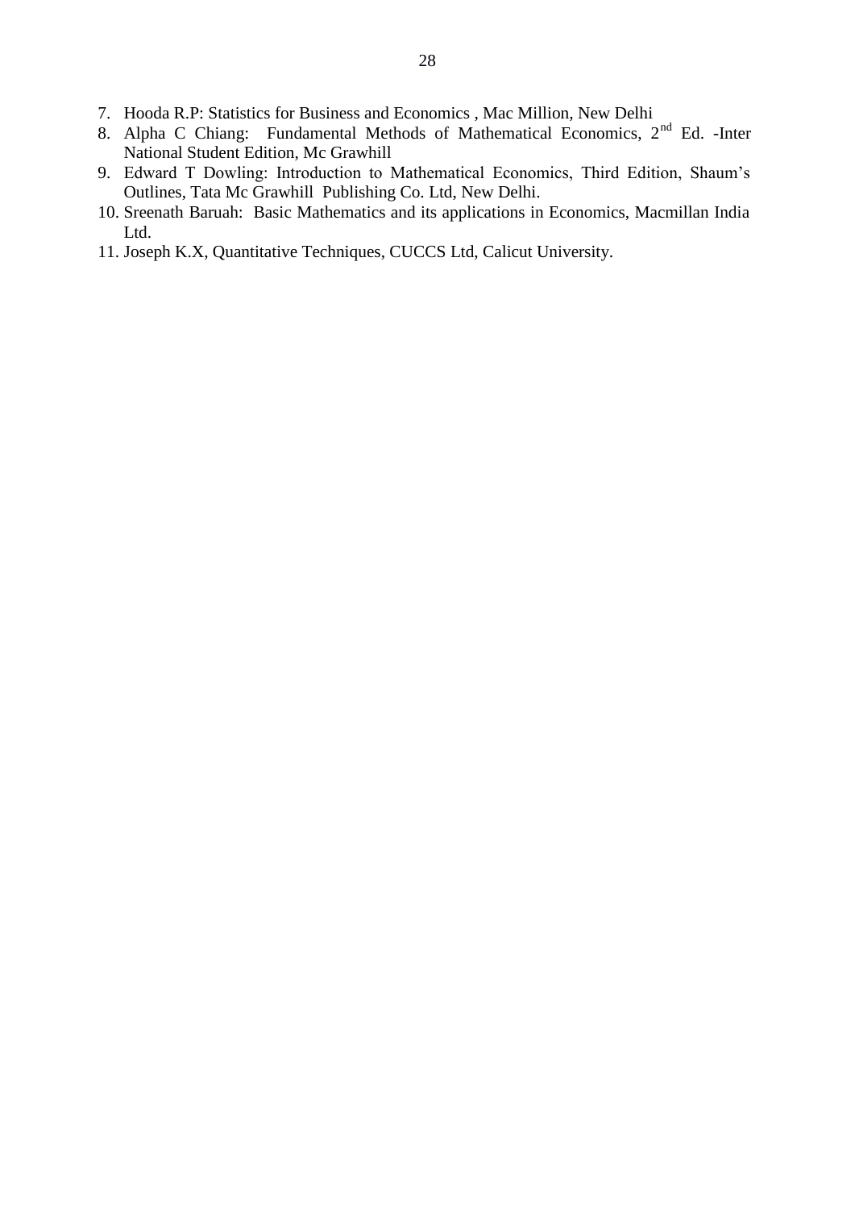7. Hooda R.P: Statistics for Business and Economics , Mac Million, New Delhi
8. Alpha C Chiang: Fundamental Methods of Mathematical Economics, 2nd Ed. -Inter National Student Edition, Mc Grawhill
9. Edward T Dowling: Introduction to Mathematical Economics, Third Edition, Shaum's Outlines, Tata Mc Grawhill Publishing Co. Ltd, New Delhi.
10. Sreenath Baruah: Basic Mathematics and its applications in Economics, Macmillan India Ltd.
11. Joseph K.X, Quantitative Techniques, CUCCS Ltd, Calicut University.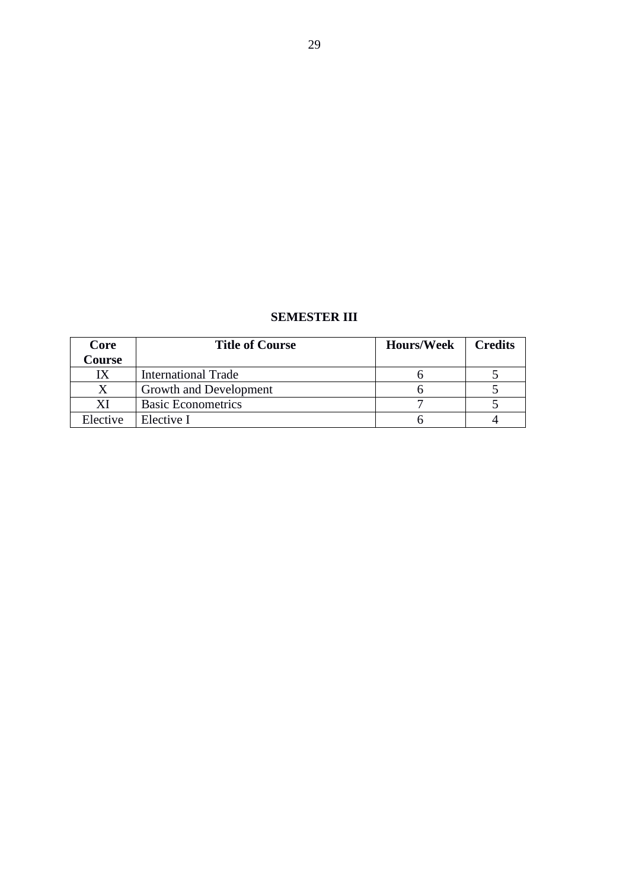## SEMESTER III

| Core Course | Title of Course | Hours/Week | Credits |
|---|---|---|---|
| IX | International Trade | 6 | 5 |
| X | Growth and Development | 6 | 5 |
| XI | Basic Econometrics | 7 | 5 |
| Elective | Elective I | 6 | 4 |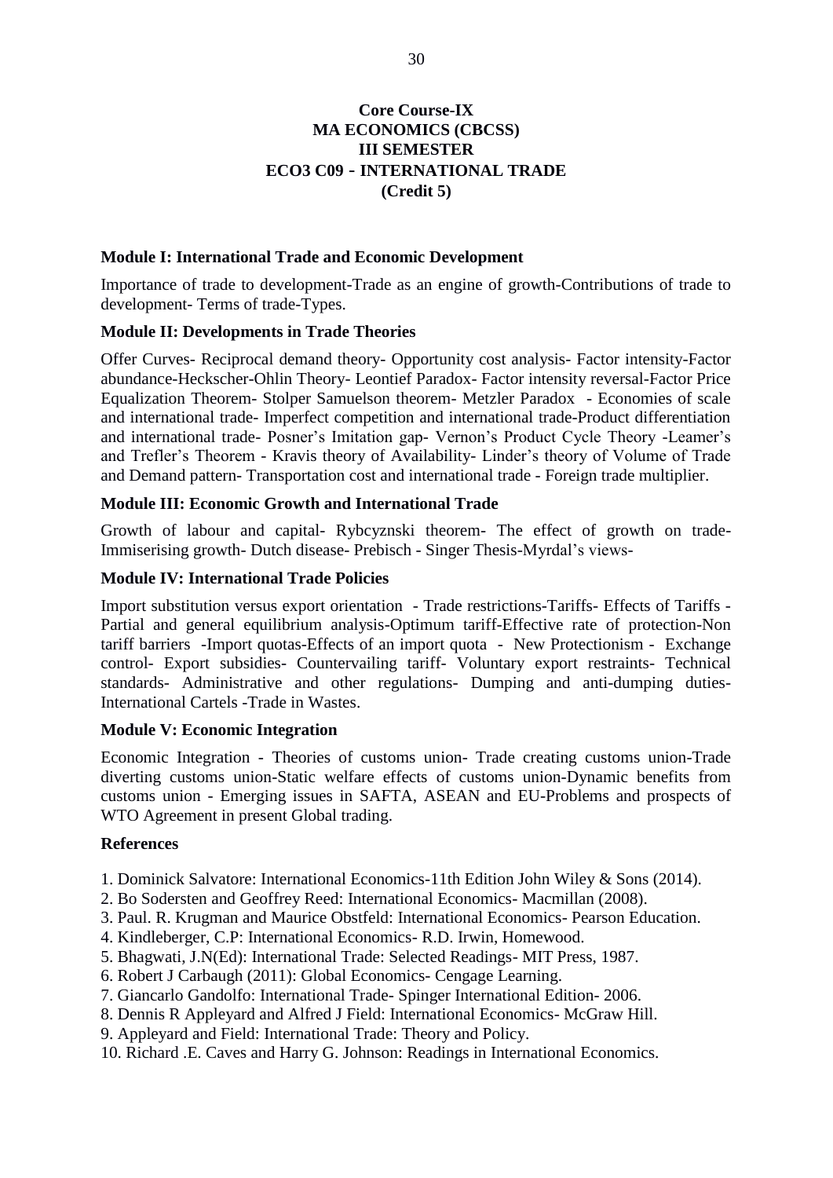# Core Course-IX
# MA ECONOMICS (CBCSS)
# III SEMESTER
# ECO3 C09 - INTERNATIONAL TRADE
# (Credit 5)

### Module I: International Trade and Economic Development

Importance of trade to development-Trade as an engine of growth-Contributions of trade to development- Terms of trade-Types.

### Module II: Developments in Trade Theories

Offer Curves- Reciprocal demand theory- Opportunity cost analysis- Factor intensity-Factor abundance-Heckscher-Ohlin Theory- Leontief Paradox- Factor intensity reversal-Factor Price Equalization Theorem- Stolper Samuelson theorem- Metzler Paradox - Economies of scale and international trade- Imperfect competition and international trade-Product differentiation and international trade- Posner's Imitation gap- Vernon's Product Cycle Theory -Leamer's and Trefler's Theorem - Kravis theory of Availability- Linder's theory of Volume of Trade and Demand pattern- Transportation cost and international trade - Foreign trade multiplier.

### Module III: Economic Growth and International Trade

Growth of labour and capital- Rybcyznski theorem- The effect of growth on trade-Immiserising growth- Dutch disease- Prebisch - Singer Thesis-Myrdal's views-

### Module IV: International Trade Policies

Import substitution versus export orientation - Trade restrictions-Tariffs- Effects of Tariffs - Partial and general equilibrium analysis-Optimum tariff-Effective rate of protection-Non tariff barriers -Import quotas-Effects of an import quota - New Protectionism - Exchange control- Export subsidies- Countervailing tariff- Voluntary export restraints- Technical standards- Administrative and other regulations- Dumping and anti-dumping duties-International Cartels -Trade in Wastes.

### Module V: Economic Integration

Economic Integration - Theories of customs union- Trade creating customs union-Trade diverting customs union-Static welfare effects of customs union-Dynamic benefits from customs union - Emerging issues in SAFTA, ASEAN and EU-Problems and prospects of WTO Agreement in present Global trading.

### References

1. Dominick Salvatore: International Economics-11th Edition John Wiley & Sons (2014).
2. Bo Sodersten and Geoffrey Reed: International Economics- Macmillan (2008).
3. Paul. R. Krugman and Maurice Obstfeld: International Economics- Pearson Education.
4. Kindleberger, C.P: International Economics- R.D. Irwin, Homewood.
5. Bhagwati, J.N(Ed): International Trade: Selected Readings- MIT Press, 1987.
6. Robert J Carbaugh (2011): Global Economics- Cengage Learning.
7. Giancarlo Gandolfo: International Trade- Spinger International Edition- 2006.
8. Dennis R Appleyard and Alfred J Field: International Economics- McGraw Hill.
9. Appleyard and Field: International Trade: Theory and Policy.
10. Richard .E. Caves and Harry G. Johnson: Readings in International Economics.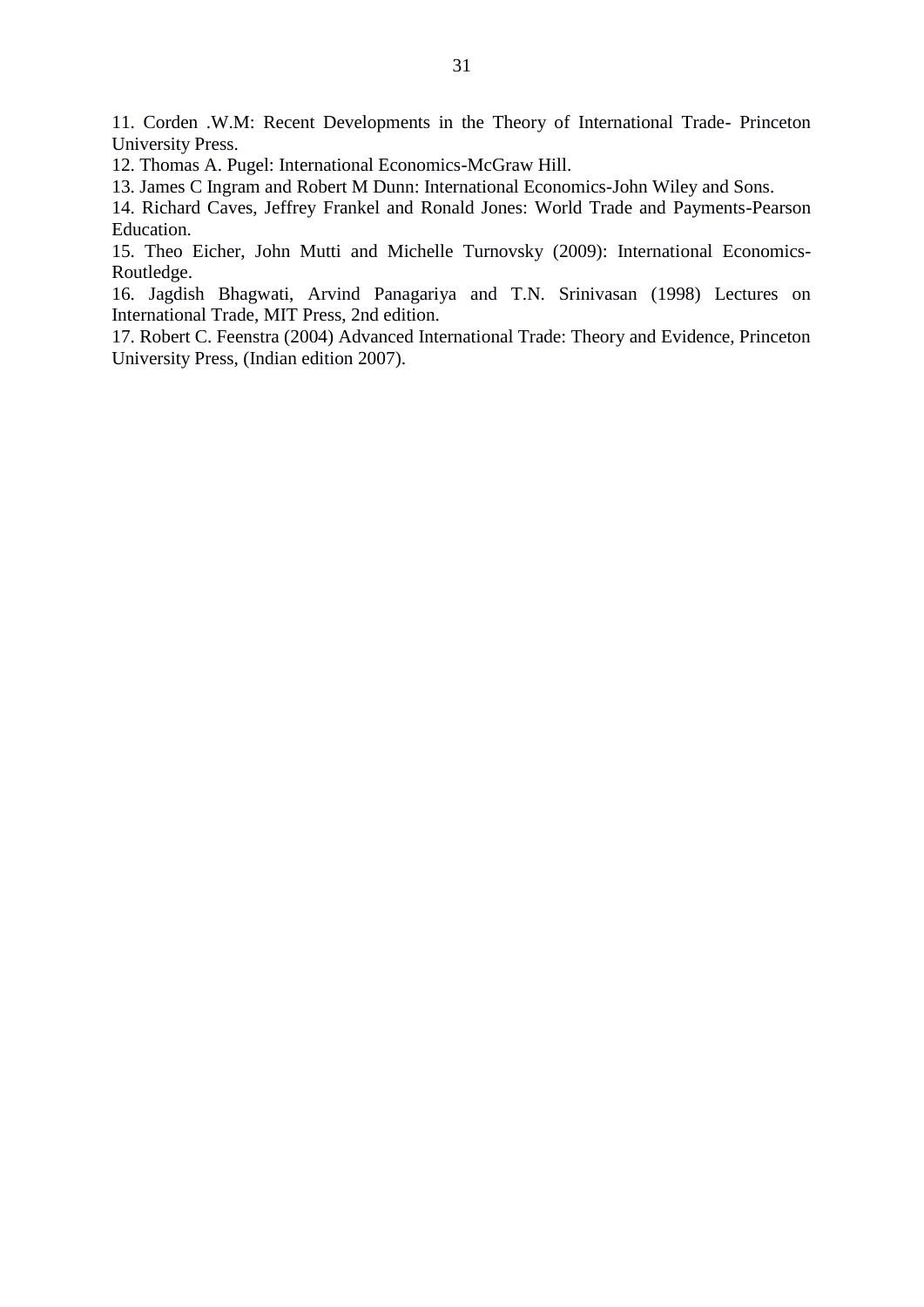11. Corden .W.M: Recent Developments in the Theory of International Trade- Princeton University Press.

12. Thomas A. Pugel: International Economics-McGraw Hill.

13. James C Ingram and Robert M Dunn: International Economics-John Wiley and Sons.

14. Richard Caves, Jeffrey Frankel and Ronald Jones: World Trade and Payments-Pearson Education.

15. Theo Eicher, John Mutti and Michelle Turnovsky (2009): International Economics-Routledge.

16. Jagdish Bhagwati, Arvind Panagariya and T.N. Srinivasan (1998) Lectures on International Trade, MIT Press, 2nd edition.

17. Robert C. Feenstra (2004) Advanced International Trade: Theory and Evidence, Princeton University Press, (Indian edition 2007).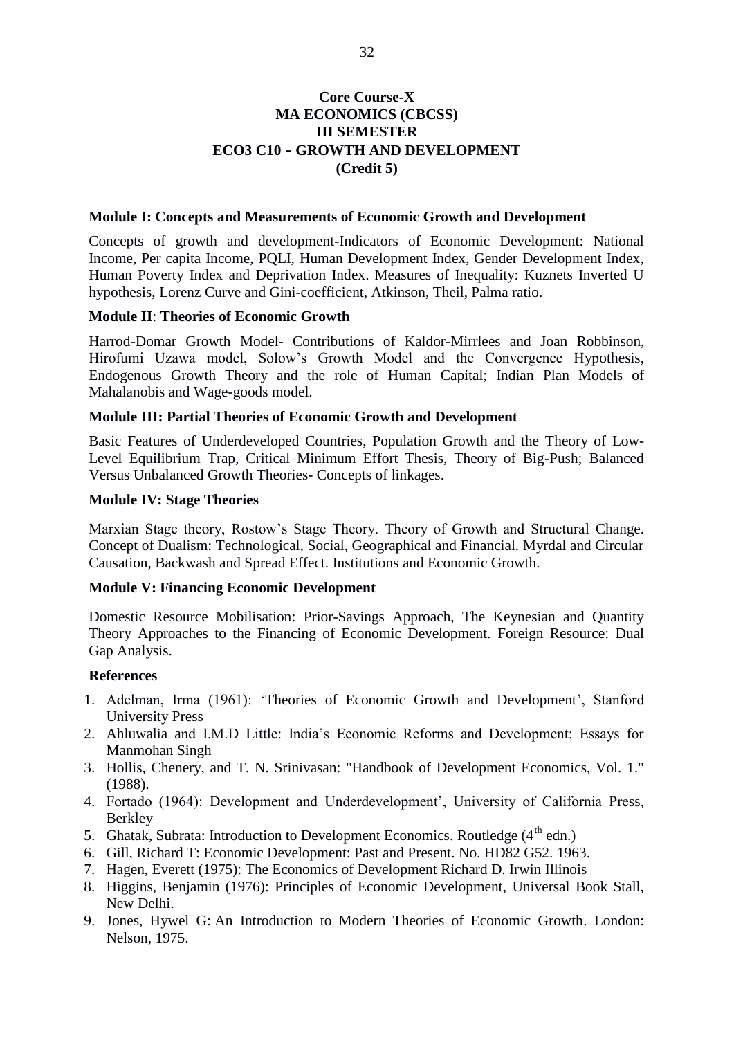# Core Course-X
# MA ECONOMICS (CBCSS)
# III SEMESTER
# ECO3 C10 - GROWTH AND DEVELOPMENT
# (Credit 5)

**Module I: Concepts and Measurements of Economic Growth and Development**

Concepts of growth and development-Indicators of Economic Development: National Income, Per capita Income, PQLI, Human Development Index, Gender Development Index, Human Poverty Index and Deprivation Index. Measures of Inequality: Kuznets Inverted U hypothesis, Lorenz Curve and Gini-coefficient, Atkinson, Theil, Palma ratio.

**Module II**: **Theories of Economic Growth**

Harrod-Domar Growth Model- Contributions of Kaldor-Mirrlees and Joan Robbinson, Hirofumi Uzawa model, Solow's Growth Model and the Convergence Hypothesis, Endogenous Growth Theory and the role of Human Capital; Indian Plan Models of Mahalanobis and Wage-goods model.

**Module III: Partial Theories of Economic Growth and Development**

Basic Features of Underdeveloped Countries, Population Growth and the Theory of Low-Level Equilibrium Trap, Critical Minimum Effort Thesis, Theory of Big-Push; Balanced Versus Unbalanced Growth Theories- Concepts of linkages.

**Module IV: Stage Theories**

Marxian Stage theory, Rostow's Stage Theory. Theory of Growth and Structural Change. Concept of Dualism: Technological, Social, Geographical and Financial. Myrdal and Circular Causation, Backwash and Spread Effect. Institutions and Economic Growth.

**Module V: Financing Economic Development**

Domestic Resource Mobilisation: Prior-Savings Approach, The Keynesian and Quantity Theory Approaches to the Financing of Economic Development. Foreign Resource: Dual Gap Analysis.

**References**

1. Adelman, Irma (1961): 'Theories of Economic Growth and Development', Stanford University Press
2. Ahluwalia and I.M.D Little: India's Economic Reforms and Development: Essays for Manmohan Singh
3. Hollis, Chenery, and T. N. Srinivasan: "Handbook of Development Economics, Vol. 1." (1988).
4. Fortado (1964): Development and Underdevelopment', University of California Press, Berkley
5. Ghatak, Subrata: Introduction to Development Economics. Routledge (4th edn.)
6. Gill, Richard T: Economic Development: Past and Present. No. HD82 G52. 1963.
7. Hagen, Everett (1975): The Economics of Development Richard D. Irwin Illinois
8. Higgins, Benjamin (1976): Principles of Economic Development, Universal Book Stall, New Delhi.
9. Jones, Hywel G: An Introduction to Modern Theories of Economic Growth. London: Nelson, 1975.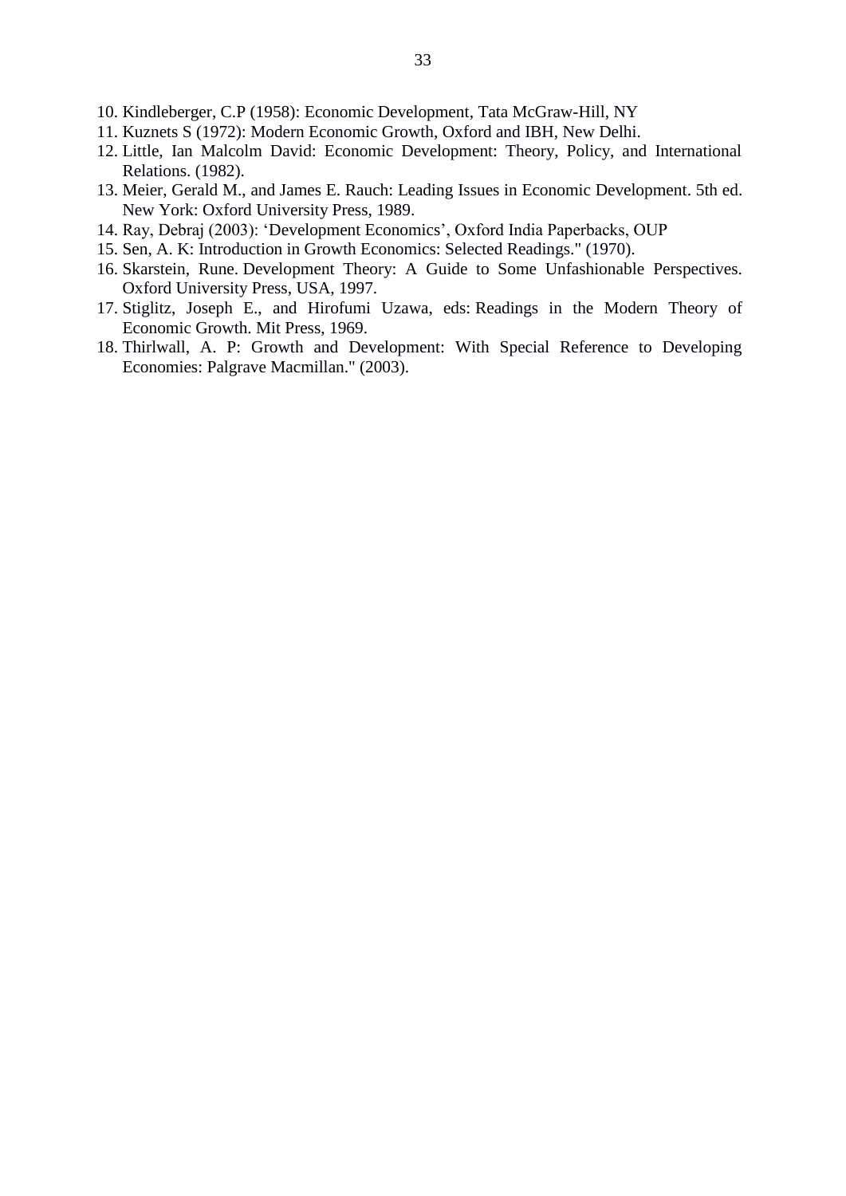10. Kindleberger, C.P (1958): Economic Development, Tata McGraw-Hill, NY
11. Kuznets S (1972): Modern Economic Growth, Oxford and IBH, New Delhi.
12. Little, Ian Malcolm David: Economic Development: Theory, Policy, and International Relations. (1982).
13. Meier, Gerald M., and James E. Rauch: Leading Issues in Economic Development. 5th ed. New York: Oxford University Press, 1989.
14. Ray, Debraj (2003): 'Development Economics', Oxford India Paperbacks, OUP
15. Sen, A. K: Introduction in Growth Economics: Selected Readings." (1970).
16. Skarstein, Rune. Development Theory: A Guide to Some Unfashionable Perspectives. Oxford University Press, USA, 1997.
17. Stiglitz, Joseph E., and Hirofumi Uzawa, eds: Readings in the Modern Theory of Economic Growth. Mit Press, 1969.
18. Thirlwall, A. P: Growth and Development: With Special Reference to Developing Economies: Palgrave Macmillan." (2003).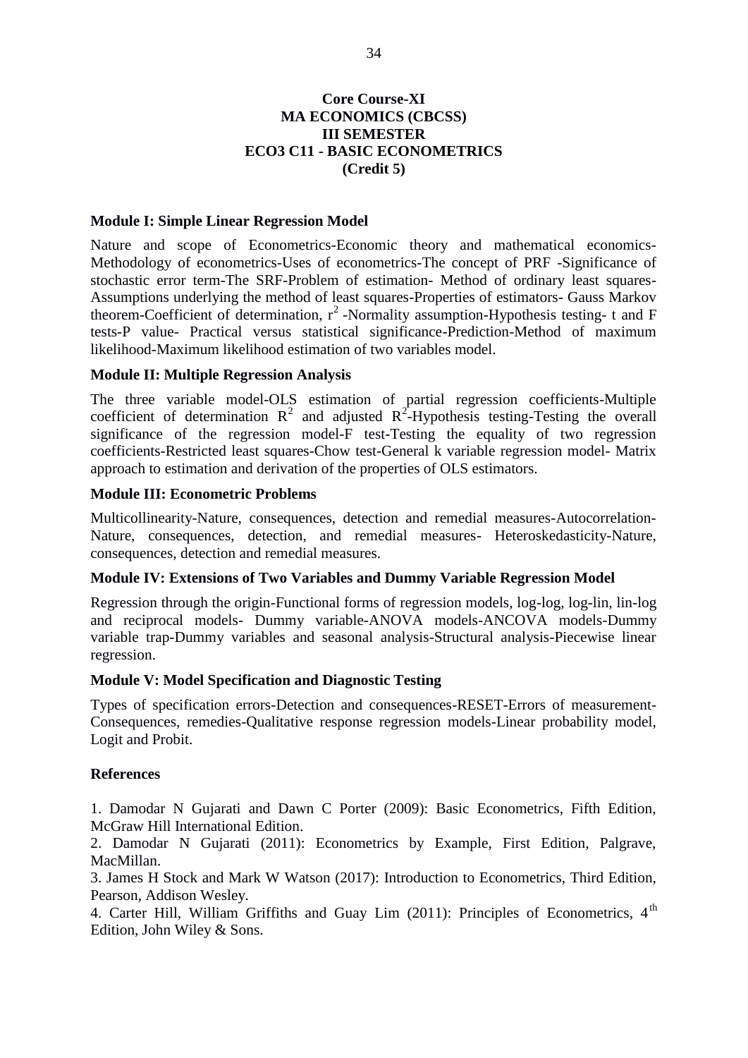**Core Course-XI**
**MA ECONOMICS (CBCSS)**
**III SEMESTER**
**ECO3 C11 - BASIC ECONOMETRICS**
**(Credit 5)**

### Module I: Simple Linear Regression Model

Nature and scope of Econometrics-Economic theory and mathematical economics-Methodology of econometrics-Uses of econometrics-The concept of PRF -Significance of stochastic error term-The SRF-Problem of estimation- Method of ordinary least squares-Assumptions underlying the method of least squares-Properties of estimators- Gauss Markov theorem-Coefficient of determination, $r^2$ -Normality assumption-Hypothesis testing- t and F tests-P value- Practical versus statistical significance-Prediction-Method of maximum likelihood-Maximum likelihood estimation of two variables model.

### Module II: Multiple Regression Analysis

The three variable model-OLS estimation of partial regression coefficients-Multiple coefficient of determination $R^2$ and adjusted $R^2$-Hypothesis testing-Testing the overall significance of the regression model-F test-Testing the equality of two regression coefficients-Restricted least squares-Chow test-General k variable regression model- Matrix approach to estimation and derivation of the properties of OLS estimators.

### Module III: Econometric Problems

Multicollinearity-Nature, consequences, detection and remedial measures-Autocorrelation-Nature, consequences, detection, and remedial measures- Heteroskedasticity-Nature, consequences, detection and remedial measures.

### Module IV: Extensions of Two Variables and Dummy Variable Regression Model

Regression through the origin-Functional forms of regression models, log-log, log-lin, lin-log and reciprocal models- Dummy variable-ANOVA models-ANCOVA models-Dummy variable trap-Dummy variables and seasonal analysis-Structural analysis-Piecewise linear regression.

### Module V: Model Specification and Diagnostic Testing

Types of specification errors-Detection and consequences-RESET-Errors of measurement-Consequences, remedies-Qualitative response regression models-Linear probability model, Logit and Probit.

### References

1. Damodar N Gujarati and Dawn C Porter (2009): Basic Econometrics, Fifth Edition, McGraw Hill International Edition.
2. Damodar N Gujarati (2011): Econometrics by Example, First Edition, Palgrave, MacMillan.
3. James H Stock and Mark W Watson (2017): Introduction to Econometrics, Third Edition, Pearson, Addison Wesley.
4. Carter Hill, William Griffiths and Guay Lim (2011): Principles of Econometrics, 4th Edition, John Wiley & Sons.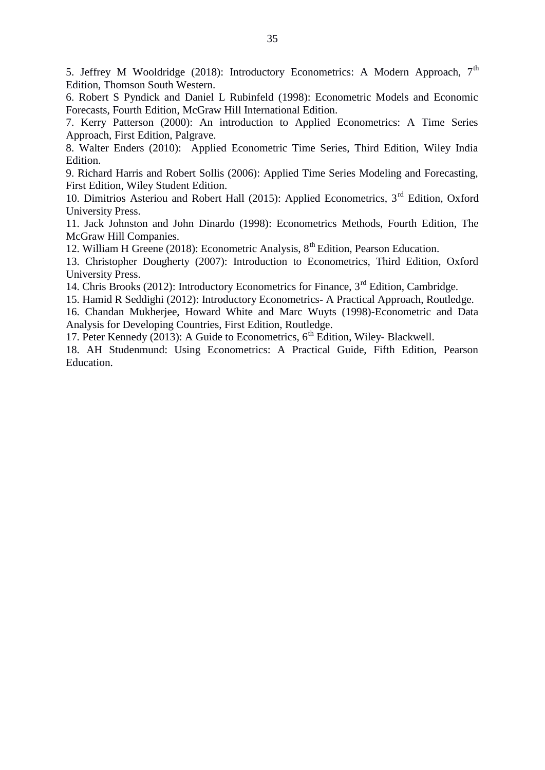5. Jeffrey M Wooldridge (2018): Introductory Econometrics: A Modern Approach, 7th Edition, Thomson South Western.

6. Robert S Pyndick and Daniel L Rubinfeld (1998): Econometric Models and Economic Forecasts, Fourth Edition, McGraw Hill International Edition.

7. Kerry Patterson (2000): An introduction to Applied Econometrics: A Time Series Approach, First Edition, Palgrave.

8. Walter Enders (2010): Applied Econometric Time Series, Third Edition, Wiley India Edition.

9. Richard Harris and Robert Sollis (2006): Applied Time Series Modeling and Forecasting, First Edition, Wiley Student Edition.

10. Dimitrios Asteriou and Robert Hall (2015): Applied Econometrics, 3rd Edition, Oxford University Press.

11. Jack Johnston and John Dinardo (1998): Econometrics Methods, Fourth Edition, The McGraw Hill Companies.

12. William H Greene (2018): Econometric Analysis, 8th Edition, Pearson Education.

13. Christopher Dougherty (2007): Introduction to Econometrics, Third Edition, Oxford University Press.

14. Chris Brooks (2012): Introductory Econometrics for Finance, 3rd Edition, Cambridge.

15. Hamid R Seddighi (2012): Introductory Econometrics- A Practical Approach, Routledge.

16. Chandan Mukherjee, Howard White and Marc Wuyts (1998)-Econometric and Data Analysis for Developing Countries, First Edition, Routledge.

17. Peter Kennedy (2013): A Guide to Econometrics, 6th Edition, Wiley- Blackwell.

18. AH Studenmund: Using Econometrics: A Practical Guide, Fifth Edition, Pearson Education.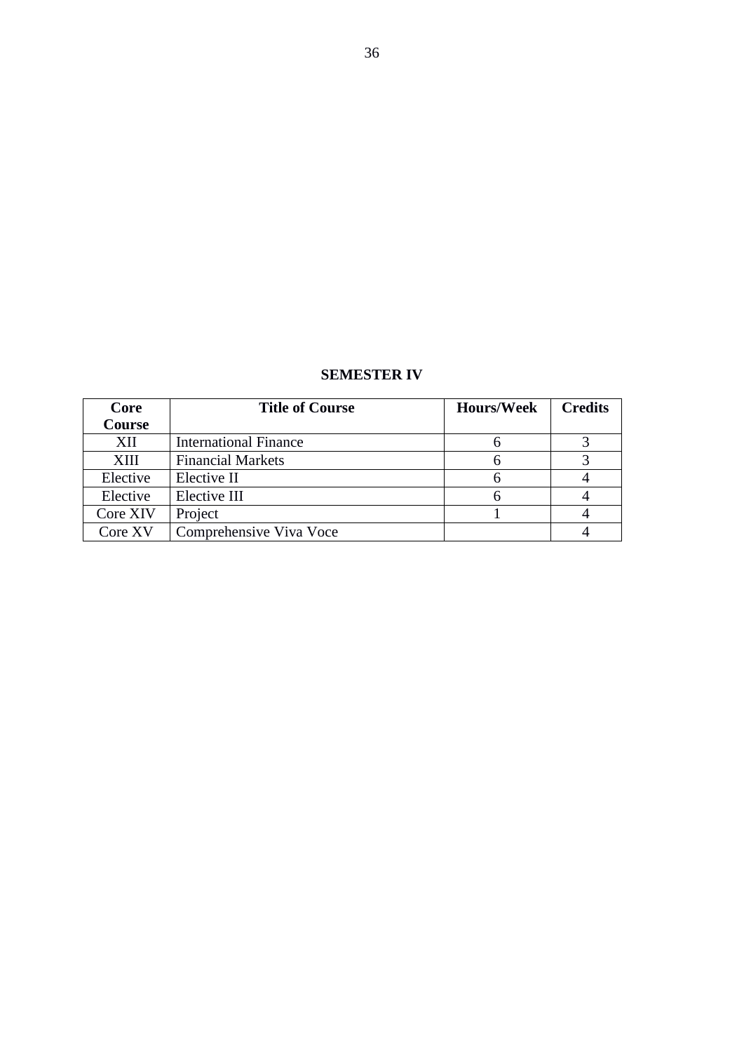**SEMESTER IV**

| Core Course | Title of Course | Hours/Week | Credits |
|---|---|---|---|
| XII | International Finance | 6 | 3 |
| XIII | Financial Markets | 6 | 3 |
| Elective | Elective II | 6 | 4 |
| Elective | Elective III | 6 | 4 |
| Core XIV | Project | 1 | 4 |
| Core XV | Comprehensive Viva Voce | | 4 |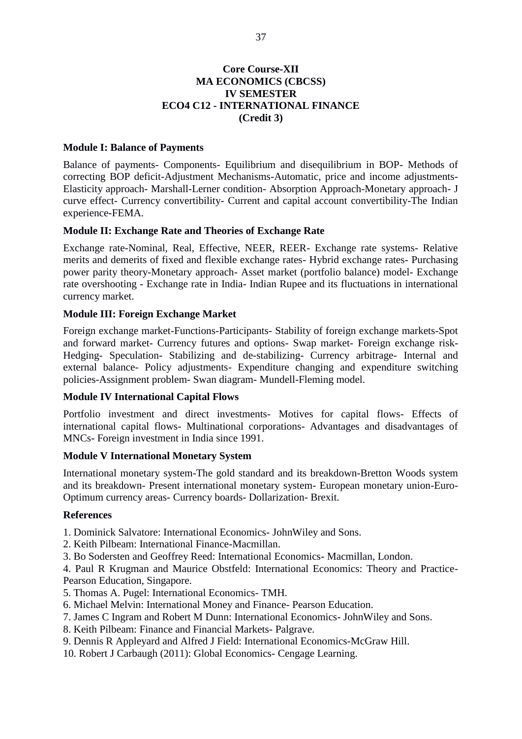**Core Course-XII**
**MA ECONOMICS (CBCSS)**
**IV SEMESTER**
**ECO4 C12 - INTERNATIONAL FINANCE**
**(Credit 3)**

### Module I: Balance of Payments

Balance of payments- Components- Equilibrium and disequilibrium in BOP- Methods of correcting BOP deficit-Adjustment Mechanisms-Automatic, price and income adjustments-Elasticity approach- Marshall-Lerner condition- Absorption Approach-Monetary approach- J curve effect- Currency convertibility- Current and capital account convertibility-The Indian experience-FEMA.

### Module II: Exchange Rate and Theories of Exchange Rate

Exchange rate-Nominal, Real, Effective, NEER, REER- Exchange rate systems- Relative merits and demerits of fixed and flexible exchange rates- Hybrid exchange rates- Purchasing power parity theory-Monetary approach- Asset market (portfolio balance) model- Exchange rate overshooting - Exchange rate in India- Indian Rupee and its fluctuations in international currency market.

### Module III: Foreign Exchange Market

Foreign exchange market-Functions-Participants- Stability of foreign exchange markets-Spot and forward market- Currency futures and options- Swap market- Foreign exchange risk-Hedging- Speculation- Stabilizing and de-stabilizing- Currency arbitrage- Internal and external balance- Policy adjustments- Expenditure changing and expenditure switching policies-Assignment problem- Swan diagram- Mundell-Fleming model.

### Module IV International Capital Flows

Portfolio investment and direct investments- Motives for capital flows- Effects of international capital flows- Multinational corporations- Advantages and disadvantages of MNCs- Foreign investment in India since 1991.

### Module V International Monetary System

International monetary system-The gold standard and its breakdown-Bretton Woods system and its breakdown- Present international monetary system- European monetary union-Euro-Optimum currency areas- Currency boards- Dollarization- Brexit.

### References

1. Dominick Salvatore: International Economics- JohnWiley and Sons.
2. Keith Pilbeam: International Finance-Macmillan.
3. Bo Sodersten and Geoffrey Reed: International Economics- Macmillan, London.
4. Paul R Krugman and Maurice Obstfeld: International Economics: Theory and Practice-Pearson Education, Singapore.
5. Thomas A. Pugel: International Economics- TMH.
6. Michael Melvin: International Money and Finance- Pearson Education.
7. James C Ingram and Robert M Dunn: International Economics- JohnWiley and Sons.
8. Keith Pilbeam: Finance and Financial Markets- Palgrave.
9. Dennis R Appleyard and Alfred J Field: International Economics-McGraw Hill.
10. Robert J Carbaugh (2011): Global Economics- Cengage Learning.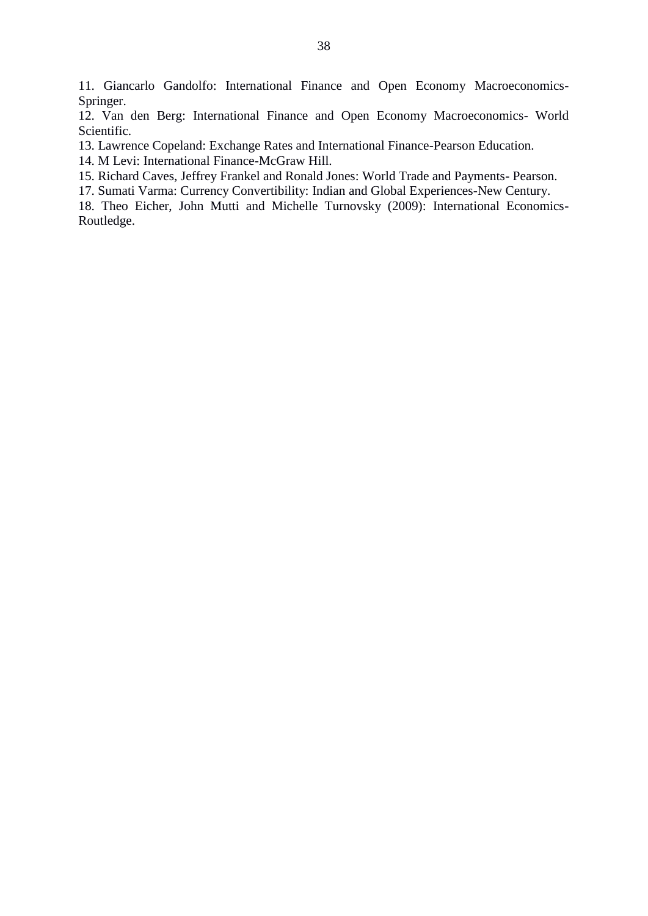11. Giancarlo Gandolfo: International Finance and Open Economy Macroeconomics-Springer.

12. Van den Berg: International Finance and Open Economy Macroeconomics- World Scientific.

13. Lawrence Copeland: Exchange Rates and International Finance-Pearson Education.

14. M Levi: International Finance-McGraw Hill.

15. Richard Caves, Jeffrey Frankel and Ronald Jones: World Trade and Payments- Pearson.

17. Sumati Varma: Currency Convertibility: Indian and Global Experiences-New Century.

18. Theo Eicher, John Mutti and Michelle Turnovsky (2009): International Economics-Routledge.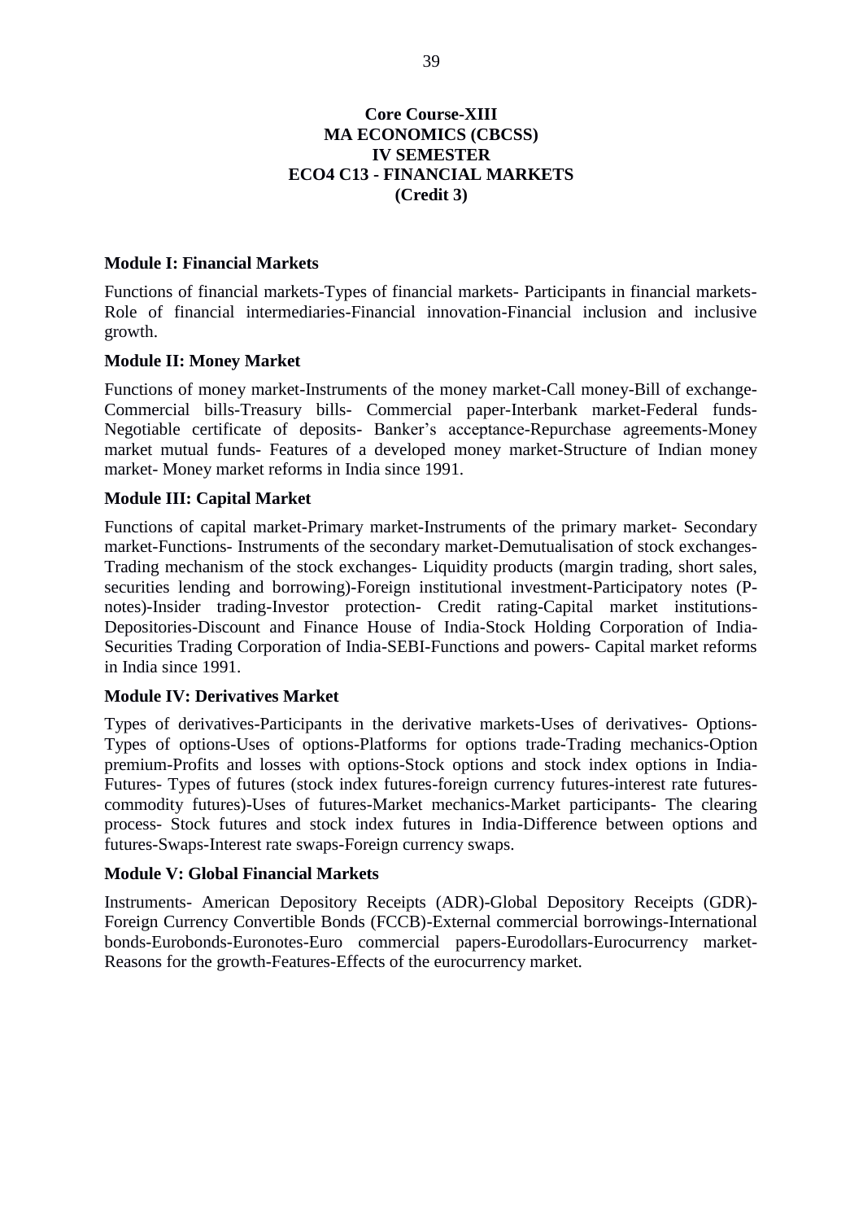**Core Course-XIII**
**MA ECONOMICS (CBCSS)**
**IV SEMESTER**
**ECO4 C13 - FINANCIAL MARKETS**
**(Credit 3)**

**Module I: Financial Markets**

Functions of financial markets-Types of financial markets- Participants in financial markets-Role of financial intermediaries-Financial innovation-Financial inclusion and inclusive growth.

**Module II: Money Market**

Functions of money market-Instruments of the money market-Call money-Bill of exchange-Commercial bills-Treasury bills- Commercial paper-Interbank market-Federal funds-Negotiable certificate of deposits- Banker's acceptance-Repurchase agreements-Money market mutual funds- Features of a developed money market-Structure of Indian money market- Money market reforms in India since 1991.

**Module III: Capital Market**

Functions of capital market-Primary market-Instruments of the primary market- Secondary market-Functions- Instruments of the secondary market-Demutualisation of stock exchanges-Trading mechanism of the stock exchanges- Liquidity products (margin trading, short sales, securities lending and borrowing)-Foreign institutional investment-Participatory notes (P-notes)-Insider trading-Investor protection- Credit rating-Capital market institutions-Depositories-Discount and Finance House of India-Stock Holding Corporation of India-Securities Trading Corporation of India-SEBI-Functions and powers- Capital market reforms in India since 1991.

**Module IV: Derivatives Market**

Types of derivatives-Participants in the derivative markets-Uses of derivatives- Options-Types of options-Uses of options-Platforms for options trade-Trading mechanics-Option premium-Profits and losses with options-Stock options and stock index options in India-Futures- Types of futures (stock index futures-foreign currency futures-interest rate futures-commodity futures)-Uses of futures-Market mechanics-Market participants- The clearing process- Stock futures and stock index futures in India-Difference between options and futures-Swaps-Interest rate swaps-Foreign currency swaps.

**Module V: Global Financial Markets**

Instruments- American Depository Receipts (ADR)-Global Depository Receipts (GDR)-Foreign Currency Convertible Bonds (FCCB)-External commercial borrowings-International bonds-Eurobonds-Euronotes-Euro commercial papers-Eurodollars-Eurocurrency market-Reasons for the growth-Features-Effects of the eurocurrency market.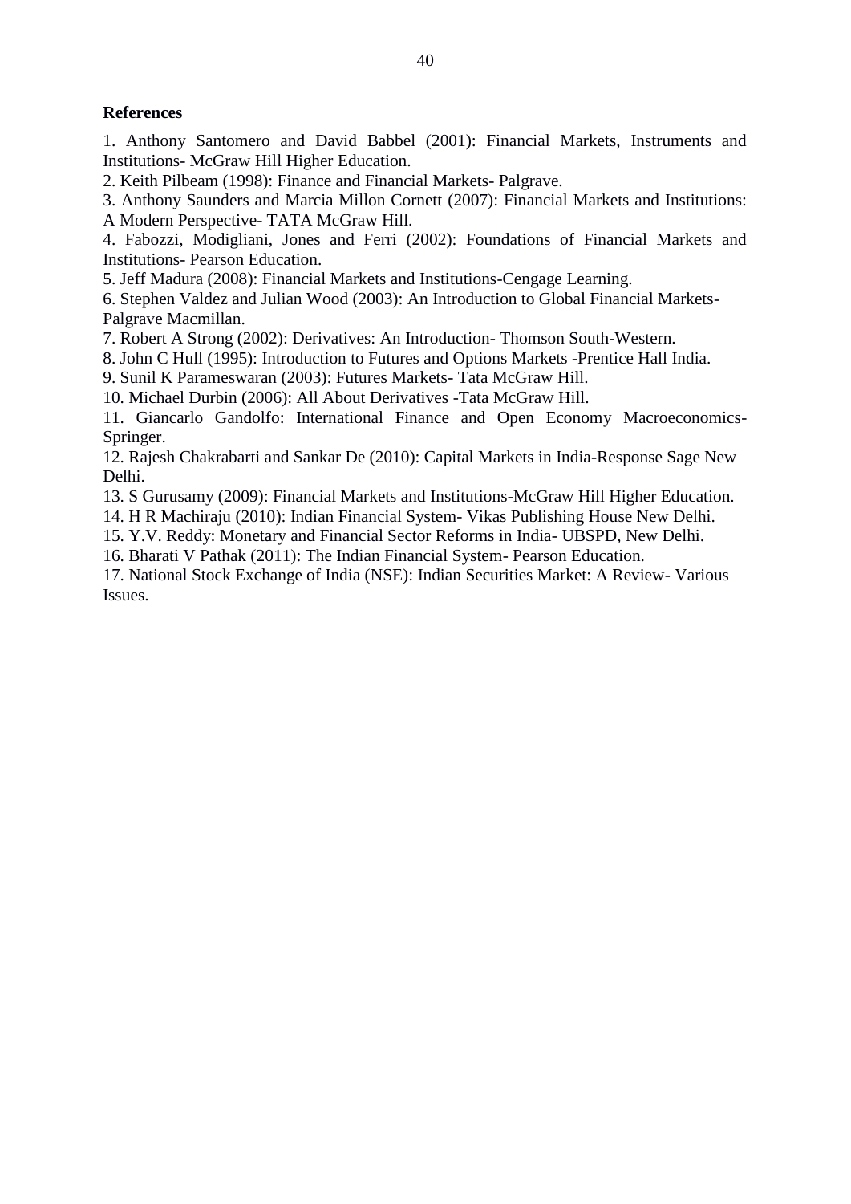**References**

1. Anthony Santomero and David Babbel (2001): Financial Markets, Instruments and Institutions- McGraw Hill Higher Education.
2. Keith Pilbeam (1998): Finance and Financial Markets- Palgrave.
3. Anthony Saunders and Marcia Millon Cornett (2007): Financial Markets and Institutions: A Modern Perspective- TATA McGraw Hill.
4. Fabozzi, Modigliani, Jones and Ferri (2002): Foundations of Financial Markets and Institutions- Pearson Education.
5. Jeff Madura (2008): Financial Markets and Institutions-Cengage Learning.
6. Stephen Valdez and Julian Wood (2003): An Introduction to Global Financial Markets- Palgrave Macmillan.
7. Robert A Strong (2002): Derivatives: An Introduction- Thomson South-Western.
8. John C Hull (1995): Introduction to Futures and Options Markets -Prentice Hall India.
9. Sunil K Parameswaran (2003): Futures Markets- Tata McGraw Hill.
10. Michael Durbin (2006): All About Derivatives -Tata McGraw Hill.
11. Giancarlo Gandolfo: International Finance and Open Economy Macroeconomics- Springer.
12. Rajesh Chakrabarti and Sankar De (2010): Capital Markets in India-Response Sage New Delhi.
13. S Gurusamy (2009): Financial Markets and Institutions-McGraw Hill Higher Education.
14. H R Machiraju (2010): Indian Financial System- Vikas Publishing House New Delhi.
15. Y.V. Reddy: Monetary and Financial Sector Reforms in India- UBSPD, New Delhi.
16. Bharati V Pathak (2011): The Indian Financial System- Pearson Education.
17. National Stock Exchange of India (NSE): Indian Securities Market: A Review- Various Issues.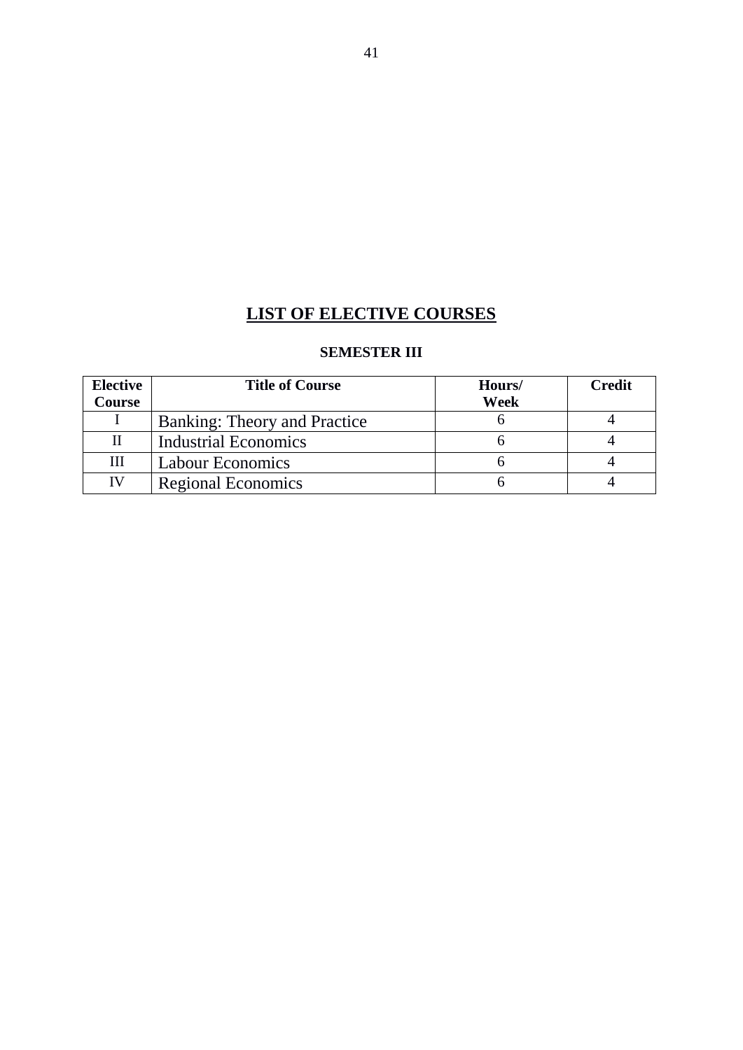# LIST OF ELECTIVE COURSES

### SEMESTER III

| Elective Course | Title of Course | Hours/ Week | Credit |
|---|---|---|---|
| I | Banking: Theory and Practice | 6 | 4 |
| II | Industrial Economics | 6 | 4 |
| III | Labour Economics | 6 | 4 |
| IV | Regional Economics | 6 | 4 |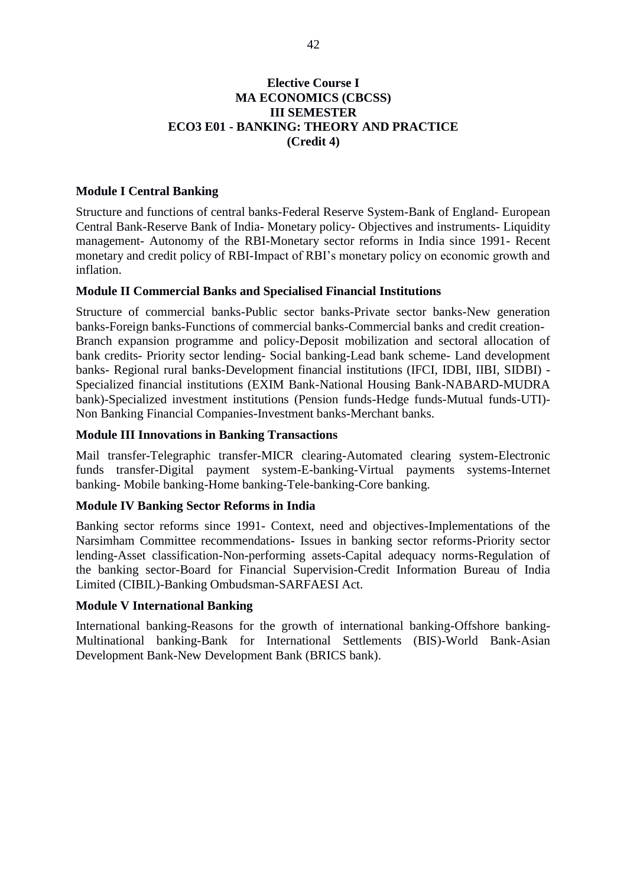**Elective Course I**
**MA ECONOMICS (CBCSS)**
**III SEMESTER**
**ECO3 E01 - BANKING: THEORY AND PRACTICE**
**(Credit 4)**

### Module I Central Banking

Structure and functions of central banks-Federal Reserve System-Bank of England- European Central Bank-Reserve Bank of India- Monetary policy- Objectives and instruments- Liquidity management- Autonomy of the RBI-Monetary sector reforms in India since 1991- Recent monetary and credit policy of RBI-Impact of RBI's monetary policy on economic growth and inflation.

### Module II Commercial Banks and Specialised Financial Institutions

Structure of commercial banks-Public sector banks-Private sector banks-New generation banks-Foreign banks-Functions of commercial banks-Commercial banks and credit creation-Branch expansion programme and policy-Deposit mobilization and sectoral allocation of bank credits- Priority sector lending- Social banking-Lead bank scheme- Land development banks- Regional rural banks-Development financial institutions (IFCI, IDBI, IIBI, SIDBI) - Specialized financial institutions (EXIM Bank-National Housing Bank-NABARD-MUDRA bank)-Specialized investment institutions (Pension funds-Hedge funds-Mutual funds-UTI)-Non Banking Financial Companies-Investment banks-Merchant banks.

### Module III Innovations in Banking Transactions

Mail transfer-Telegraphic transfer-MICR clearing-Automated clearing system-Electronic funds transfer-Digital payment system-E-banking-Virtual payments systems-Internet banking- Mobile banking-Home banking-Tele-banking-Core banking.

### Module IV Banking Sector Reforms in India

Banking sector reforms since 1991- Context, need and objectives-Implementations of the Narsimham Committee recommendations- Issues in banking sector reforms-Priority sector lending-Asset classification-Non-performing assets-Capital adequacy norms-Regulation of the banking sector-Board for Financial Supervision-Credit Information Bureau of India Limited (CIBIL)-Banking Ombudsman-SARFAESI Act.

### Module V International Banking

International banking-Reasons for the growth of international banking-Offshore banking-Multinational banking-Bank for International Settlements (BIS)-World Bank-Asian Development Bank-New Development Bank (BRICS bank).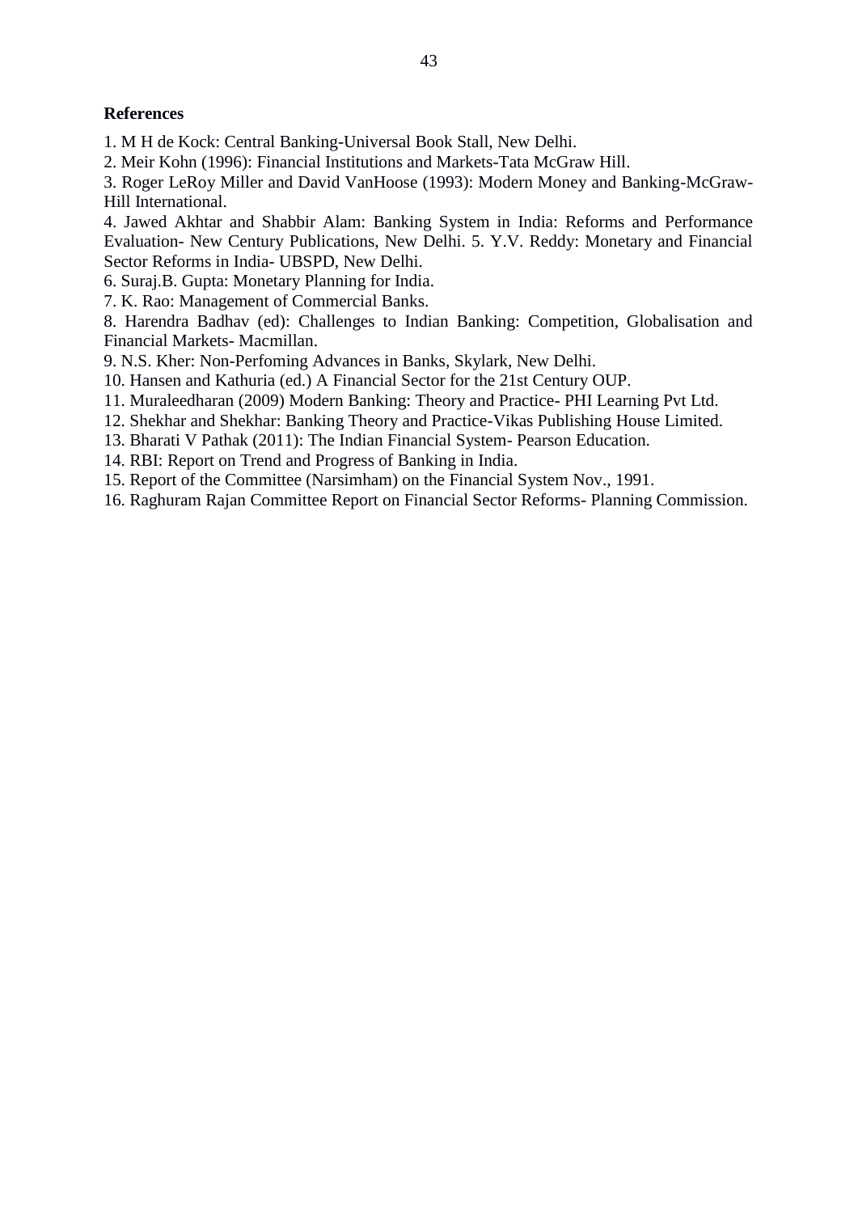**References**

1. M H de Kock: Central Banking-Universal Book Stall, New Delhi.
2. Meir Kohn (1996): Financial Institutions and Markets-Tata McGraw Hill.
3. Roger LeRoy Miller and David VanHoose (1993): Modern Money and Banking-McGraw-Hill International.
4. Jawed Akhtar and Shabbir Alam: Banking System in India: Reforms and Performance Evaluation- New Century Publications, New Delhi. 5. Y.V. Reddy: Monetary and Financial Sector Reforms in India- UBSPD, New Delhi.
6. Suraj.B. Gupta: Monetary Planning for India.
7. K. Rao: Management of Commercial Banks.
8. Harendra Badhav (ed): Challenges to Indian Banking: Competition, Globalisation and Financial Markets- Macmillan.
9. N.S. Kher: Non-Perfoming Advances in Banks, Skylark, New Delhi.
10. Hansen and Kathuria (ed.) A Financial Sector for the 21st Century OUP.
11. Muraleedharan (2009) Modern Banking: Theory and Practice- PHI Learning Pvt Ltd.
12. Shekhar and Shekhar: Banking Theory and Practice-Vikas Publishing House Limited.
13. Bharati V Pathak (2011): The Indian Financial System- Pearson Education.
14. RBI: Report on Trend and Progress of Banking in India.
15. Report of the Committee (Narsimham) on the Financial System Nov., 1991.
16. Raghuram Rajan Committee Report on Financial Sector Reforms- Planning Commission.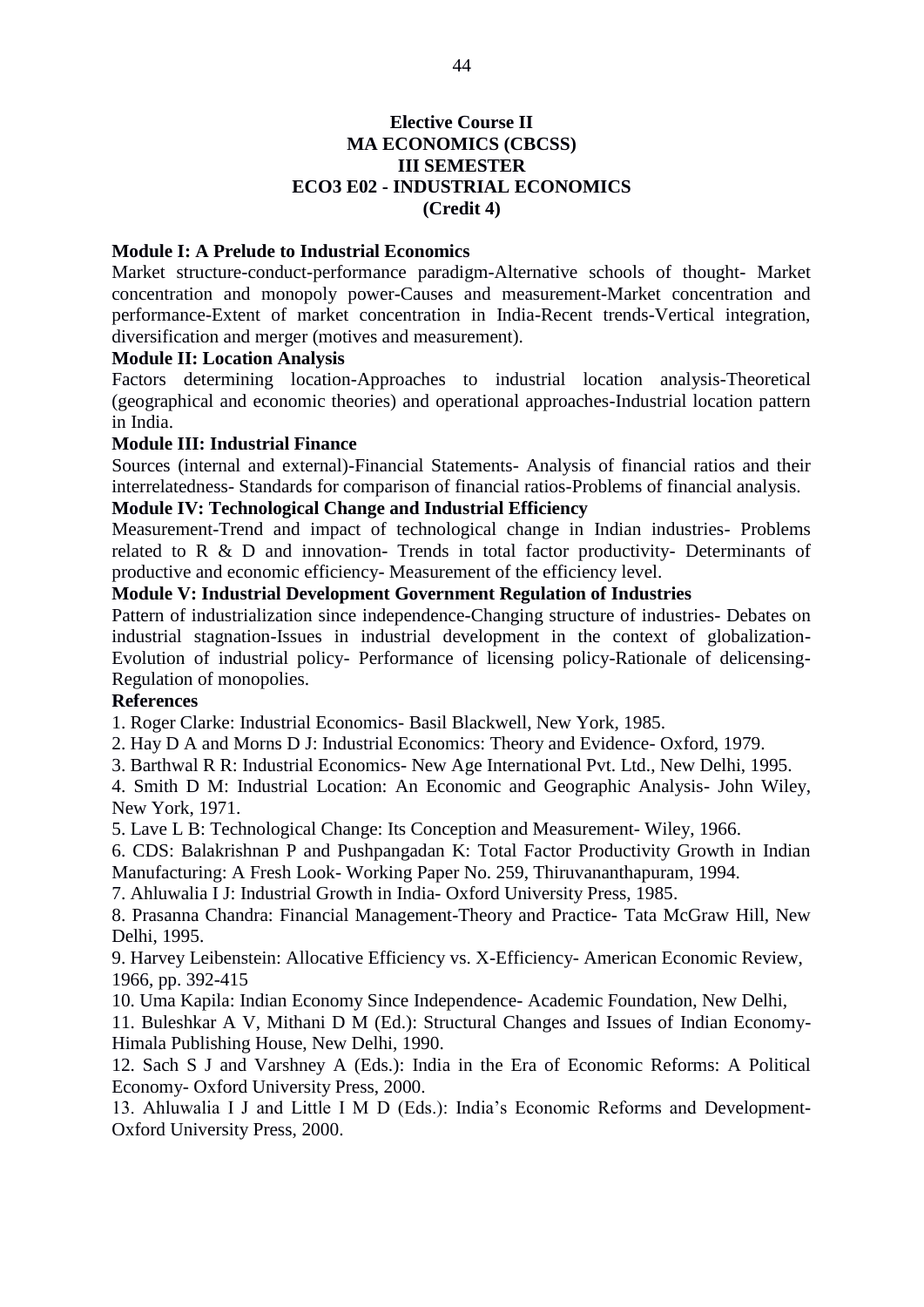**Elective Course II**
**MA ECONOMICS (CBCSS)**
**III SEMESTER**
**ECO3 E02 - INDUSTRIAL ECONOMICS**
**(Credit 4)**

**Module I: A Prelude to Industrial Economics**

Market structure-conduct-performance paradigm-Alternative schools of thought- Market concentration and monopoly power-Causes and measurement-Market concentration and performance-Extent of market concentration in India-Recent trends-Vertical integration, diversification and merger (motives and measurement).

**Module II: Location Analysis**

Factors determining location-Approaches to industrial location analysis-Theoretical (geographical and economic theories) and operational approaches-Industrial location pattern in India.

**Module III: Industrial Finance**

Sources (internal and external)-Financial Statements- Analysis of financial ratios and their interrelatedness- Standards for comparison of financial ratios-Problems of financial analysis.

**Module IV: Technological Change and Industrial Efficiency**

Measurement-Trend and impact of technological change in Indian industries- Problems related to R & D and innovation- Trends in total factor productivity- Determinants of productive and economic efficiency- Measurement of the efficiency level.

**Module V: Industrial Development Government Regulation of Industries**

Pattern of industrialization since independence-Changing structure of industries- Debates on industrial stagnation-Issues in industrial development in the context of globalization-Evolution of industrial policy- Performance of licensing policy-Rationale of delicensing-Regulation of monopolies.

**References**

1. Roger Clarke: Industrial Economics- Basil Blackwell, New York, 1985.
2. Hay D A and Morns D J: Industrial Economics: Theory and Evidence- Oxford, 1979.
3. Barthwal R R: Industrial Economics- New Age International Pvt. Ltd., New Delhi, 1995.
4. Smith D M: Industrial Location: An Economic and Geographic Analysis- John Wiley, New York, 1971.
5. Lave L B: Technological Change: Its Conception and Measurement- Wiley, 1966.
6. CDS: Balakrishnan P and Pushpangadan K: Total Factor Productivity Growth in Indian Manufacturing: A Fresh Look- Working Paper No. 259, Thiruvananthapuram, 1994.
7. Ahluwalia I J: Industrial Growth in India- Oxford University Press, 1985.
8. Prasanna Chandra: Financial Management-Theory and Practice- Tata McGraw Hill, New Delhi, 1995.
9. Harvey Leibenstein: Allocative Efficiency vs. X-Efficiency- American Economic Review, 1966, pp. 392-415
10. Uma Kapila: Indian Economy Since Independence- Academic Foundation, New Delhi,
11. Buleshkar A V, Mithani D M (Ed.): Structural Changes and Issues of Indian Economy- Himala Publishing House, New Delhi, 1990.
12. Sach S J and Varshney A (Eds.): India in the Era of Economic Reforms: A Political Economy- Oxford University Press, 2000.
13. Ahluwalia I J and Little I M D (Eds.): India's Economic Reforms and Development- Oxford University Press, 2000.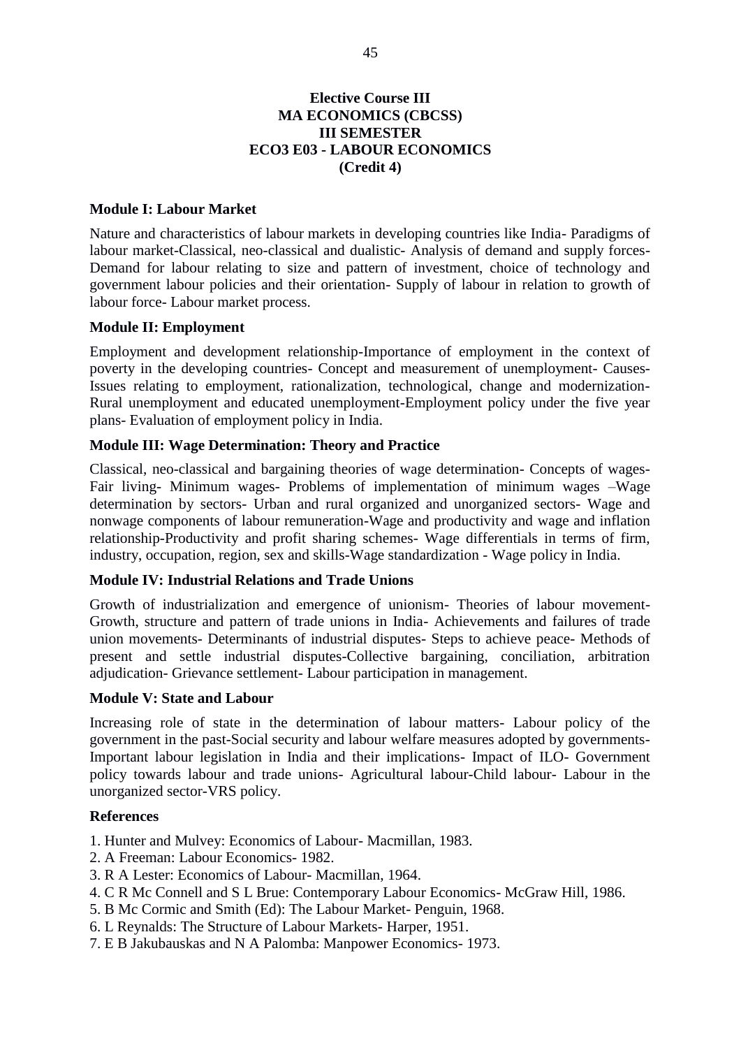**Elective Course III**
**MA ECONOMICS (CBCSS)**
**III SEMESTER**
**ECO3 E03 - LABOUR ECONOMICS**
**(Credit 4)**

### Module I: Labour Market

Nature and characteristics of labour markets in developing countries like India- Paradigms of labour market-Classical, neo-classical and dualistic- Analysis of demand and supply forces- Demand for labour relating to size and pattern of investment, choice of technology and government labour policies and their orientation- Supply of labour in relation to growth of labour force- Labour market process.

### Module II: Employment

Employment and development relationship-Importance of employment in the context of poverty in the developing countries- Concept and measurement of unemployment- Causes- Issues relating to employment, rationalization, technological, change and modernization- Rural unemployment and educated unemployment-Employment policy under the five year plans- Evaluation of employment policy in India.

### Module III: Wage Determination: Theory and Practice

Classical, neo-classical and bargaining theories of wage determination- Concepts of wages- Fair living- Minimum wages- Problems of implementation of minimum wages –Wage determination by sectors- Urban and rural organized and unorganized sectors- Wage and nonwage components of labour remuneration-Wage and productivity and wage and inflation relationship-Productivity and profit sharing schemes- Wage differentials in terms of firm, industry, occupation, region, sex and skills-Wage standardization - Wage policy in India.

### Module IV: Industrial Relations and Trade Unions

Growth of industrialization and emergence of unionism- Theories of labour movement- Growth, structure and pattern of trade unions in India- Achievements and failures of trade union movements- Determinants of industrial disputes- Steps to achieve peace- Methods of present and settle industrial disputes-Collective bargaining, conciliation, arbitration adjudication- Grievance settlement- Labour participation in management.

### Module V: State and Labour

Increasing role of state in the determination of labour matters- Labour policy of the government in the past-Social security and labour welfare measures adopted by governments- Important labour legislation in India and their implications- Impact of ILO- Government policy towards labour and trade unions- Agricultural labour-Child labour- Labour in the unorganized sector-VRS policy.

### References

1. Hunter and Mulvey: Economics of Labour- Macmillan, 1983.
2. A Freeman: Labour Economics- 1982.
3. R A Lester: Economics of Labour- Macmillan, 1964.
4. C R Mc Connell and S L Brue: Contemporary Labour Economics- McGraw Hill, 1986.
5. B Mc Cormic and Smith (Ed): The Labour Market- Penguin, 1968.
6. L Reynalds: The Structure of Labour Markets- Harper, 1951.
7. E B Jakubauskas and N A Palomba: Manpower Economics- 1973.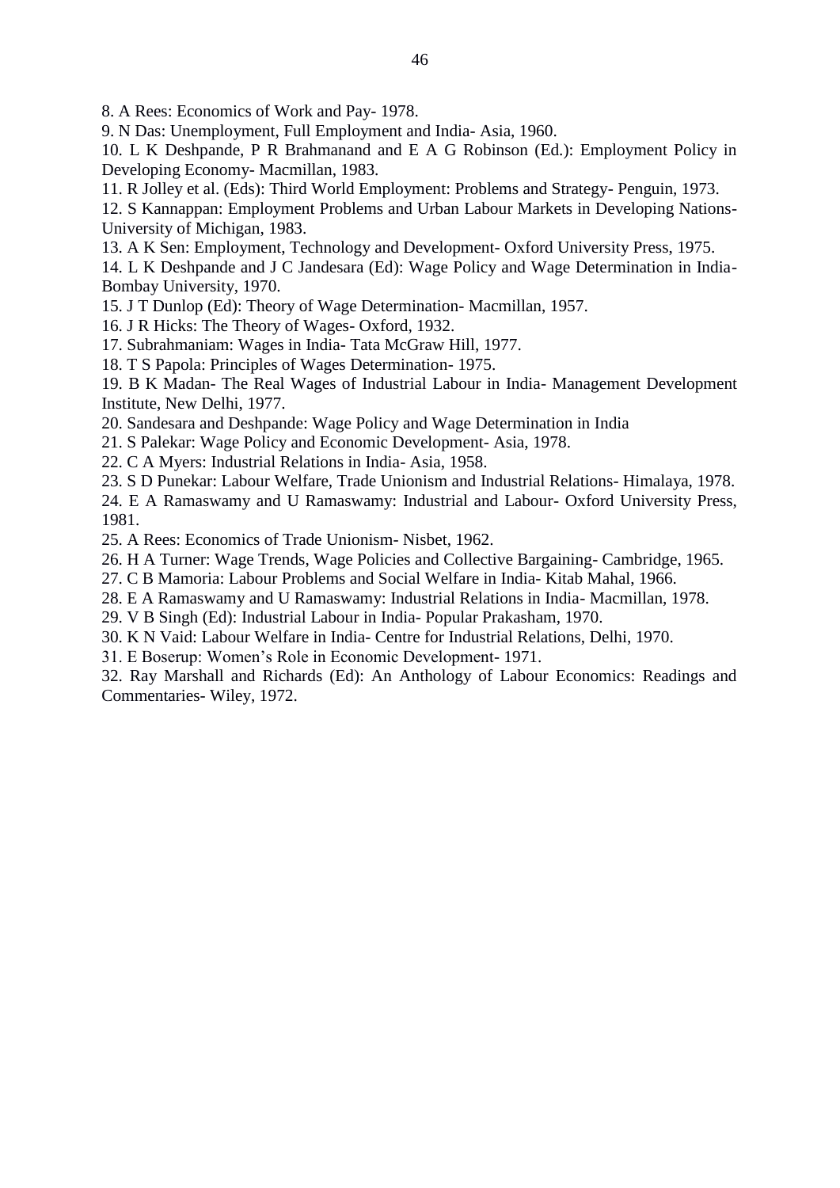8. A Rees: Economics of Work and Pay- 1978.

9. N Das: Unemployment, Full Employment and India- Asia, 1960.

10. L K Deshpande, P R Brahmanand and E A G Robinson (Ed.): Employment Policy in Developing Economy- Macmillan, 1983.

11. R Jolley et al. (Eds): Third World Employment: Problems and Strategy- Penguin, 1973.

12. S Kannappan: Employment Problems and Urban Labour Markets in Developing Nations- University of Michigan, 1983.

13. A K Sen: Employment, Technology and Development- Oxford University Press, 1975.

14. L K Deshpande and J C Jandesara (Ed): Wage Policy and Wage Determination in India- Bombay University, 1970.

15. J T Dunlop (Ed): Theory of Wage Determination- Macmillan, 1957.

16. J R Hicks: The Theory of Wages- Oxford, 1932.

17. Subrahmaniam: Wages in India- Tata McGraw Hill, 1977.

18. T S Papola: Principles of Wages Determination- 1975.

19. B K Madan- The Real Wages of Industrial Labour in India- Management Development Institute, New Delhi, 1977.

20. Sandesara and Deshpande: Wage Policy and Wage Determination in India

21. S Palekar: Wage Policy and Economic Development- Asia, 1978.

22. C A Myers: Industrial Relations in India- Asia, 1958.

23. S D Punekar: Labour Welfare, Trade Unionism and Industrial Relations- Himalaya, 1978.

24. E A Ramaswamy and U Ramaswamy: Industrial and Labour- Oxford University Press, 1981.

25. A Rees: Economics of Trade Unionism- Nisbet, 1962.

26. H A Turner: Wage Trends, Wage Policies and Collective Bargaining- Cambridge, 1965.

27. C B Mamoria: Labour Problems and Social Welfare in India- Kitab Mahal, 1966.

28. E A Ramaswamy and U Ramaswamy: Industrial Relations in India- Macmillan, 1978.

29. V B Singh (Ed): Industrial Labour in India- Popular Prakasham, 1970.

30. K N Vaid: Labour Welfare in India- Centre for Industrial Relations, Delhi, 1970.

31. E Boserup: Women's Role in Economic Development- 1971.

32. Ray Marshall and Richards (Ed): An Anthology of Labour Economics: Readings and Commentaries- Wiley, 1972.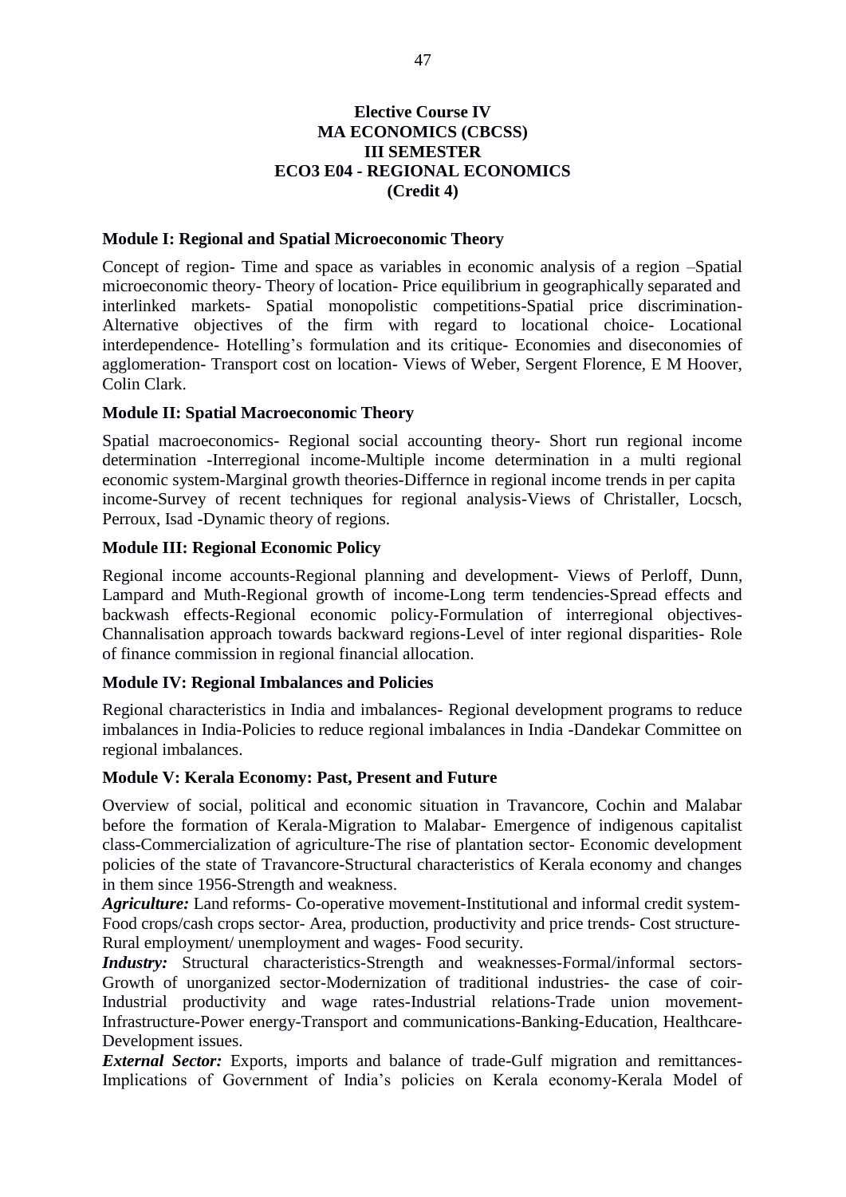**Elective Course IV**
**MA ECONOMICS (CBCSS)**
**III SEMESTER**
**ECO3 E04 - REGIONAL ECONOMICS**
**(Credit 4)**

### Module I: Regional and Spatial Microeconomic Theory

Concept of region- Time and space as variables in economic analysis of a region –Spatial microeconomic theory- Theory of location- Price equilibrium in geographically separated and interlinked markets- Spatial monopolistic competitions-Spatial price discrimination-Alternative objectives of the firm with regard to locational choice- Locational interdependence- Hotelling's formulation and its critique- Economies and diseconomies of agglomeration- Transport cost on location- Views of Weber, Sergent Florence, E M Hoover, Colin Clark.

### Module II: Spatial Macroeconomic Theory

Spatial macroeconomics- Regional social accounting theory- Short run regional income determination -Interregional income-Multiple income determination in a multi regional economic system-Marginal growth theories-Differnce in regional income trends in per capita income-Survey of recent techniques for regional analysis-Views of Christaller, Locsch, Perroux, Isad -Dynamic theory of regions.

### Module III: Regional Economic Policy

Regional income accounts-Regional planning and development- Views of Perloff, Dunn, Lampard and Muth-Regional growth of income-Long term tendencies-Spread effects and backwash effects-Regional economic policy-Formulation of interregional objectives-Channalisation approach towards backward regions-Level of inter regional disparities- Role of finance commission in regional financial allocation.

### Module IV: Regional Imbalances and Policies

Regional characteristics in India and imbalances- Regional development programs to reduce imbalances in India-Policies to reduce regional imbalances in India -Dandekar Committee on regional imbalances.

### Module V: Kerala Economy: Past, Present and Future

Overview of social, political and economic situation in Travancore, Cochin and Malabar before the formation of Kerala-Migration to Malabar- Emergence of indigenous capitalist class-Commercialization of agriculture-The rise of plantation sector- Economic development policies of the state of Travancore-Structural characteristics of Kerala economy and changes in them since 1956-Strength and weakness.

***Agriculture:*** Land reforms- Co-operative movement-Institutional and informal credit system-Food crops/cash crops sector- Area, production, productivity and price trends- Cost structure-Rural employment/ unemployment and wages- Food security.

***Industry:*** Structural characteristics-Strength and weaknesses-Formal/informal sectors-Growth of unorganized sector-Modernization of traditional industries- the case of coir-Industrial productivity and wage rates-Industrial relations-Trade union movement-Infrastructure-Power energy-Transport and communications-Banking-Education, Healthcare-Development issues.

***External Sector:*** Exports, imports and balance of trade-Gulf migration and remittances-Implications of Government of India's policies on Kerala economy-Kerala Model of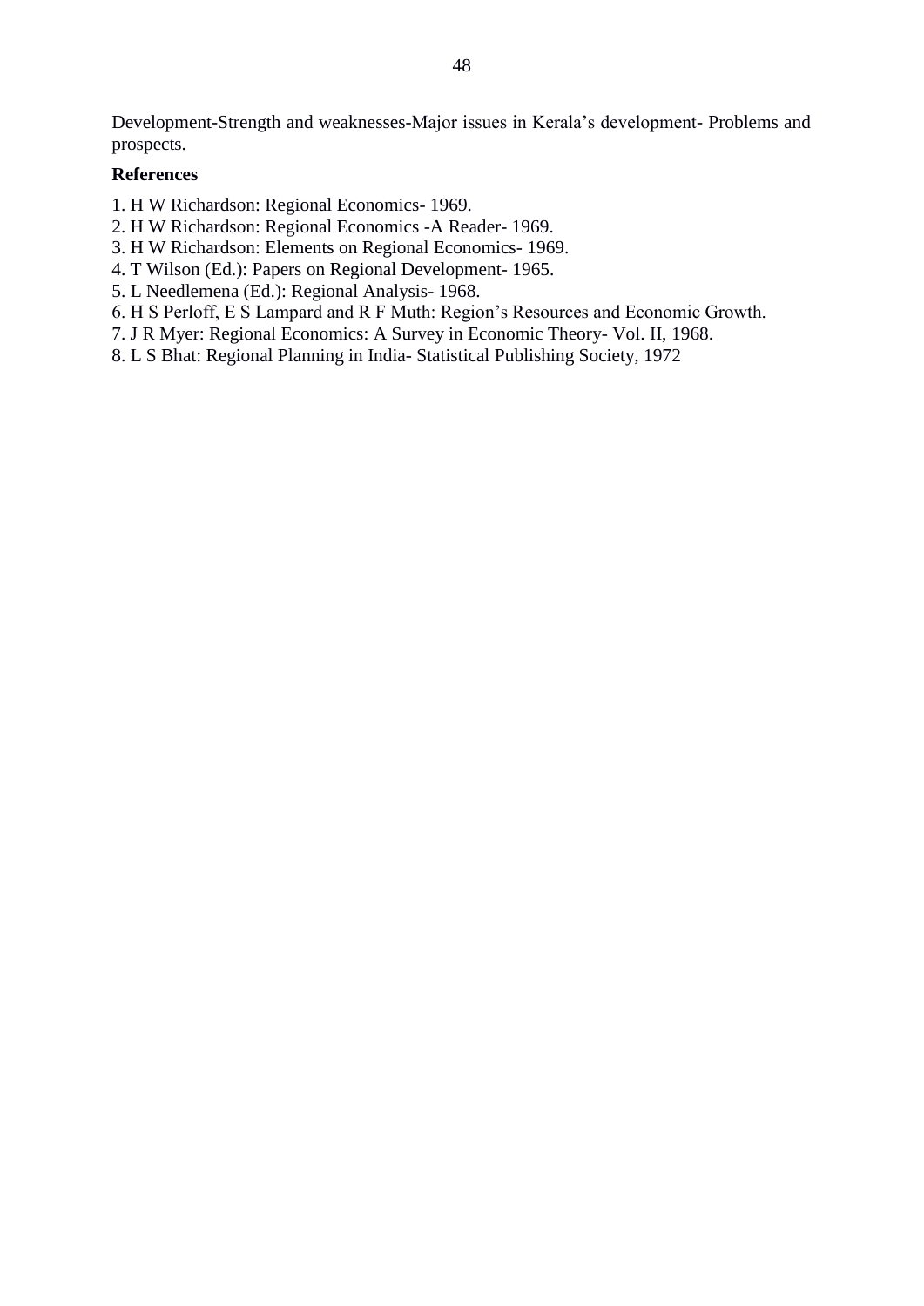Development-Strength and weaknesses-Major issues in Kerala's development- Problems and prospects.

**References**

1. H W Richardson: Regional Economics- 1969.
2. H W Richardson: Regional Economics -A Reader- 1969.
3. H W Richardson: Elements on Regional Economics- 1969.
4. T Wilson (Ed.): Papers on Regional Development- 1965.
5. L Needlemena (Ed.): Regional Analysis- 1968.
6. H S Perloff, E S Lampard and R F Muth: Region's Resources and Economic Growth.
7. J R Myer: Regional Economics: A Survey in Economic Theory- Vol. II, 1968.
8. L S Bhat: Regional Planning in India- Statistical Publishing Society, 1972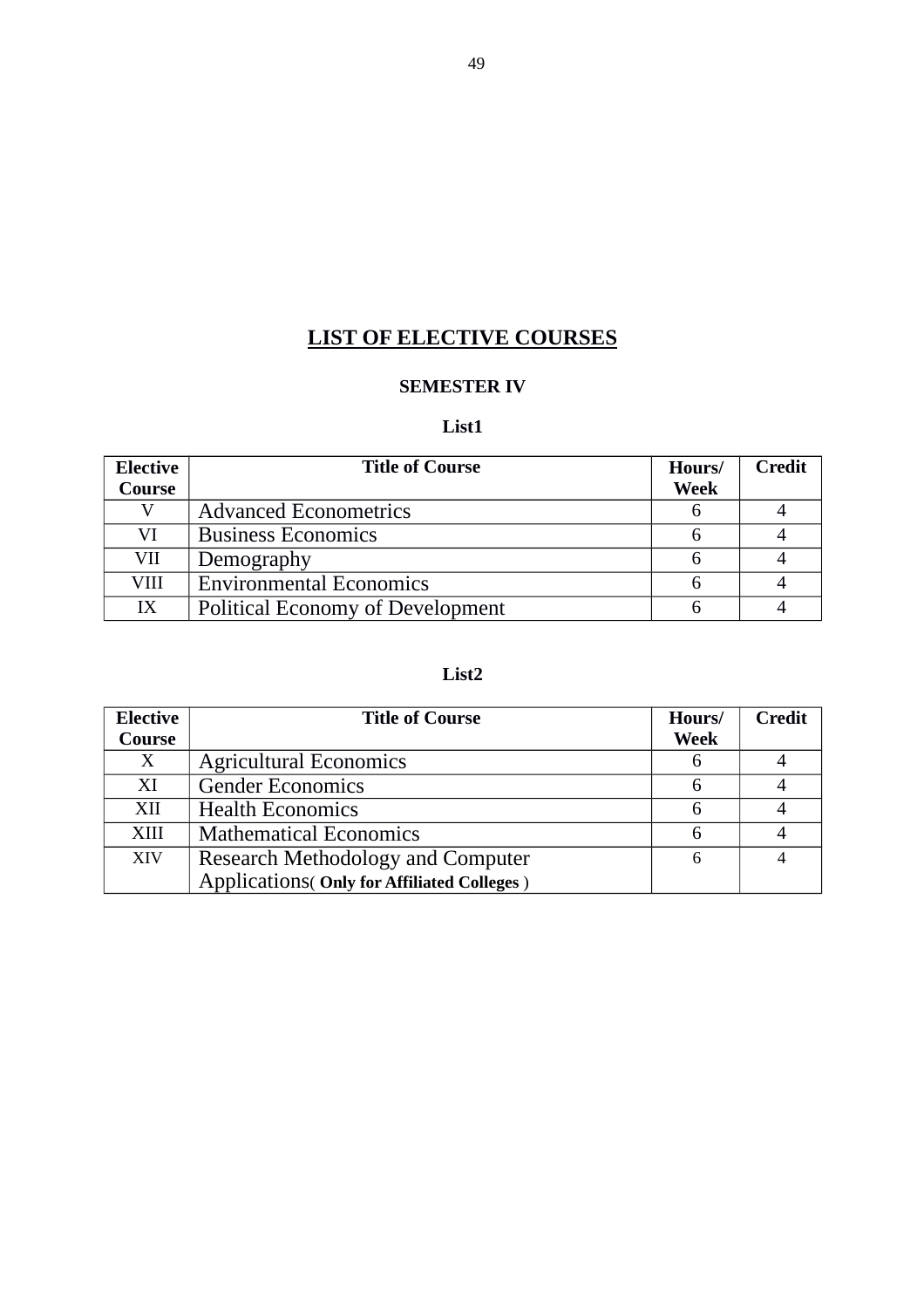# LIST OF ELECTIVE COURSES

### SEMESTER IV

**List1**

| Elective Course | Title of Course | Hours/ Week | Credit |
|---|---|---|---|
| V | Advanced Econometrics | 6 | 4 |
| VI | Business Economics | 6 | 4 |
| VII | Demography | 6 | 4 |
| VIII | Environmental Economics | 6 | 4 |
| IX | Political Economy of Development | 6 | 4 |

**List2**

| Elective Course | Title of Course | Hours/ Week | Credit |
|---|---|---|---|
| X | Agricultural Economics | 6 | 4 |
| XI | Gender Economics | 6 | 4 |
| XII | Health Economics | 6 | 4 |
| XIII | Mathematical Economics | 6 | 4 |
| XIV | Research Methodology and Computer Applications( **Only for Affiliated Colleges** ) | 6 | 4 |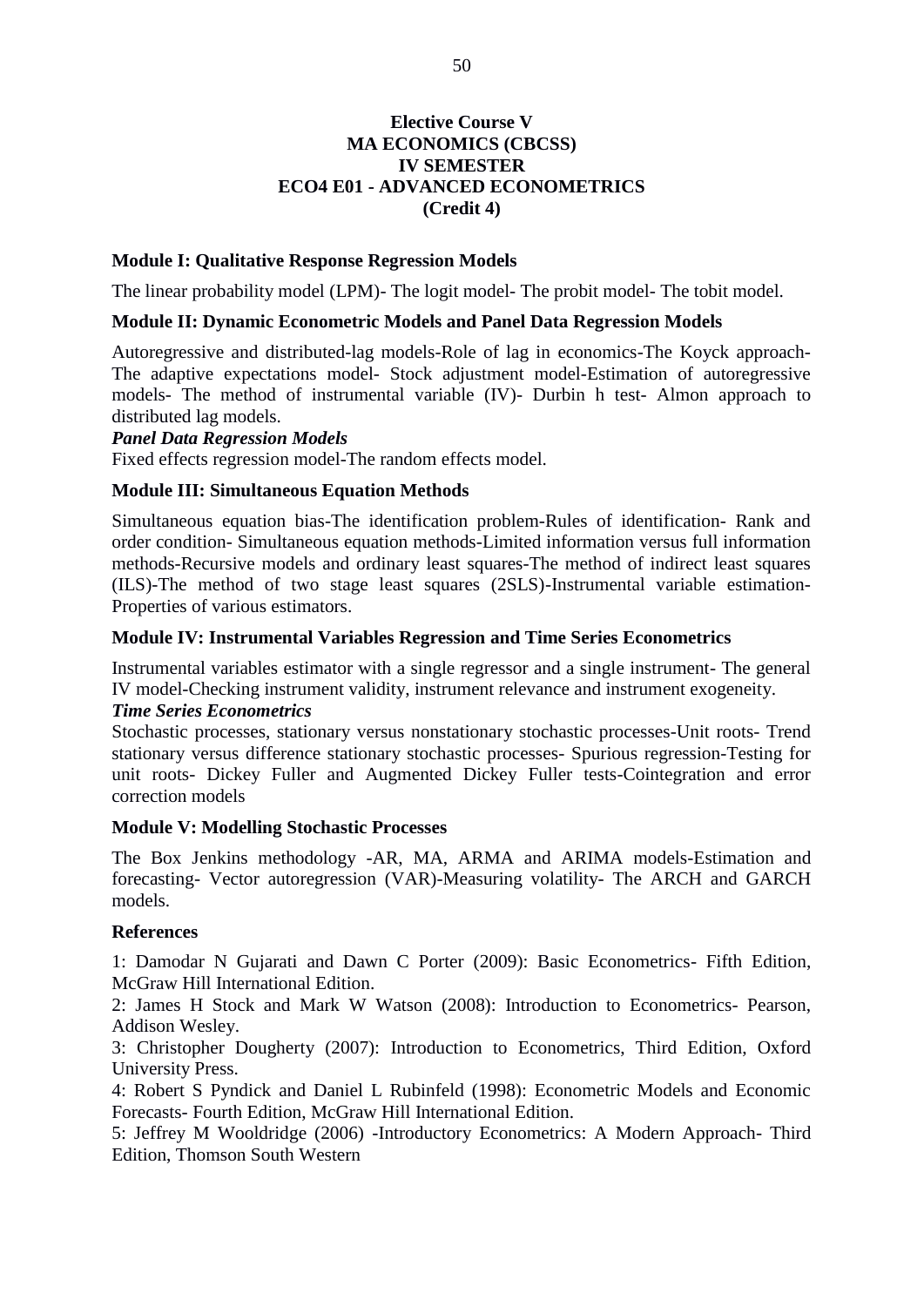**Elective Course V**
**MA ECONOMICS (CBCSS)**
**IV SEMESTER**
**ECO4 E01 - ADVANCED ECONOMETRICS**
**(Credit 4)**

### Module I: Qualitative Response Regression Models

The linear probability model (LPM)- The logit model- The probit model- The tobit model.

### Module II: Dynamic Econometric Models and Panel Data Regression Models

Autoregressive and distributed-lag models-Role of lag in economics-The Koyck approach-The adaptive expectations model- Stock adjustment model-Estimation of autoregressive models- The method of instrumental variable (IV)- Durbin h test- Almon approach to distributed lag models.

***Panel Data Regression Models***

Fixed effects regression model-The random effects model.

### Module III: Simultaneous Equation Methods

Simultaneous equation bias-The identification problem-Rules of identification- Rank and order condition- Simultaneous equation methods-Limited information versus full information methods-Recursive models and ordinary least squares-The method of indirect least squares (ILS)-The method of two stage least squares (2SLS)-Instrumental variable estimation-Properties of various estimators.

### Module IV: Instrumental Variables Regression and Time Series Econometrics

Instrumental variables estimator with a single regressor and a single instrument- The general IV model-Checking instrument validity, instrument relevance and instrument exogeneity.

***Time Series Econometrics***

Stochastic processes, stationary versus nonstationary stochastic processes-Unit roots- Trend stationary versus difference stationary stochastic processes- Spurious regression-Testing for unit roots- Dickey Fuller and Augmented Dickey Fuller tests-Cointegration and error correction models

### Module V: Modelling Stochastic Processes

The Box Jenkins methodology -AR, MA, ARMA and ARIMA models-Estimation and forecasting- Vector autoregression (VAR)-Measuring volatility- The ARCH and GARCH models.

### References

1: Damodar N Gujarati and Dawn C Porter (2009): Basic Econometrics- Fifth Edition, McGraw Hill International Edition.

2: James H Stock and Mark W Watson (2008): Introduction to Econometrics- Pearson, Addison Wesley.

3: Christopher Dougherty (2007): Introduction to Econometrics, Third Edition, Oxford University Press.

4: Robert S Pyndick and Daniel L Rubinfeld (1998): Econometric Models and Economic Forecasts- Fourth Edition, McGraw Hill International Edition.

5: Jeffrey M Wooldridge (2006) -Introductory Econometrics: A Modern Approach- Third Edition, Thomson South Western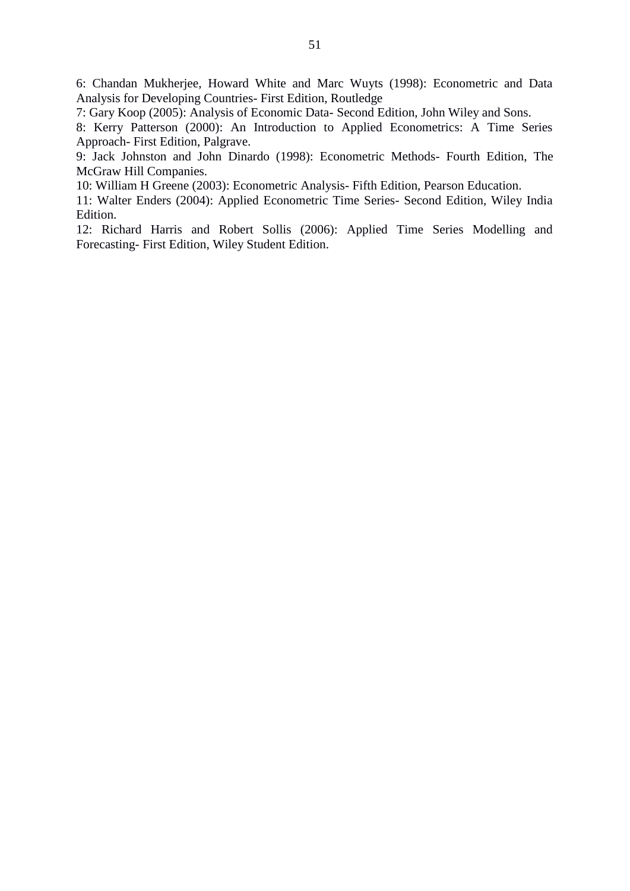6: Chandan Mukherjee, Howard White and Marc Wuyts (1998): Econometric and Data Analysis for Developing Countries- First Edition, Routledge

7: Gary Koop (2005): Analysis of Economic Data- Second Edition, John Wiley and Sons.

8: Kerry Patterson (2000): An Introduction to Applied Econometrics: A Time Series Approach- First Edition, Palgrave.

9: Jack Johnston and John Dinardo (1998): Econometric Methods- Fourth Edition, The McGraw Hill Companies.

10: William H Greene (2003): Econometric Analysis- Fifth Edition, Pearson Education.

11: Walter Enders (2004): Applied Econometric Time Series- Second Edition, Wiley India Edition.

12: Richard Harris and Robert Sollis (2006): Applied Time Series Modelling and Forecasting- First Edition, Wiley Student Edition.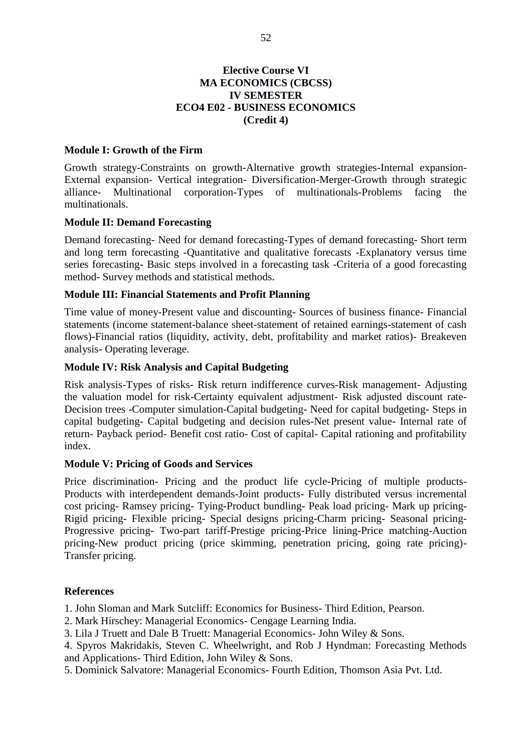# Elective Course VI
# MA ECONOMICS (CBCSS)
# IV SEMESTER
# ECO4 E02 - BUSINESS ECONOMICS
# (Credit 4)

**Module I: Growth of the Firm**

Growth strategy-Constraints on growth-Alternative growth strategies-Internal expansion-External expansion- Vertical integration- Diversification-Merger-Growth through strategic alliance- Multinational corporation-Types of multinationals-Problems facing the multinationals.

**Module II: Demand Forecasting**

Demand forecasting- Need for demand forecasting-Types of demand forecasting- Short term and long term forecasting -Quantitative and qualitative forecasts -Explanatory versus time series forecasting- Basic steps involved in a forecasting task -Criteria of a good forecasting method- Survey methods and statistical methods.

**Module III: Financial Statements and Profit Planning**

Time value of money-Present value and discounting- Sources of business finance- Financial statements (income statement-balance sheet-statement of retained earnings-statement of cash flows)-Financial ratios (liquidity, activity, debt, profitability and market ratios)- Breakeven analysis- Operating leverage.

**Module IV: Risk Analysis and Capital Budgeting**

Risk analysis-Types of risks- Risk return indifference curves-Risk management- Adjusting the valuation model for risk-Certainty equivalent adjustment- Risk adjusted discount rate-Decision trees -Computer simulation-Capital budgeting- Need for capital budgeting- Steps in capital budgeting- Capital budgeting and decision rules-Net present value- Internal rate of return- Payback period- Benefit cost ratio- Cost of capital- Capital rationing and profitability index.

**Module V: Pricing of Goods and Services**

Price discrimination- Pricing and the product life cycle-Pricing of multiple products-Products with interdependent demands-Joint products- Fully distributed versus incremental cost pricing- Ramsey pricing- Tying-Product bundling- Peak load pricing- Mark up pricing-Rigid pricing- Flexible pricing- Special designs pricing-Charm pricing- Seasonal pricing-Progressive pricing- Two-part tariff-Prestige pricing-Price lining-Price matching-Auction pricing-New product pricing (price skimming, penetration pricing, going rate pricing)-Transfer pricing.

**References**

1. John Sloman and Mark Sutcliff: Economics for Business- Third Edition, Pearson.
2. Mark Hirschey: Managerial Economics- Cengage Learning India.
3. Lila J Truett and Dale B Truett: Managerial Economics- John Wiley & Sons.
4. Spyros Makridakis, Steven C. Wheelwright, and Rob J Hyndman: Forecasting Methods and Applications- Third Edition, John Wiley & Sons.
5. Dominick Salvatore: Managerial Economics- Fourth Edition, Thomson Asia Pvt. Ltd.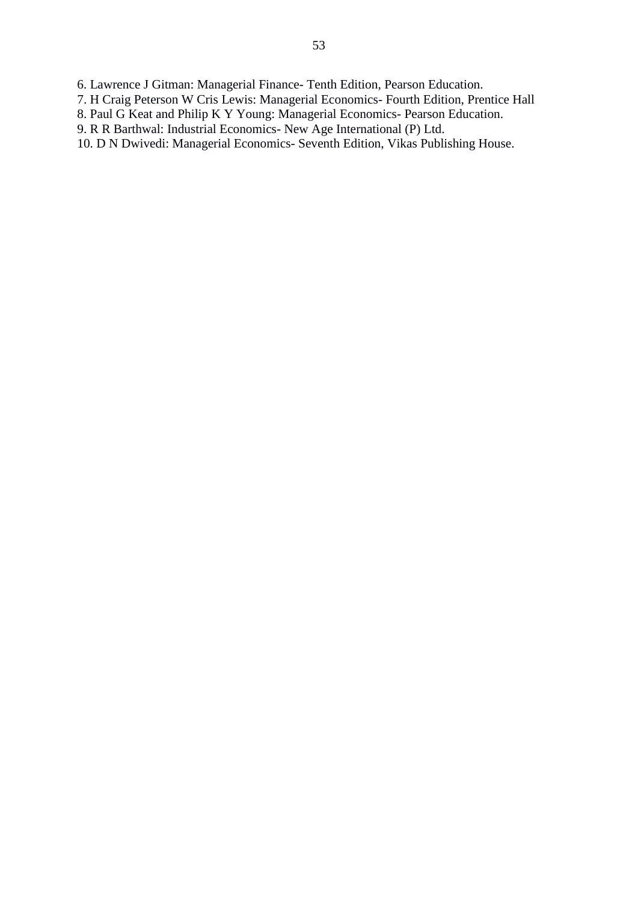6. Lawrence J Gitman: Managerial Finance- Tenth Edition, Pearson Education.
7. H Craig Peterson W Cris Lewis: Managerial Economics- Fourth Edition, Prentice Hall
8. Paul G Keat and Philip K Y Young: Managerial Economics- Pearson Education.
9. R R Barthwal: Industrial Economics- New Age International (P) Ltd.
10. D N Dwivedi: Managerial Economics- Seventh Edition, Vikas Publishing House.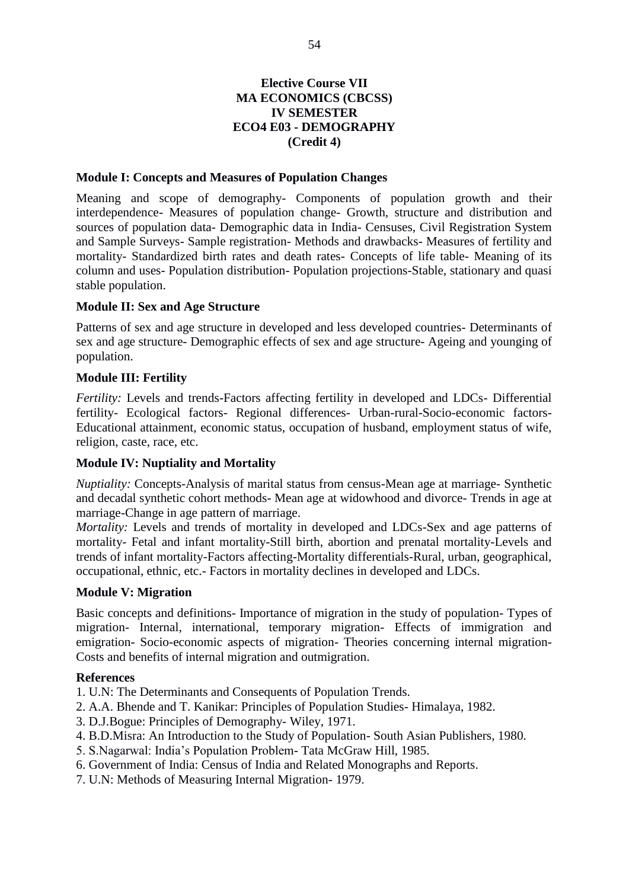**Elective Course VII**
**MA ECONOMICS (CBCSS)**
**IV SEMESTER**
**ECO4 E03 - DEMOGRAPHY**
**(Credit 4)**

**Module I: Concepts and Measures of Population Changes**

Meaning and scope of demography- Components of population growth and their interdependence- Measures of population change- Growth, structure and distribution and sources of population data- Demographic data in India- Censuses, Civil Registration System and Sample Surveys- Sample registration- Methods and drawbacks- Measures of fertility and mortality- Standardized birth rates and death rates- Concepts of life table- Meaning of its column and uses- Population distribution- Population projections-Stable, stationary and quasi stable population.

**Module II: Sex and Age Structure**

Patterns of sex and age structure in developed and less developed countries- Determinants of sex and age structure- Demographic effects of sex and age structure- Ageing and younging of population.

**Module III: Fertility**

*Fertility:* Levels and trends-Factors affecting fertility in developed and LDCs- Differential fertility- Ecological factors- Regional differences- Urban-rural-Socio-economic factors-Educational attainment, economic status, occupation of husband, employment status of wife, religion, caste, race, etc.

**Module IV: Nuptiality and Mortality**

*Nuptiality:* Concepts-Analysis of marital status from census-Mean age at marriage- Synthetic and decadal synthetic cohort methods- Mean age at widowhood and divorce- Trends in age at marriage-Change in age pattern of marriage.
*Mortality:* Levels and trends of mortality in developed and LDCs-Sex and age patterns of mortality- Fetal and infant mortality-Still birth, abortion and prenatal mortality-Levels and trends of infant mortality-Factors affecting-Mortality differentials-Rural, urban, geographical, occupational, ethnic, etc.- Factors in mortality declines in developed and LDCs.

**Module V: Migration**

Basic concepts and definitions- Importance of migration in the study of population- Types of migration- Internal, international, temporary migration- Effects of immigration and emigration- Socio-economic aspects of migration- Theories concerning internal migration-Costs and benefits of internal migration and outmigration.

**References**

1. U.N: The Determinants and Consequents of Population Trends.
2. A.A. Bhende and T. Kanikar: Principles of Population Studies- Himalaya, 1982.
3. D.J.Bogue: Principles of Demography- Wiley, 1971.
4. B.D.Misra: An Introduction to the Study of Population- South Asian Publishers, 1980.
5. S.Nagarwal: India's Population Problem- Tata McGraw Hill, 1985.
6. Government of India: Census of India and Related Monographs and Reports.
7. U.N: Methods of Measuring Internal Migration- 1979.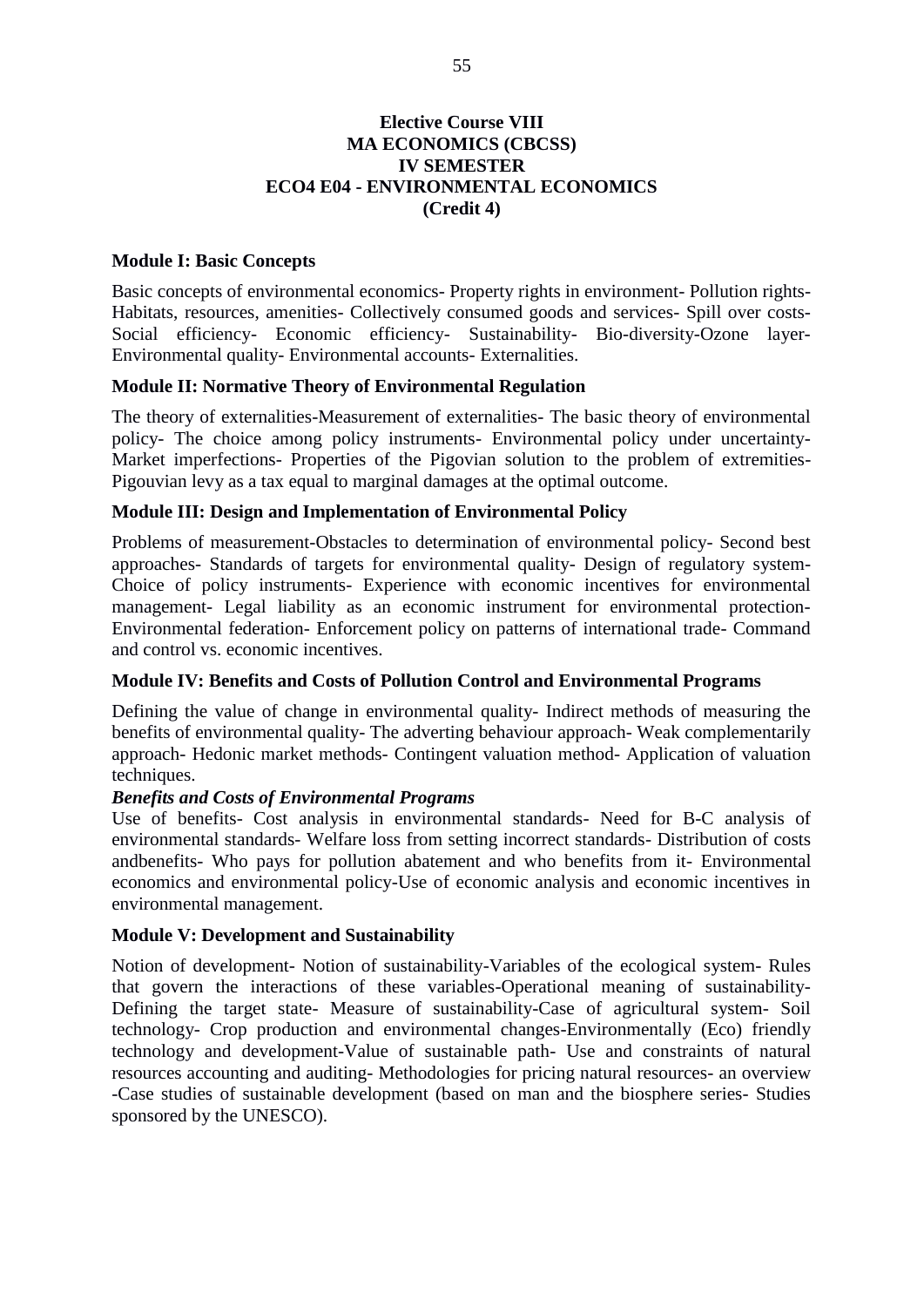**Elective Course VIII**
**MA ECONOMICS (CBCSS)**
**IV SEMESTER**
**ECO4 E04 - ENVIRONMENTAL ECONOMICS**
**(Credit 4)**

**Module I: Basic Concepts**

Basic concepts of environmental economics- Property rights in environment- Pollution rights- Habitats, resources, amenities- Collectively consumed goods and services- Spill over costs- Social efficiency- Economic efficiency- Sustainability- Bio-diversity-Ozone layer- Environmental quality- Environmental accounts- Externalities.

**Module II: Normative Theory of Environmental Regulation**

The theory of externalities-Measurement of externalities- The basic theory of environmental policy- The choice among policy instruments- Environmental policy under uncertainty- Market imperfections- Properties of the Pigovian solution to the problem of extremities- Pigouvian levy as a tax equal to marginal damages at the optimal outcome.

**Module III: Design and Implementation of Environmental Policy**

Problems of measurement-Obstacles to determination of environmental policy- Second best approaches- Standards of targets for environmental quality- Design of regulatory system- Choice of policy instruments- Experience with economic incentives for environmental management- Legal liability as an economic instrument for environmental protection- Environmental federation- Enforcement policy on patterns of international trade- Command and control vs. economic incentives.

**Module IV: Benefits and Costs of Pollution Control and Environmental Programs**

Defining the value of change in environmental quality- Indirect methods of measuring the benefits of environmental quality- The adverting behaviour approach- Weak complementarily approach- Hedonic market methods- Contingent valuation method- Application of valuation techniques.

***Benefits and Costs of Environmental Programs***

Use of benefits- Cost analysis in environmental standards- Need for B-C analysis of environmental standards- Welfare loss from setting incorrect standards- Distribution of costs andbenefits- Who pays for pollution abatement and who benefits from it- Environmental economics and environmental policy-Use of economic analysis and economic incentives in environmental management.

**Module V: Development and Sustainability**

Notion of development- Notion of sustainability-Variables of the ecological system- Rules that govern the interactions of these variables-Operational meaning of sustainability- Defining the target state- Measure of sustainability-Case of agricultural system- Soil technology- Crop production and environmental changes-Environmentally (Eco) friendly technology and development-Value of sustainable path- Use and constraints of natural resources accounting and auditing- Methodologies for pricing natural resources- an overview -Case studies of sustainable development (based on man and the biosphere series- Studies sponsored by the UNESCO).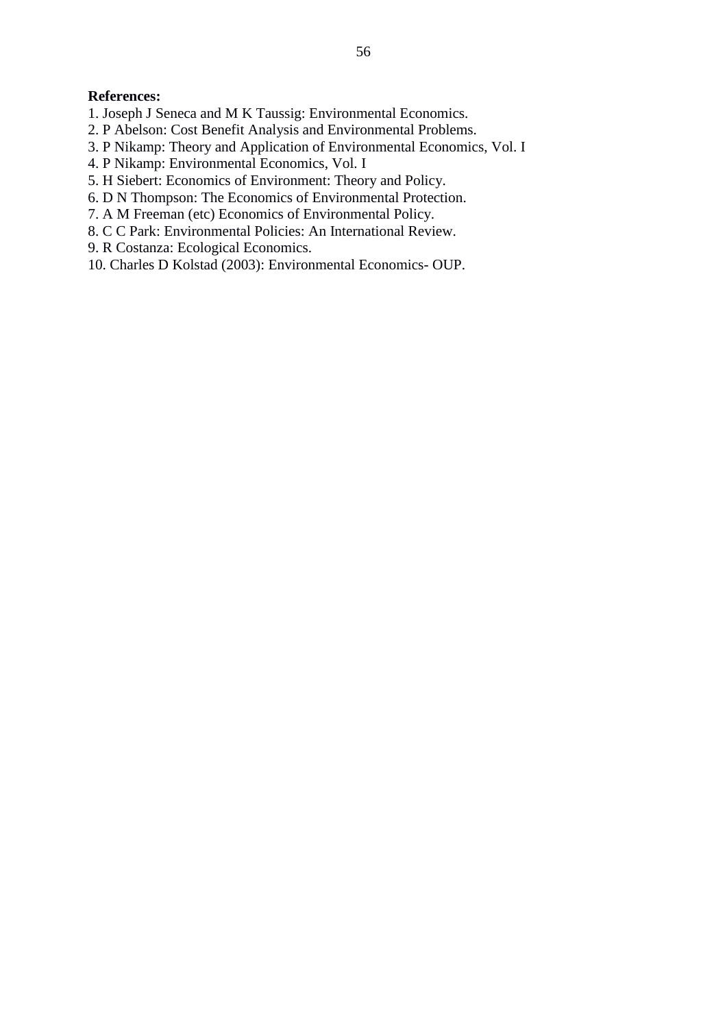**References:**

1. Joseph J Seneca and M K Taussig: Environmental Economics.
2. P Abelson: Cost Benefit Analysis and Environmental Problems.
3. P Nikamp: Theory and Application of Environmental Economics, Vol. I
4. P Nikamp: Environmental Economics, Vol. I
5. H Siebert: Economics of Environment: Theory and Policy.
6. D N Thompson: The Economics of Environmental Protection.
7. A M Freeman (etc) Economics of Environmental Policy.
8. C C Park: Environmental Policies: An International Review.
9. R Costanza: Ecological Economics.
10. Charles D Kolstad (2003): Environmental Economics- OUP.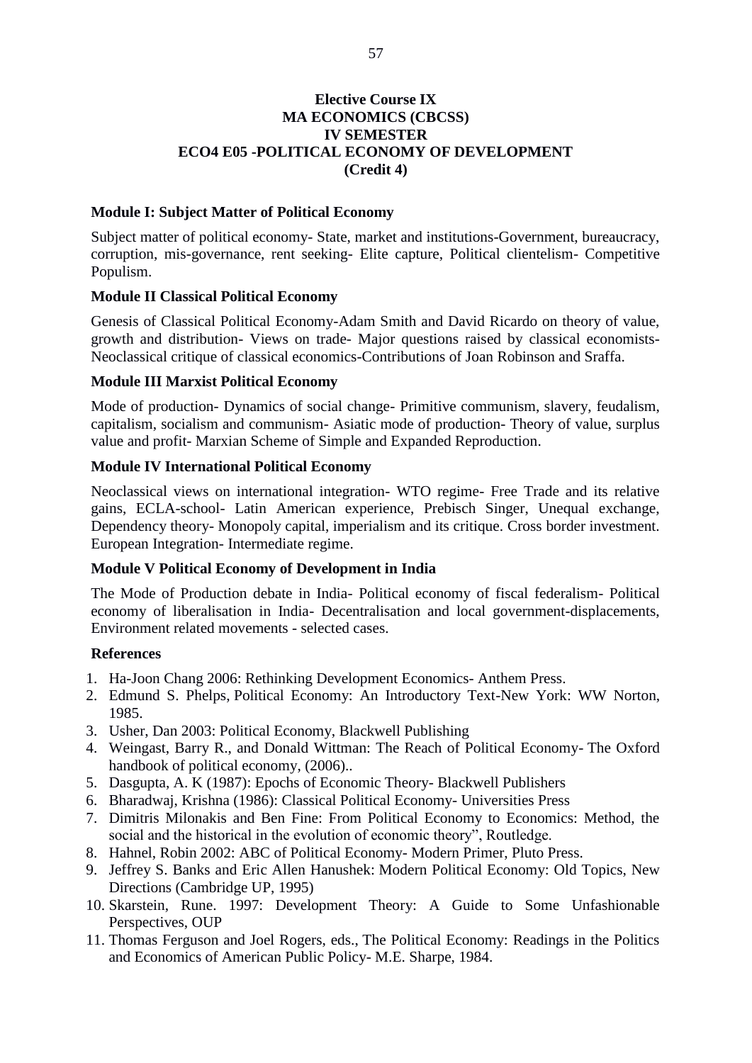## Elective Course IX
## MA ECONOMICS (CBCSS)
## IV SEMESTER
## ECO4 E05 -POLITICAL ECONOMY OF DEVELOPMENT
## (Credit 4)

**Module I: Subject Matter of Political Economy**

Subject matter of political economy- State, market and institutions-Government, bureaucracy, corruption, mis-governance, rent seeking- Elite capture, Political clientelism- Competitive Populism.

**Module II Classical Political Economy**

Genesis of Classical Political Economy-Adam Smith and David Ricardo on theory of value, growth and distribution- Views on trade- Major questions raised by classical economists- Neoclassical critique of classical economics-Contributions of Joan Robinson and Sraffa.

**Module III Marxist Political Economy**

Mode of production- Dynamics of social change- Primitive communism, slavery, feudalism, capitalism, socialism and communism- Asiatic mode of production- Theory of value, surplus value and profit- Marxian Scheme of Simple and Expanded Reproduction.

**Module IV International Political Economy**

Neoclassical views on international integration- WTO regime- Free Trade and its relative gains, ECLA-school- Latin American experience, Prebisch Singer, Unequal exchange, Dependency theory- Monopoly capital, imperialism and its critique. Cross border investment. European Integration- Intermediate regime.

**Module V Political Economy of Development in India**

The Mode of Production debate in India- Political economy of fiscal federalism- Political economy of liberalisation in India- Decentralisation and local government-displacements, Environment related movements - selected cases.

**References**

1. Ha-Joon Chang 2006: Rethinking Development Economics- Anthem Press.
2. Edmund S. Phelps, Political Economy: An Introductory Text-New York: WW Norton, 1985.
3. Usher, Dan 2003: Political Economy, Blackwell Publishing
4. Weingast, Barry R., and Donald Wittman: The Reach of Political Economy- The Oxford handbook of political economy, (2006)..
5. Dasgupta, A. K (1987): Epochs of Economic Theory- Blackwell Publishers
6. Bharadwaj, Krishna (1986): Classical Political Economy- Universities Press
7. Dimitris Milonakis and Ben Fine: From Political Economy to Economics: Method, the social and the historical in the evolution of economic theory", Routledge.
8. Hahnel, Robin 2002: ABC of Political Economy- Modern Primer, Pluto Press.
9. Jeffrey S. Banks and Eric Allen Hanushek: Modern Political Economy: Old Topics, New Directions (Cambridge UP, 1995)
10. Skarstein, Rune. 1997: Development Theory: A Guide to Some Unfashionable Perspectives, OUP
11. Thomas Ferguson and Joel Rogers, eds., The Political Economy: Readings in the Politics and Economics of American Public Policy- M.E. Sharpe, 1984.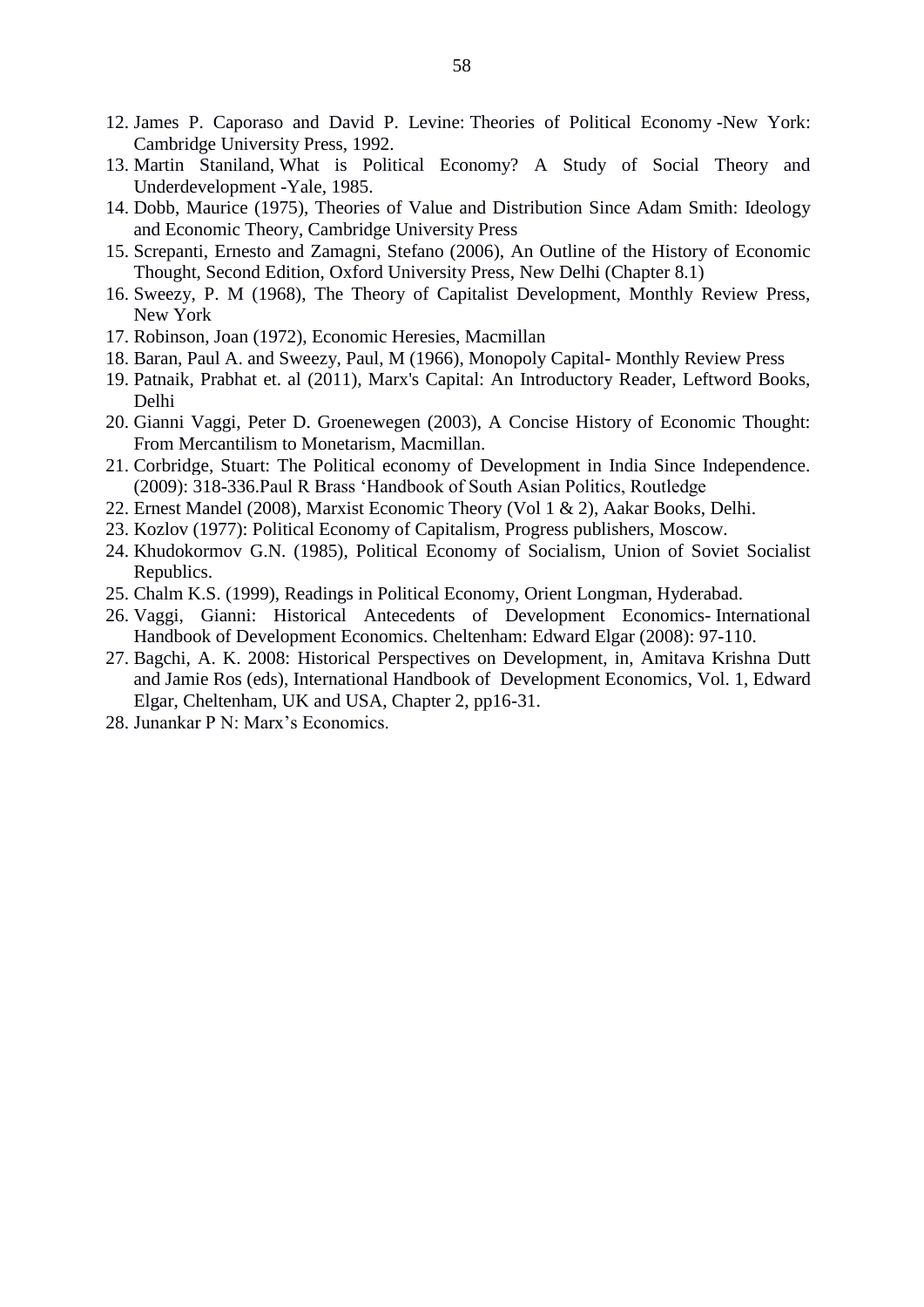12. James P. Caporaso and David P. Levine: Theories of Political Economy -New York: Cambridge University Press, 1992.
13. Martin Staniland, What is Political Economy? A Study of Social Theory and Underdevelopment -Yale, 1985.
14. Dobb, Maurice (1975), Theories of Value and Distribution Since Adam Smith: Ideology and Economic Theory, Cambridge University Press
15. Screpanti, Ernesto and Zamagni, Stefano (2006), An Outline of the History of Economic Thought, Second Edition, Oxford University Press, New Delhi (Chapter 8.1)
16. Sweezy, P. M (1968), The Theory of Capitalist Development, Monthly Review Press, New York
17. Robinson, Joan (1972), Economic Heresies, Macmillan
18. Baran, Paul A. and Sweezy, Paul, M (1966), Monopoly Capital- Monthly Review Press
19. Patnaik, Prabhat et. al (2011), Marx's Capital: An Introductory Reader, Leftword Books, Delhi
20. Gianni Vaggi, Peter D. Groenewegen (2003), A Concise History of Economic Thought: From Mercantilism to Monetarism, Macmillan.
21. Corbridge, Stuart: The Political economy of Development in India Since Independence. (2009): 318-336.Paul R Brass 'Handbook of South Asian Politics, Routledge
22. Ernest Mandel (2008), Marxist Economic Theory (Vol 1 & 2), Aakar Books, Delhi.
23. Kozlov (1977): Political Economy of Capitalism, Progress publishers, Moscow.
24. Khudokormov G.N. (1985), Political Economy of Socialism, Union of Soviet Socialist Republics.
25. Chalm K.S. (1999), Readings in Political Economy, Orient Longman, Hyderabad.
26. Vaggi, Gianni: Historical Antecedents of Development Economics- International Handbook of Development Economics. Cheltenham: Edward Elgar (2008): 97-110.
27. Bagchi, A. K. 2008: Historical Perspectives on Development, in, Amitava Krishna Dutt and Jamie Ros (eds), International Handbook of Development Economics, Vol. 1, Edward Elgar, Cheltenham, UK and USA, Chapter 2, pp16-31.
28. Junankar P N: Marx's Economics.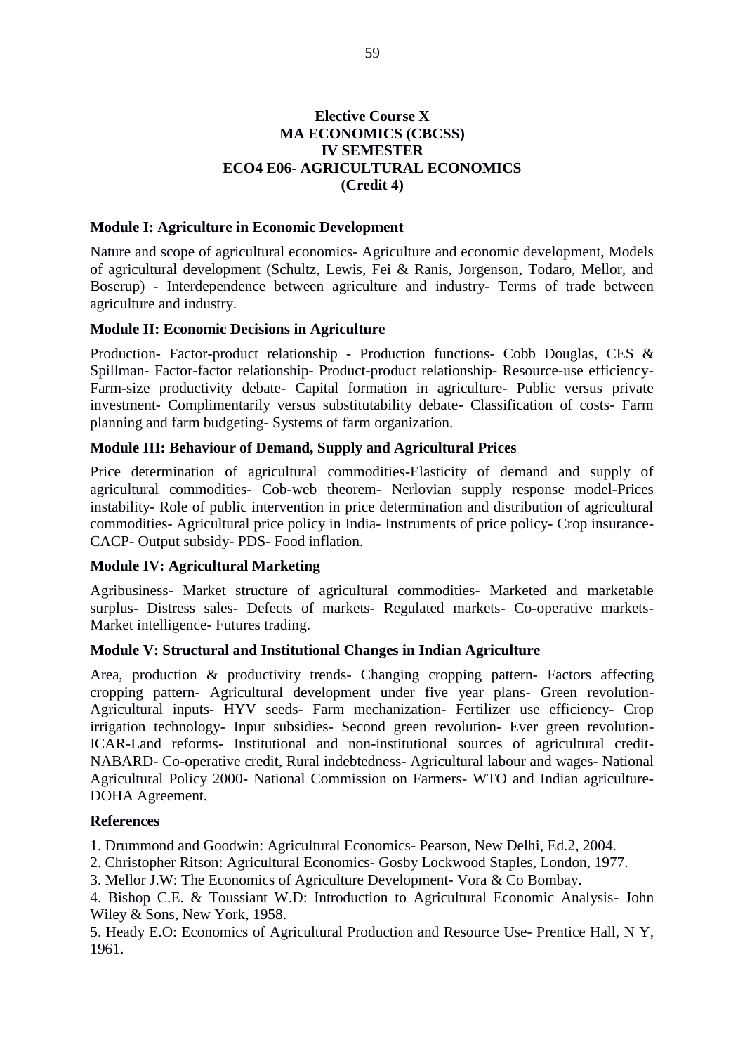**Elective Course X**
**MA ECONOMICS (CBCSS)**
**IV SEMESTER**
**ECO4 E06- AGRICULTURAL ECONOMICS**
**(Credit 4)**

### Module I: Agriculture in Economic Development

Nature and scope of agricultural economics- Agriculture and economic development, Models of agricultural development (Schultz, Lewis, Fei & Ranis, Jorgenson, Todaro, Mellor, and Boserup) - Interdependence between agriculture and industry- Terms of trade between agriculture and industry.

### Module II: Economic Decisions in Agriculture

Production- Factor-product relationship - Production functions- Cobb Douglas, CES & Spillman- Factor-factor relationship- Product-product relationship- Resource-use efficiency- Farm-size productivity debate- Capital formation in agriculture- Public versus private investment- Complimentarily versus substitutability debate- Classification of costs- Farm planning and farm budgeting- Systems of farm organization.

### Module III: Behaviour of Demand, Supply and Agricultural Prices

Price determination of agricultural commodities-Elasticity of demand and supply of agricultural commodities- Cob-web theorem- Nerlovian supply response model-Prices instability- Role of public intervention in price determination and distribution of agricultural commodities- Agricultural price policy in India- Instruments of price policy- Crop insurance- CACP- Output subsidy- PDS- Food inflation.

### Module IV: Agricultural Marketing

Agribusiness- Market structure of agricultural commodities- Marketed and marketable surplus- Distress sales- Defects of markets- Regulated markets- Co-operative markets- Market intelligence- Futures trading.

### Module V: Structural and Institutional Changes in Indian Agriculture

Area, production & productivity trends- Changing cropping pattern- Factors affecting cropping pattern- Agricultural development under five year plans- Green revolution- Agricultural inputs- HYV seeds- Farm mechanization- Fertilizer use efficiency- Crop irrigation technology- Input subsidies- Second green revolution- Ever green revolution- ICAR-Land reforms- Institutional and non-institutional sources of agricultural credit- NABARD- Co-operative credit, Rural indebtedness- Agricultural labour and wages- National Agricultural Policy 2000- National Commission on Farmers- WTO and Indian agriculture- DOHA Agreement.

### References

1. Drummond and Goodwin: Agricultural Economics- Pearson, New Delhi, Ed.2, 2004.
2. Christopher Ritson: Agricultural Economics- Gosby Lockwood Staples, London, 1977.
3. Mellor J.W: The Economics of Agriculture Development- Vora & Co Bombay.
4. Bishop C.E. & Toussiant W.D: Introduction to Agricultural Economic Analysis- John Wiley & Sons, New York, 1958.
5. Heady E.O: Economics of Agricultural Production and Resource Use- Prentice Hall, N Y, 1961.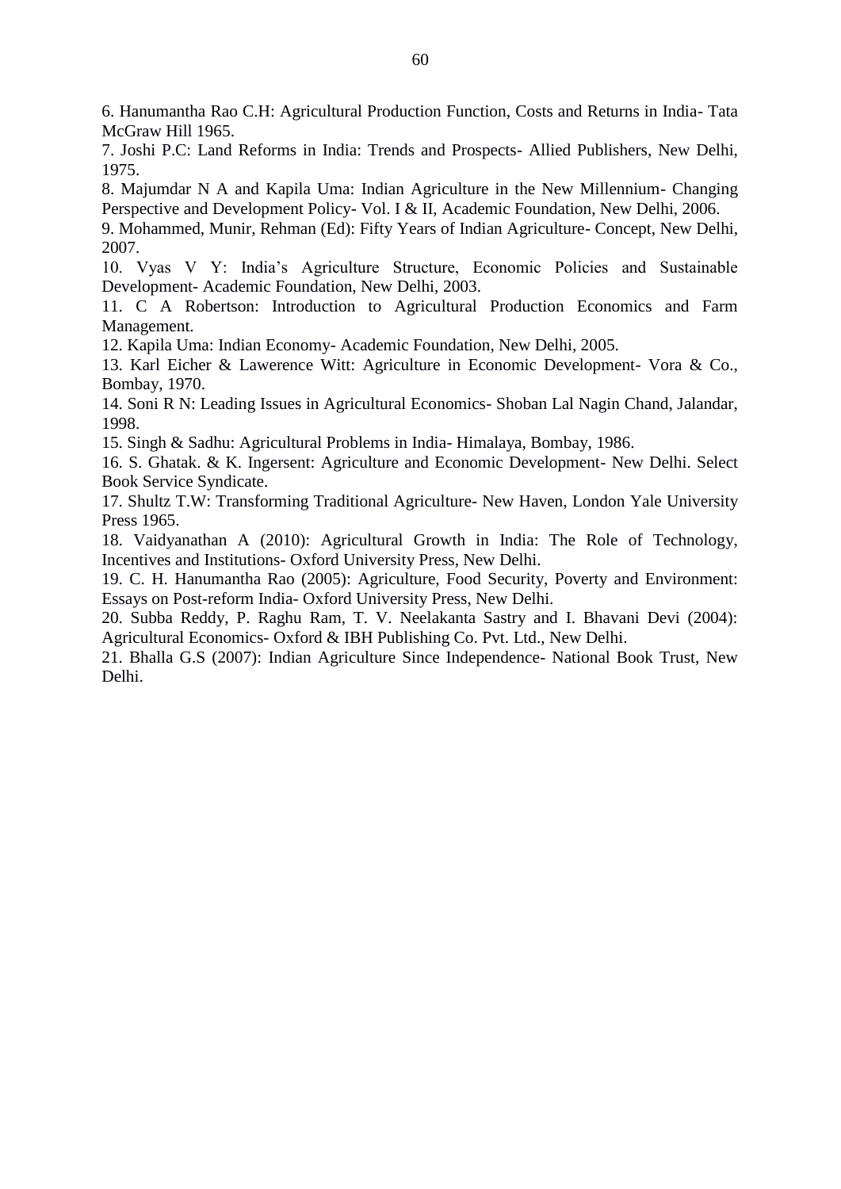6. Hanumantha Rao C.H: Agricultural Production Function, Costs and Returns in India- Tata McGraw Hill 1965.

7. Joshi P.C: Land Reforms in India: Trends and Prospects- Allied Publishers, New Delhi, 1975.

8. Majumdar N A and Kapila Uma: Indian Agriculture in the New Millennium- Changing Perspective and Development Policy- Vol. I & II, Academic Foundation, New Delhi, 2006.

9. Mohammed, Munir, Rehman (Ed): Fifty Years of Indian Agriculture- Concept, New Delhi, 2007.

10. Vyas V Y: India's Agriculture Structure, Economic Policies and Sustainable Development- Academic Foundation, New Delhi, 2003.

11. C A Robertson: Introduction to Agricultural Production Economics and Farm Management.

12. Kapila Uma: Indian Economy- Academic Foundation, New Delhi, 2005.

13. Karl Eicher & Lawerence Witt: Agriculture in Economic Development- Vora & Co., Bombay, 1970.

14. Soni R N: Leading Issues in Agricultural Economics- Shoban Lal Nagin Chand, Jalandar, 1998.

15. Singh & Sadhu: Agricultural Problems in India- Himalaya, Bombay, 1986.

16. S. Ghatak. & K. Ingersent: Agriculture and Economic Development- New Delhi. Select Book Service Syndicate.

17. Shultz T.W: Transforming Traditional Agriculture- New Haven, London Yale University Press 1965.

18. Vaidyanathan A (2010): Agricultural Growth in India: The Role of Technology, Incentives and Institutions- Oxford University Press, New Delhi.

19. C. H. Hanumantha Rao (2005): Agriculture, Food Security, Poverty and Environment: Essays on Post-reform India- Oxford University Press, New Delhi.

20. Subba Reddy, P. Raghu Ram, T. V. Neelakanta Sastry and I. Bhavani Devi (2004): Agricultural Economics- Oxford & IBH Publishing Co. Pvt. Ltd., New Delhi.

21. Bhalla G.S (2007): Indian Agriculture Since Independence- National Book Trust, New Delhi.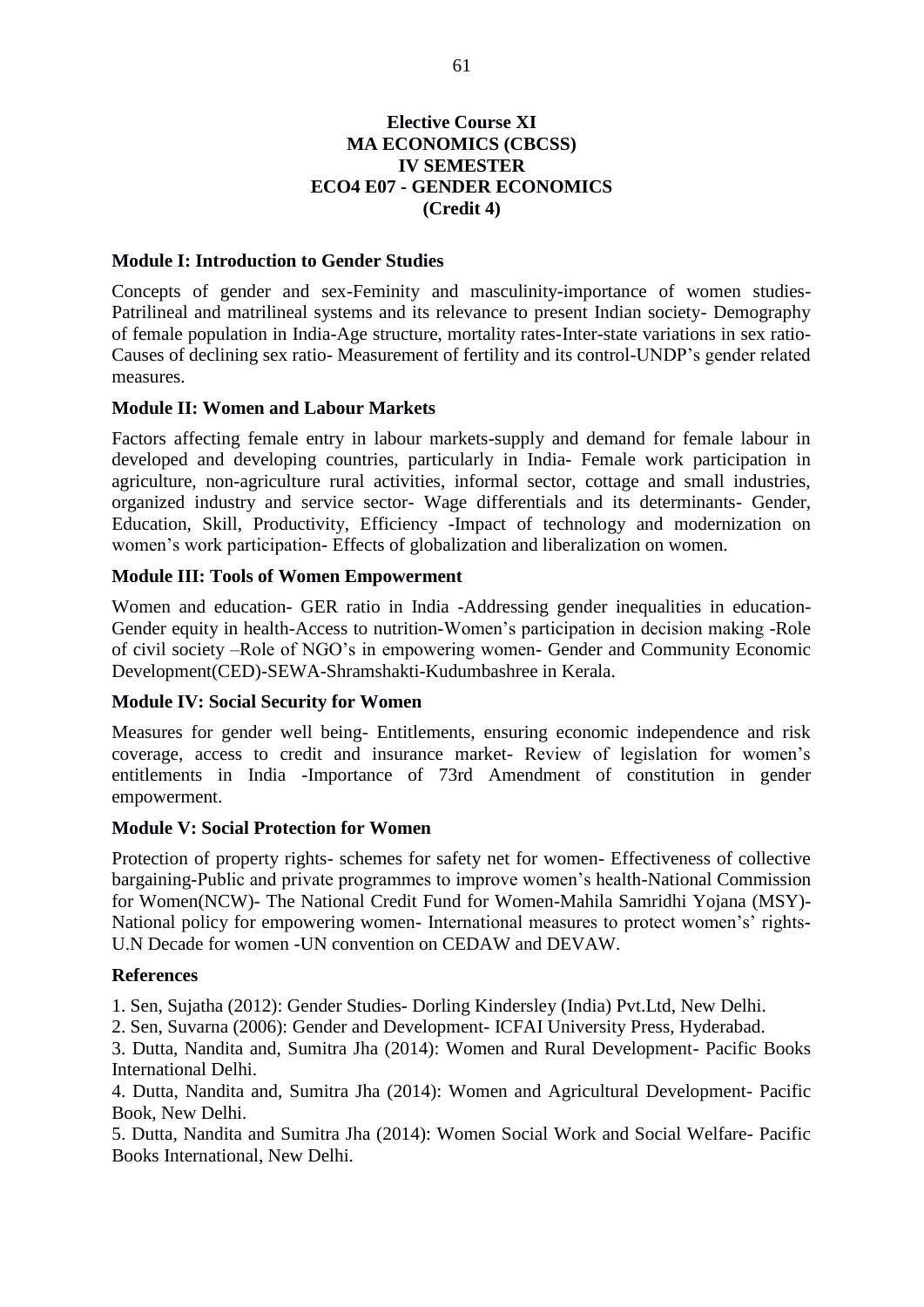**Elective Course XI**
**MA ECONOMICS (CBCSS)**
**IV SEMESTER**
**ECO4 E07 - GENDER ECONOMICS**
**(Credit 4)**

### Module I: Introduction to Gender Studies

Concepts of gender and sex-Feminity and masculinity-importance of women studies-Patrilineal and matrilineal systems and its relevance to present Indian society- Demography of female population in India-Age structure, mortality rates-Inter-state variations in sex ratio-Causes of declining sex ratio- Measurement of fertility and its control-UNDP's gender related measures.

### Module II: Women and Labour Markets

Factors affecting female entry in labour markets-supply and demand for female labour in developed and developing countries, particularly in India- Female work participation in agriculture, non-agriculture rural activities, informal sector, cottage and small industries, organized industry and service sector- Wage differentials and its determinants- Gender, Education, Skill, Productivity, Efficiency -Impact of technology and modernization on women's work participation- Effects of globalization and liberalization on women.

### Module III: Tools of Women Empowerment

Women and education- GER ratio in India -Addressing gender inequalities in education-Gender equity in health-Access to nutrition-Women's participation in decision making -Role of civil society –Role of NGO's in empowering women- Gender and Community Economic Development(CED)-SEWA-Shramshakti-Kudumbashree in Kerala.

### Module IV: Social Security for Women

Measures for gender well being- Entitlements, ensuring economic independence and risk coverage, access to credit and insurance market- Review of legislation for women's entitlements in India -Importance of 73rd Amendment of constitution in gender empowerment.

### Module V: Social Protection for Women

Protection of property rights- schemes for safety net for women- Effectiveness of collective bargaining-Public and private programmes to improve women's health-National Commission for Women(NCW)- The National Credit Fund for Women-Mahila Samridhi Yojana (MSY)-National policy for empowering women- International measures to protect women's' rights-U.N Decade for women -UN convention on CEDAW and DEVAW.

### References

1. Sen, Sujatha (2012): Gender Studies- Dorling Kindersley (India) Pvt.Ltd, New Delhi.
2. Sen, Suvarna (2006): Gender and Development- ICFAI University Press, Hyderabad.
3. Dutta, Nandita and, Sumitra Jha (2014): Women and Rural Development- Pacific Books International Delhi.
4. Dutta, Nandita and, Sumitra Jha (2014): Women and Agricultural Development- Pacific Book, New Delhi.
5. Dutta, Nandita and Sumitra Jha (2014): Women Social Work and Social Welfare- Pacific Books International, New Delhi.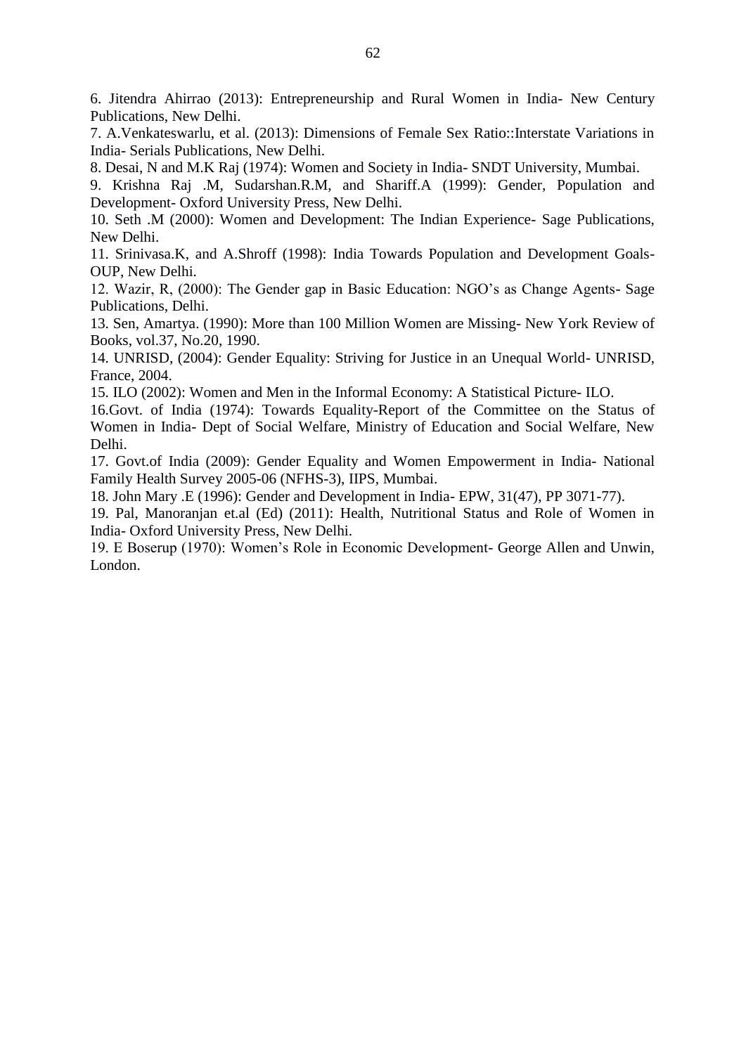6. Jitendra Ahirrao (2013): Entrepreneurship and Rural Women in India- New Century Publications, New Delhi.

7. A.Venkateswarlu, et al. (2013): Dimensions of Female Sex Ratio::Interstate Variations in India- Serials Publications, New Delhi.

8. Desai, N and M.K Raj (1974): Women and Society in India- SNDT University, Mumbai.

9. Krishna Raj .M, Sudarshan.R.M, and Shariff.A (1999): Gender, Population and Development- Oxford University Press, New Delhi.

10. Seth .M (2000): Women and Development: The Indian Experience- Sage Publications, New Delhi.

11. Srinivasa.K, and A.Shroff (1998): India Towards Population and Development Goals- OUP, New Delhi.

12. Wazir, R, (2000): The Gender gap in Basic Education: NGO's as Change Agents- Sage Publications, Delhi.

13. Sen, Amartya. (1990): More than 100 Million Women are Missing- New York Review of Books, vol.37, No.20, 1990.

14. UNRISD, (2004): Gender Equality: Striving for Justice in an Unequal World- UNRISD, France, 2004.

15. ILO (2002): Women and Men in the Informal Economy: A Statistical Picture- ILO.

16.Govt. of India (1974): Towards Equality-Report of the Committee on the Status of Women in India- Dept of Social Welfare, Ministry of Education and Social Welfare, New Delhi.

17. Govt.of India (2009): Gender Equality and Women Empowerment in India- National Family Health Survey 2005-06 (NFHS-3), IIPS, Mumbai.

18. John Mary .E (1996): Gender and Development in India- EPW, 31(47), PP 3071-77).

19. Pal, Manoranjan et.al (Ed) (2011): Health, Nutritional Status and Role of Women in India- Oxford University Press, New Delhi.

19. E Boserup (1970): Women's Role in Economic Development- George Allen and Unwin, London.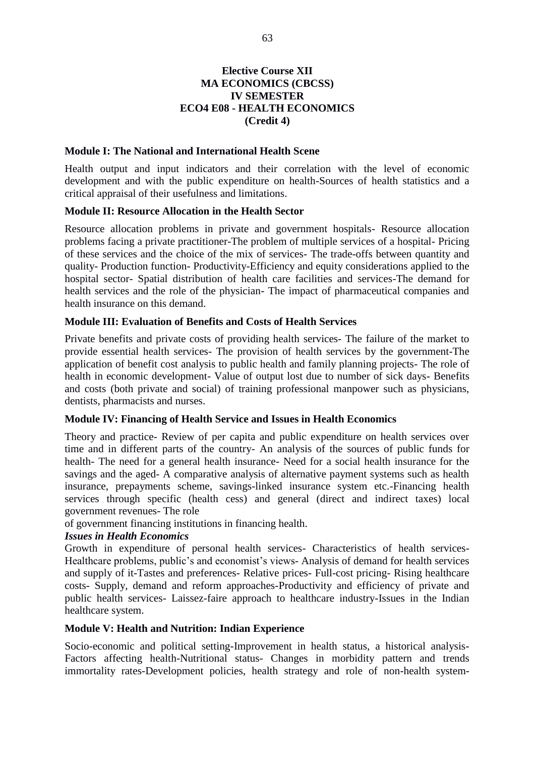**Elective Course XII**
**MA ECONOMICS (CBCSS)**
**IV SEMESTER**
**ECO4 E08 - HEALTH ECONOMICS**
**(Credit 4)**

**Module I: The National and International Health Scene**

Health output and input indicators and their correlation with the level of economic development and with the public expenditure on health-Sources of health statistics and a critical appraisal of their usefulness and limitations.

**Module II: Resource Allocation in the Health Sector**

Resource allocation problems in private and government hospitals- Resource allocation problems facing a private practitioner-The problem of multiple services of a hospital- Pricing of these services and the choice of the mix of services- The trade-offs between quantity and quality- Production function- Productivity-Efficiency and equity considerations applied to the hospital sector- Spatial distribution of health care facilities and services-The demand for health services and the role of the physician- The impact of pharmaceutical companies and health insurance on this demand.

**Module III: Evaluation of Benefits and Costs of Health Services**

Private benefits and private costs of providing health services- The failure of the market to provide essential health services- The provision of health services by the government-The application of benefit cost analysis to public health and family planning projects- The role of health in economic development- Value of output lost due to number of sick days- Benefits and costs (both private and social) of training professional manpower such as physicians, dentists, pharmacists and nurses.

**Module IV: Financing of Health Service and Issues in Health Economics**

Theory and practice- Review of per capita and public expenditure on health services over time and in different parts of the country- An analysis of the sources of public funds for health- The need for a general health insurance- Need for a social health insurance for the savings and the aged- A comparative analysis of alternative payment systems such as health insurance, prepayments scheme, savings-linked insurance system etc.-Financing health services through specific (health cess) and general (direct and indirect taxes) local government revenues- The role
of government financing institutions in financing health.

***Issues in Health Economics***

Growth in expenditure of personal health services- Characteristics of health services-Healthcare problems, public's and economist's views- Analysis of demand for health services and supply of it-Tastes and preferences- Relative prices- Full-cost pricing- Rising healthcare costs- Supply, demand and reform approaches-Productivity and efficiency of private and public health services- Laissez-faire approach to healthcare industry-Issues in the Indian healthcare system.

**Module V: Health and Nutrition: Indian Experience**

Socio-economic and political setting-Improvement in health status, a historical analysis-Factors affecting health-Nutritional status- Changes in morbidity pattern and trends immortality rates-Development policies, health strategy and role of non-health system-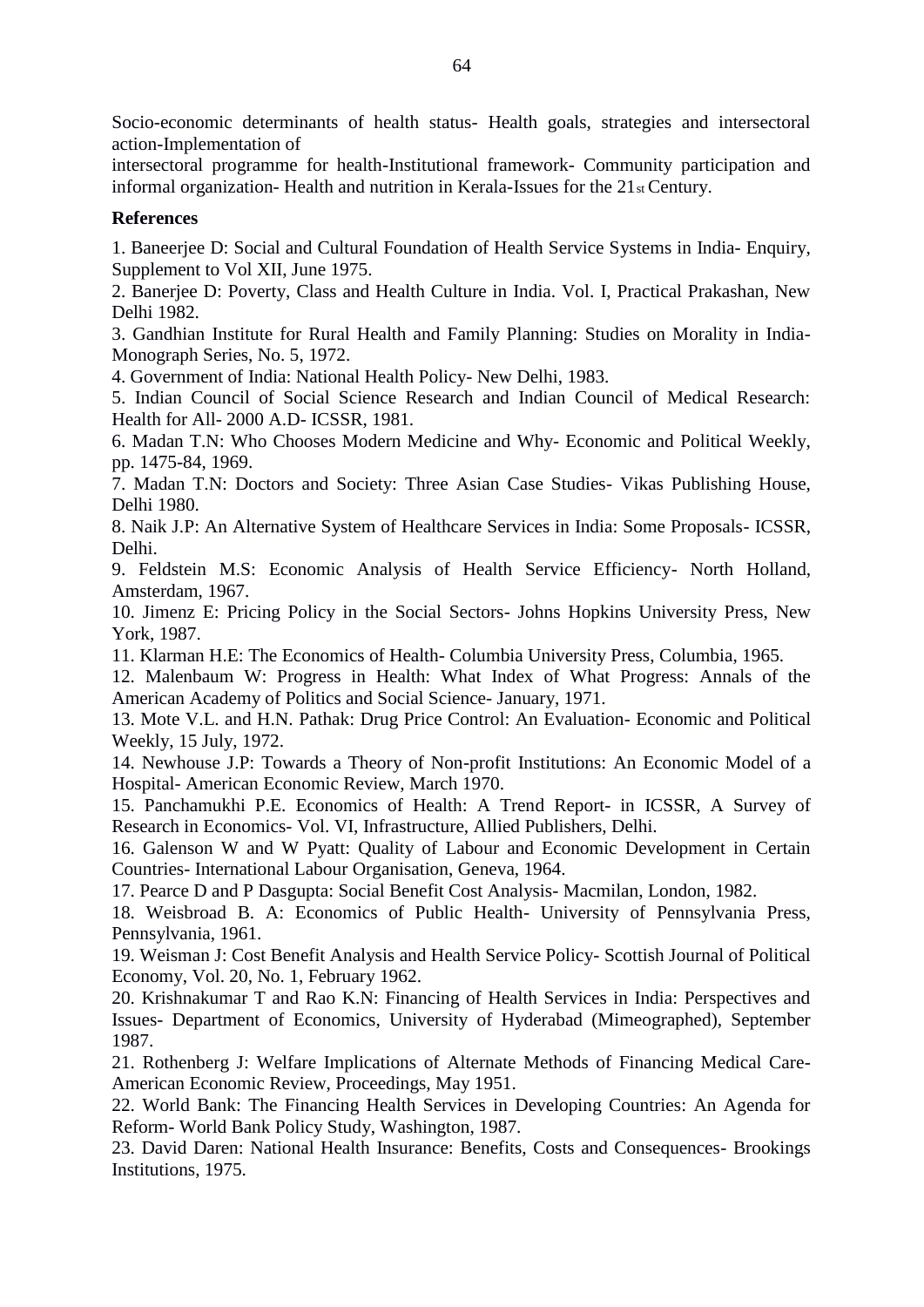Socio-economic determinants of health status- Health goals, strategies and intersectoral action-Implementation of
intersectoral programme for health-Institutional framework- Community participation and informal organization- Health and nutrition in Kerala-Issues for the 21st Century.

**References**

1. Baneerjee D: Social and Cultural Foundation of Health Service Systems in India- Enquiry, Supplement to Vol XII, June 1975.
2. Banerjee D: Poverty, Class and Health Culture in India. Vol. I, Practical Prakashan, New Delhi 1982.
3. Gandhian Institute for Rural Health and Family Planning: Studies on Morality in India- Monograph Series, No. 5, 1972.
4. Government of India: National Health Policy- New Delhi, 1983.
5. Indian Council of Social Science Research and Indian Council of Medical Research: Health for All- 2000 A.D- ICSSR, 1981.
6. Madan T.N: Who Chooses Modern Medicine and Why- Economic and Political Weekly, pp. 1475-84, 1969.
7. Madan T.N: Doctors and Society: Three Asian Case Studies- Vikas Publishing House, Delhi 1980.
8. Naik J.P: An Alternative System of Healthcare Services in India: Some Proposals- ICSSR, Delhi.
9. Feldstein M.S: Economic Analysis of Health Service Efficiency- North Holland, Amsterdam, 1967.
10. Jimenz E: Pricing Policy in the Social Sectors- Johns Hopkins University Press, New York, 1987.
11. Klarman H.E: The Economics of Health- Columbia University Press, Columbia, 1965.
12. Malenbaum W: Progress in Health: What Index of What Progress: Annals of the American Academy of Politics and Social Science- January, 1971.
13. Mote V.L. and H.N. Pathak: Drug Price Control: An Evaluation- Economic and Political Weekly, 15 July, 1972.
14. Newhouse J.P: Towards a Theory of Non-profit Institutions: An Economic Model of a Hospital- American Economic Review, March 1970.
15. Panchamukhi P.E. Economics of Health: A Trend Report- in ICSSR, A Survey of Research in Economics- Vol. VI, Infrastructure, Allied Publishers, Delhi.
16. Galenson W and W Pyatt: Quality of Labour and Economic Development in Certain Countries- International Labour Organisation, Geneva, 1964.
17. Pearce D and P Dasgupta: Social Benefit Cost Analysis- Macmilan, London, 1982.
18. Weisbroad B. A: Economics of Public Health- University of Pennsylvania Press, Pennsylvania, 1961.
19. Weisman J: Cost Benefit Analysis and Health Service Policy- Scottish Journal of Political Economy, Vol. 20, No. 1, February 1962.
20. Krishnakumar T and Rao K.N: Financing of Health Services in India: Perspectives and Issues- Department of Economics, University of Hyderabad (Mimeographed), September 1987.
21. Rothenberg J: Welfare Implications of Alternate Methods of Financing Medical Care- American Economic Review, Proceedings, May 1951.
22. World Bank: The Financing Health Services in Developing Countries: An Agenda for Reform- World Bank Policy Study, Washington, 1987.
23. David Daren: National Health Insurance: Benefits, Costs and Consequences- Brookings Institutions, 1975.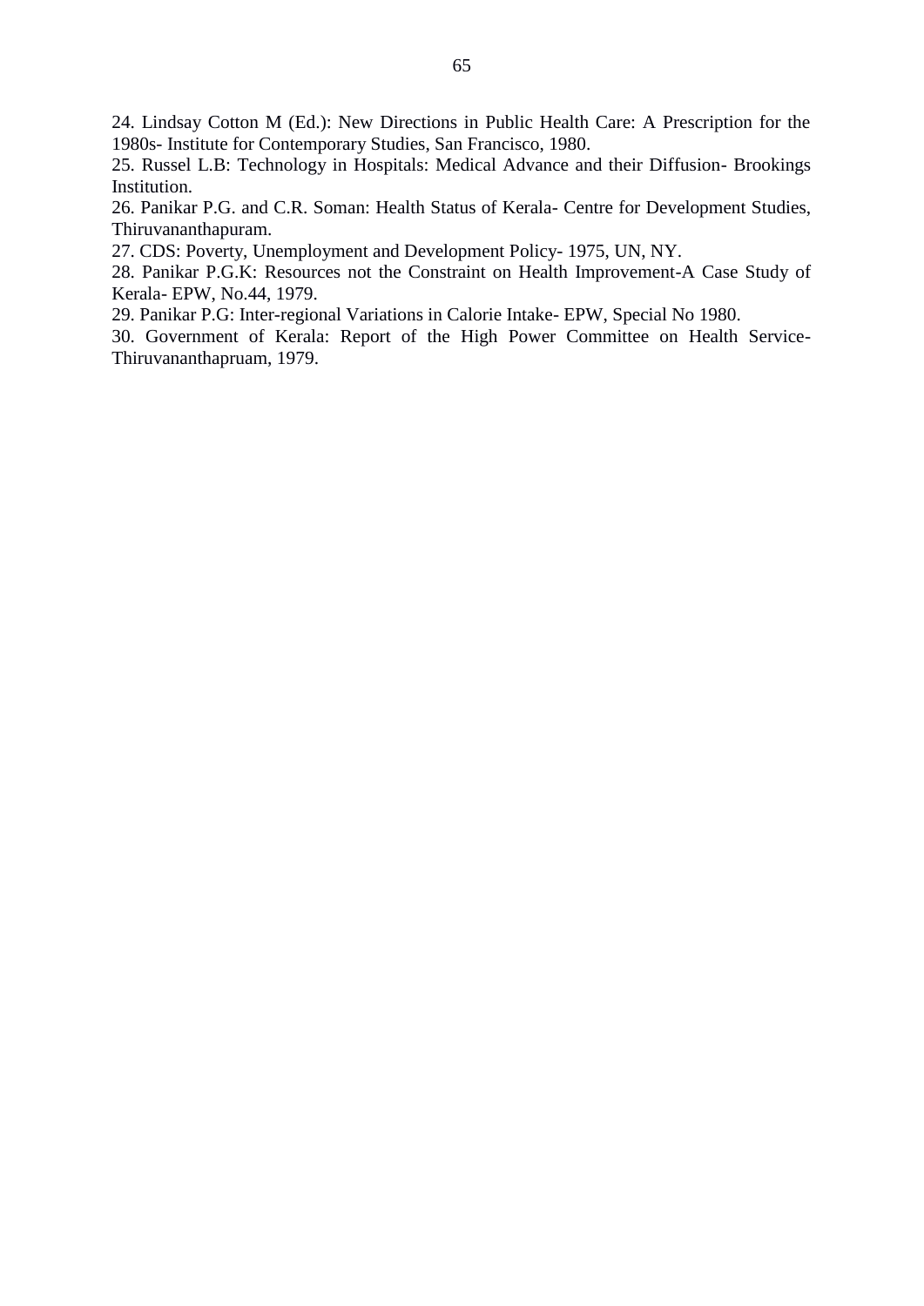24. Lindsay Cotton M (Ed.): New Directions in Public Health Care: A Prescription for the 1980s- Institute for Contemporary Studies, San Francisco, 1980.

25. Russel L.B: Technology in Hospitals: Medical Advance and their Diffusion- Brookings Institution.

26. Panikar P.G. and C.R. Soman: Health Status of Kerala- Centre for Development Studies, Thiruvananthapuram.

27. CDS: Poverty, Unemployment and Development Policy- 1975, UN, NY.

28. Panikar P.G.K: Resources not the Constraint on Health Improvement-A Case Study of Kerala- EPW, No.44, 1979.

29. Panikar P.G: Inter-regional Variations in Calorie Intake- EPW, Special No 1980.

30. Government of Kerala: Report of the High Power Committee on Health Service- Thiruvananthapruam, 1979.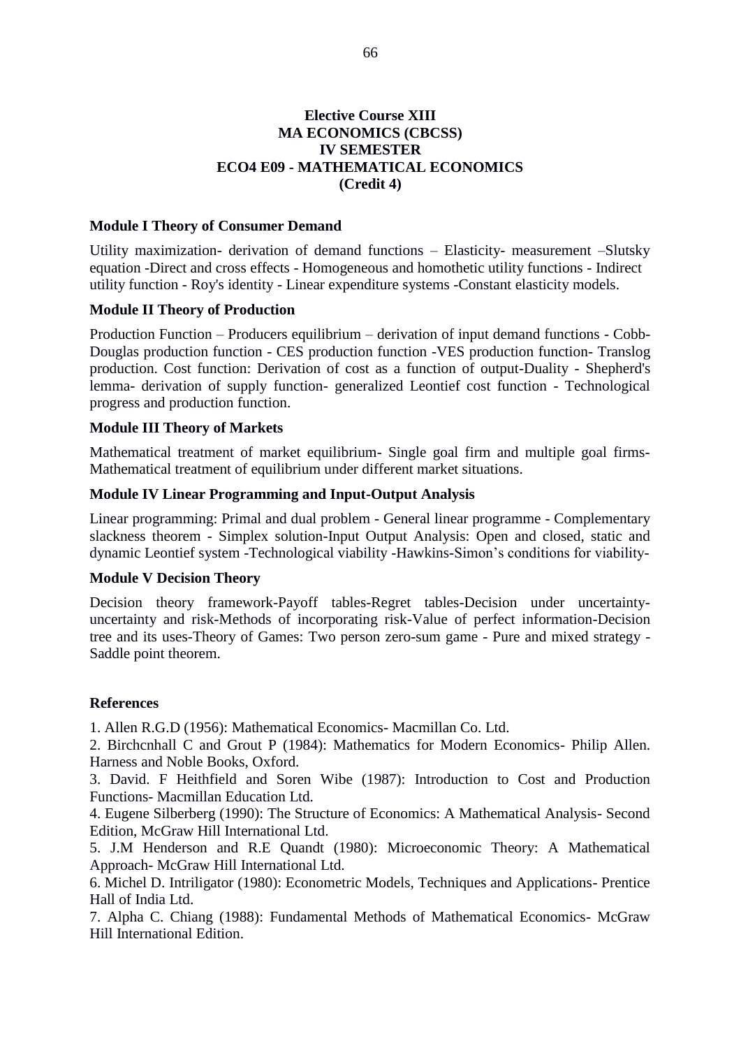**Elective Course XIII**
**MA ECONOMICS (CBCSS)**
**IV SEMESTER**
**ECO4 E09 - MATHEMATICAL ECONOMICS**
**(Credit 4)**

**Module I Theory of Consumer Demand**

Utility maximization- derivation of demand functions – Elasticity- measurement –Slutsky equation -Direct and cross effects - Homogeneous and homothetic utility functions - Indirect utility function - Roy's identity - Linear expenditure systems -Constant elasticity models.

**Module II Theory of Production**

Production Function – Producers equilibrium – derivation of input demand functions - Cobb-Douglas production function - CES production function -VES production function- Translog production. Cost function: Derivation of cost as a function of output-Duality - Shepherd's lemma- derivation of supply function- generalized Leontief cost function - Technological progress and production function.

**Module III Theory of Markets**

Mathematical treatment of market equilibrium- Single goal firm and multiple goal firms-Mathematical treatment of equilibrium under different market situations.

**Module IV Linear Programming and Input-Output Analysis**

Linear programming: Primal and dual problem - General linear programme - Complementary slackness theorem - Simplex solution-Input Output Analysis: Open and closed, static and dynamic Leontief system -Technological viability -Hawkins-Simon's conditions for viability-

**Module V Decision Theory**

Decision theory framework-Payoff tables-Regret tables-Decision under uncertainty-uncertainty and risk-Methods of incorporating risk-Value of perfect information-Decision tree and its uses-Theory of Games: Two person zero-sum game - Pure and mixed strategy - Saddle point theorem.

**References**

1. Allen R.G.D (1956): Mathematical Economics- Macmillan Co. Ltd.
2. Birchcnhall C and Grout P (1984): Mathematics for Modern Economics- Philip Allen. Harness and Noble Books, Oxford.
3. David. F Heithfield and Soren Wibe (1987): Introduction to Cost and Production Functions- Macmillan Education Ltd.
4. Eugene Silberberg (1990): The Structure of Economics: A Mathematical Analysis- Second Edition, McGraw Hill International Ltd.
5. J.M Henderson and R.E Quandt (1980): Microeconomic Theory: A Mathematical Approach- McGraw Hill International Ltd.
6. Michel D. Intriligator (1980): Econometric Models, Techniques and Applications- Prentice Hall of India Ltd.
7. Alpha C. Chiang (1988): Fundamental Methods of Mathematical Economics- McGraw Hill International Edition.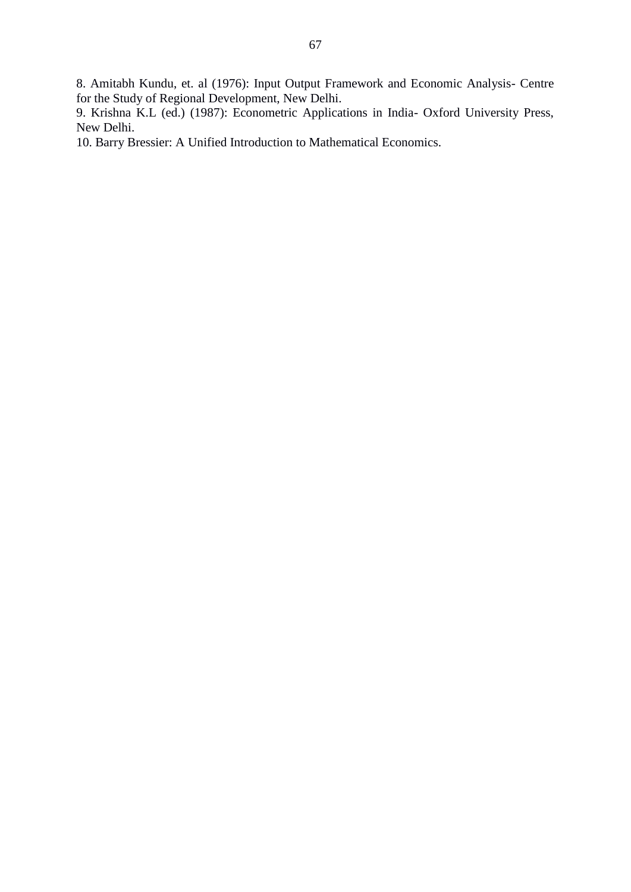8. Amitabh Kundu, et. al (1976): Input Output Framework and Economic Analysis- Centre for the Study of Regional Development, New Delhi.
9. Krishna K.L (ed.) (1987): Econometric Applications in India- Oxford University Press, New Delhi.
10. Barry Bressier: A Unified Introduction to Mathematical Economics.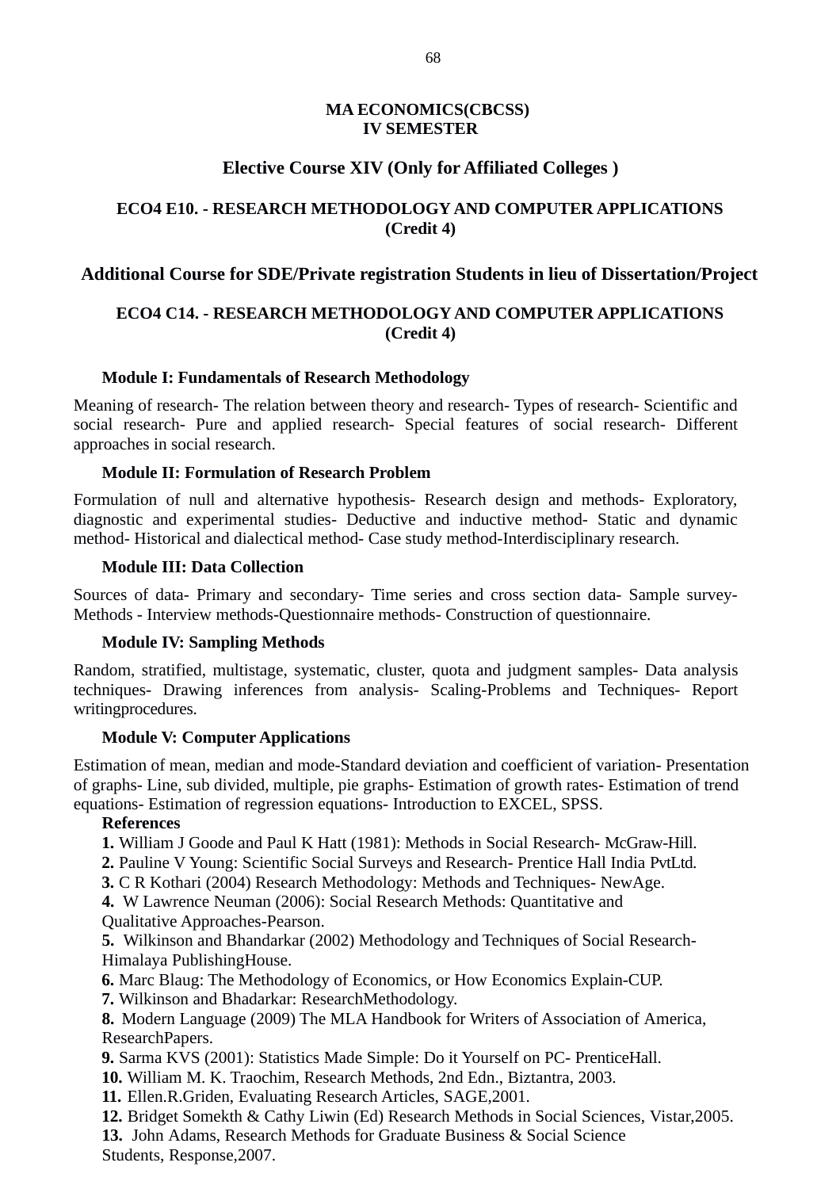**MA ECONOMICS(CBCSS)**
**IV SEMESTER**

## Elective Course XIV (Only for Affiliated Colleges )

### ECO4 E10. - RESEARCH METHODOLOGY AND COMPUTER APPLICATIONS (Credit 4)

## Additional Course for SDE/Private registration Students in lieu of Dissertation/Project

### ECO4 C14. - RESEARCH METHODOLOGY AND COMPUTER APPLICATIONS (Credit 4)

**Module I: Fundamentals of Research Methodology**

Meaning of research- The relation between theory and research- Types of research- Scientific and social research- Pure and applied research- Special features of social research- Different approaches in social research.

**Module II: Formulation of Research Problem**

Formulation of null and alternative hypothesis- Research design and methods- Exploratory, diagnostic and experimental studies- Deductive and inductive method- Static and dynamic method- Historical and dialectical method- Case study method-Interdisciplinary research.

**Module III: Data Collection**

Sources of data- Primary and secondary- Time series and cross section data- Sample survey- Methods - Interview methods-Questionnaire methods- Construction of questionnaire.

**Module IV: Sampling Methods**

Random, stratified, multistage, systematic, cluster, quota and judgment samples- Data analysis techniques- Drawing inferences from analysis- Scaling-Problems and Techniques- Report writingprocedures.

**Module V: Computer Applications**

Estimation of mean, median and mode-Standard deviation and coefficient of variation- Presentation of graphs- Line, sub divided, multiple, pie graphs- Estimation of growth rates- Estimation of trend equations- Estimation of regression equations- Introduction to EXCEL, SPSS.

**References**

**1.** William J Goode and Paul K Hatt (1981): Methods in Social Research- McGraw-Hill.
**2.** Pauline V Young: Scientific Social Surveys and Research- Prentice Hall India PvtLtd.
**3.** C R Kothari (2004) Research Methodology: Methods and Techniques- NewAge.
**4.** W Lawrence Neuman (2006): Social Research Methods: Quantitative and Qualitative Approaches-Pearson.
**5.** Wilkinson and Bhandarkar (2002) Methodology and Techniques of Social Research- Himalaya PublishingHouse.
**6.** Marc Blaug: The Methodology of Economics, or How Economics Explain-CUP.
**7.** Wilkinson and Bhadarkar: ResearchMethodology.
**8.** Modern Language (2009) The MLA Handbook for Writers of Association of America, ResearchPapers.
**9.** Sarma KVS (2001): Statistics Made Simple: Do it Yourself on PC- PrenticeHall.
**10.** William M. K. Traochim, Research Methods, 2nd Edn., Biztantra, 2003.
**11.** Ellen.R.Griden, Evaluating Research Articles, SAGE,2001.
**12.** Bridget Somekth & Cathy Liwin (Ed) Research Methods in Social Sciences, Vistar,2005.
**13.** John Adams, Research Methods for Graduate Business & Social Science Students, Response,2007.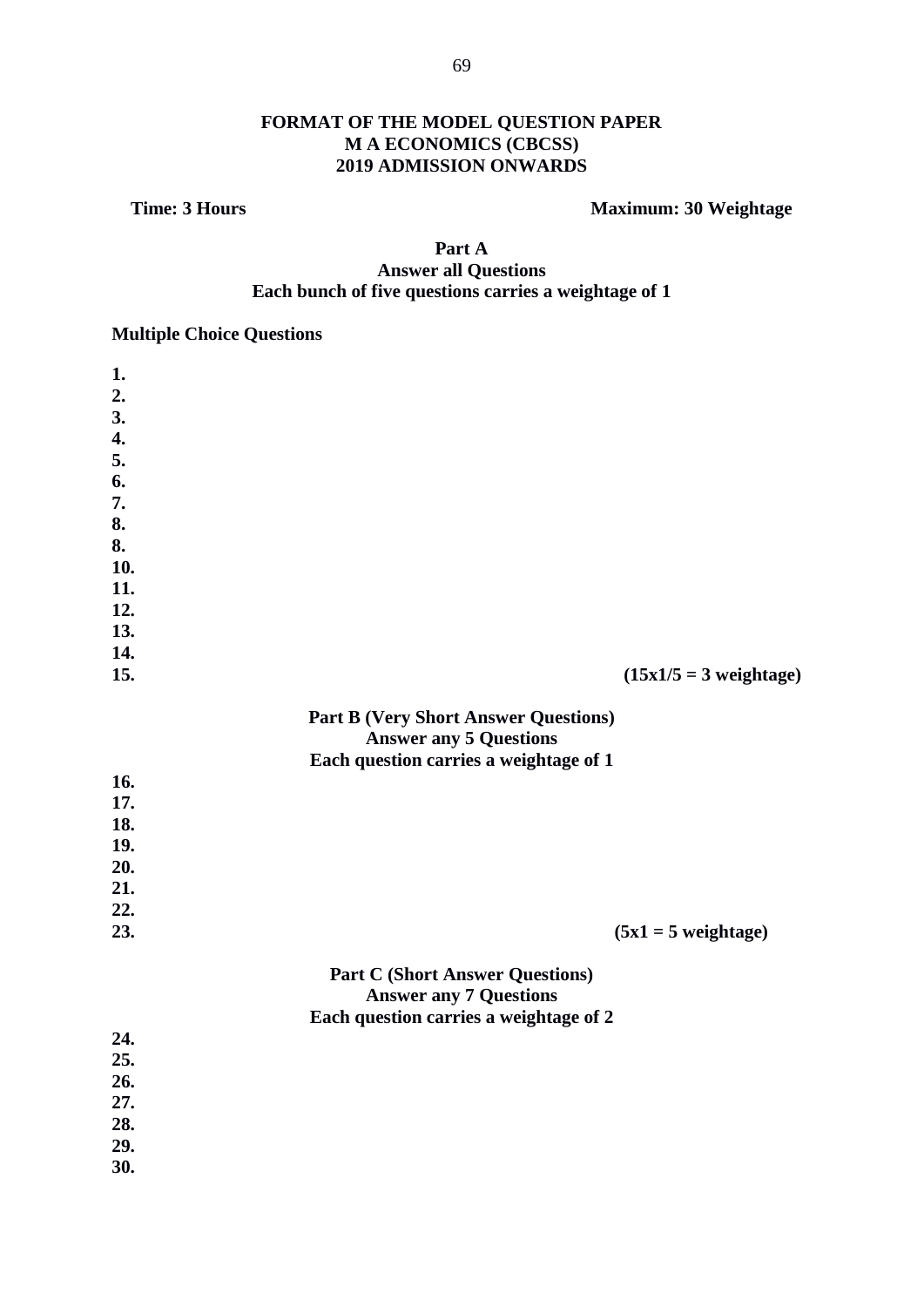# FORMAT OF THE MODEL QUESTION PAPER
# M A ECONOMICS (CBCSS)
# 2019 ADMISSION ONWARDS

**Time: 3 Hours** **Maximum: 30 Weightage**

## Part A

**Answer all Questions**

**Each bunch of five questions carries a weightage of 1**

**Multiple Choice Questions**

**1.**
**2.**
**3.**
**4.**
**5.**
**6.**
**7.**
**8.**
**8.**
**10.**
**11.**
**12.**
**13.**
**14.**
**15.** **(15x1/5 = 3 weightage)**

## Part B (Very Short Answer Questions)

**Answer any 5 Questions**

**Each question carries a weightage of 1**

**16.**
**17.**
**18.**
**19.**
**20.**
**21.**
**22.**
**23.** **(5x1 = 5 weightage)**

## Part C (Short Answer Questions)

**Answer any 7 Questions**

**Each question carries a weightage of 2**

**24.**
**25.**
**26.**
**27.**
**28.**
**29.**
**30.**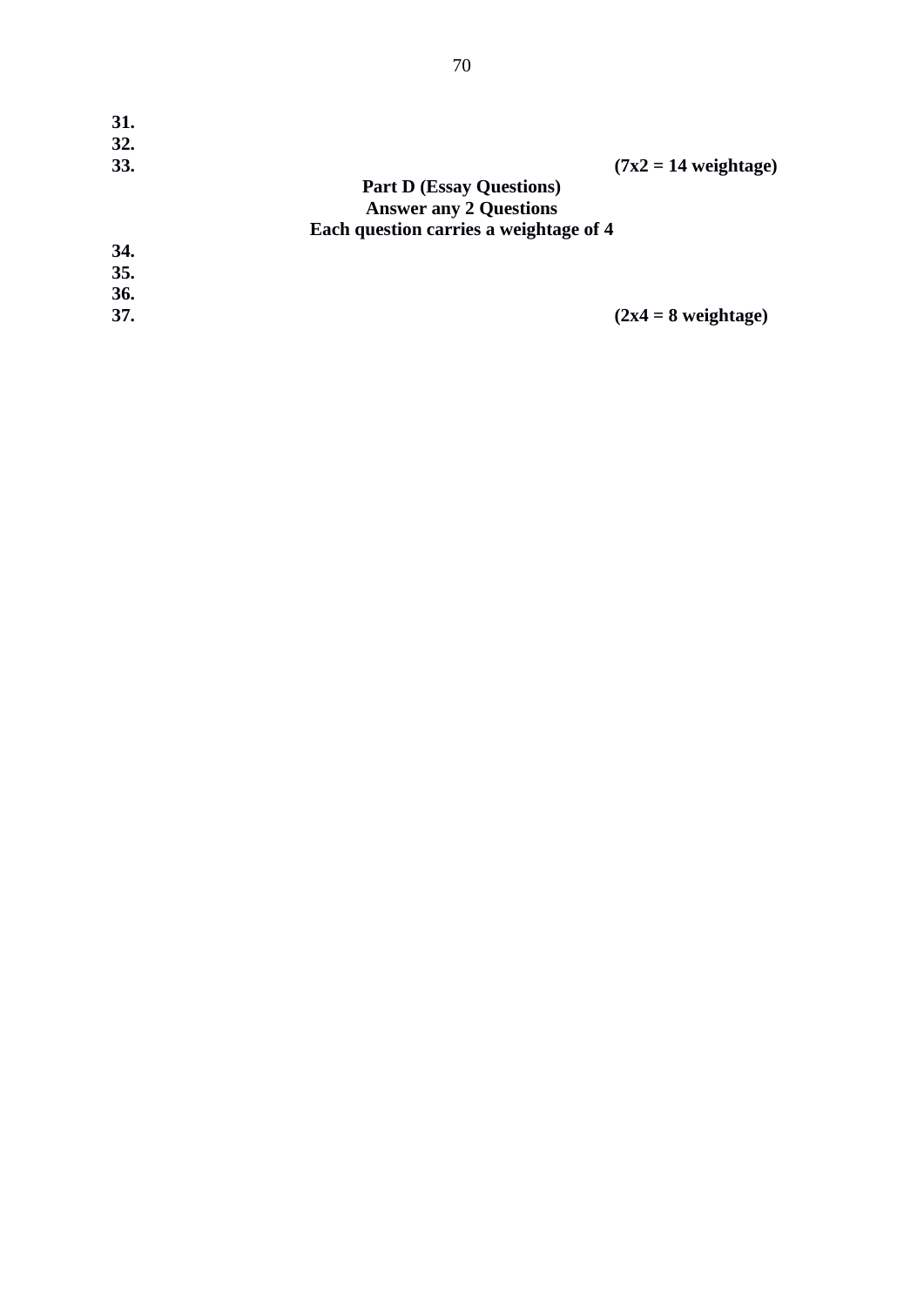**31.**
**32.**
**33.** **(7x2 = 14 weightage)**

**Part D (Essay Questions)**
**Answer any 2 Questions**
**Each question carries a weightage of 4**

**34.**
**35.**
**36.**
**37.** **(2x4 = 8 weightage)**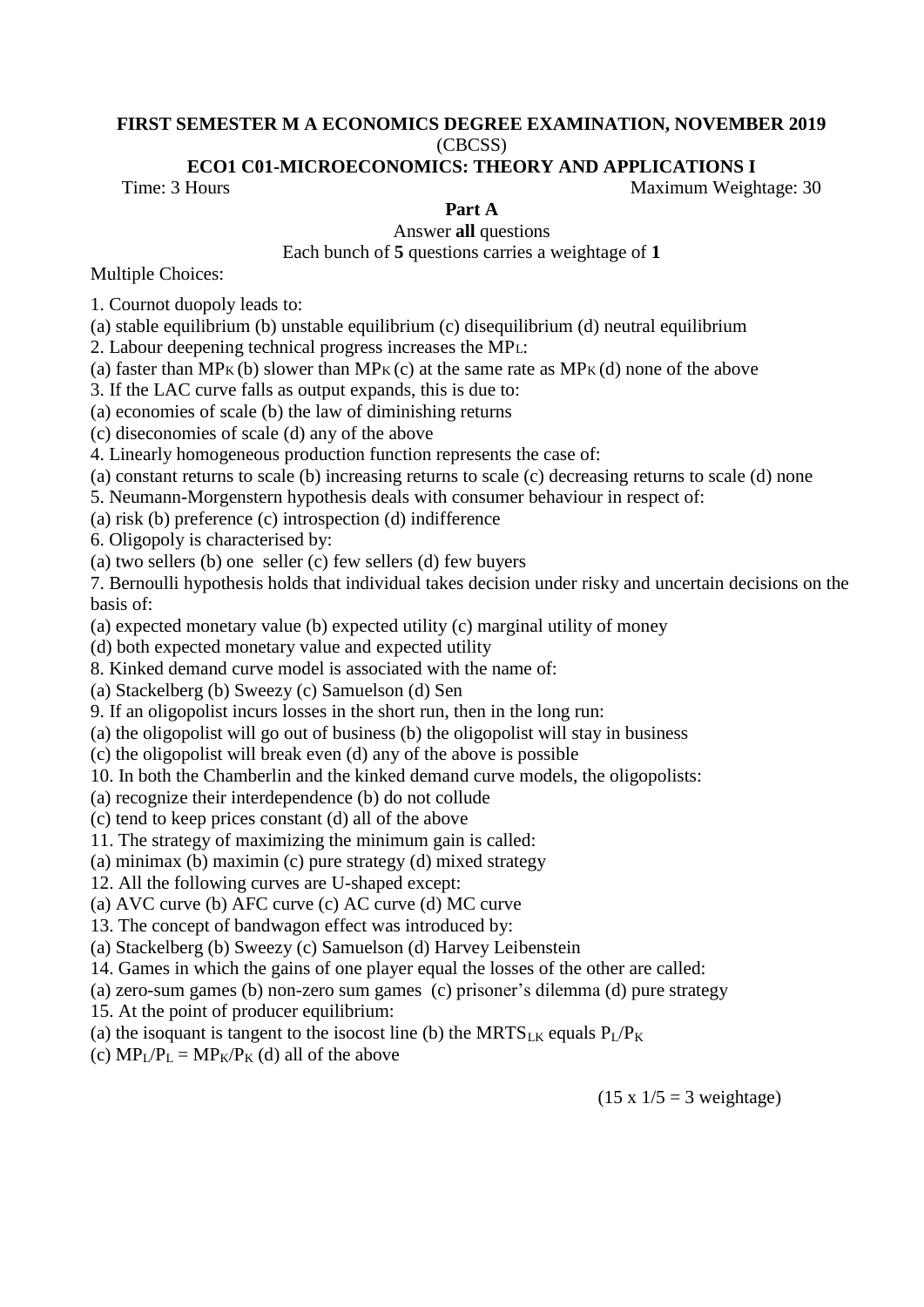**FIRST SEMESTER M A ECONOMICS DEGREE EXAMINATION, NOVEMBER 2019**

(CBCSS)

**ECO1 C01-MICROECONOMICS: THEORY AND APPLICATIONS I**

Time: 3 Hours Maximum Weightage: 30

**Part A**

Answer **all** questions

Each bunch of **5** questions carries a weightage of **1**

Multiple Choices:

1. Cournot duopoly leads to:
(a) stable equilibrium (b) unstable equilibrium (c) disequilibrium (d) neutral equilibrium
2. Labour deepening technical progress increases the $MP_L$:
(a) faster than $MP_K$ (b) slower than $MP_K$ (c) at the same rate as $MP_K$ (d) none of the above
3. If the LAC curve falls as output expands, this is due to:
(a) economies of scale (b) the law of diminishing returns
(c) diseconomies of scale (d) any of the above
4. Linearly homogeneous production function represents the case of:
(a) constant returns to scale (b) increasing returns to scale (c) decreasing returns to scale (d) none
5. Neumann-Morgenstern hypothesis deals with consumer behaviour in respect of:
(a) risk (b) preference (c) introspection (d) indifference
6. Oligopoly is characterised by:
(a) two sellers (b) one seller (c) few sellers (d) few buyers
7. Bernoulli hypothesis holds that individual takes decision under risky and uncertain decisions on the basis of:
(a) expected monetary value (b) expected utility (c) marginal utility of money
(d) both expected monetary value and expected utility
8. Kinked demand curve model is associated with the name of:
(a) Stackelberg (b) Sweezy (c) Samuelson (d) Sen
9. If an oligopolist incurs losses in the short run, then in the long run:
(a) the oligopolist will go out of business (b) the oligopolist will stay in business
(c) the oligopolist will break even (d) any of the above is possible
10. In both the Chamberlin and the kinked demand curve models, the oligopolists:
(a) recognize their interdependence (b) do not collude
(c) tend to keep prices constant (d) all of the above
11. The strategy of maximizing the minimum gain is called:
(a) minimax (b) maximin (c) pure strategy (d) mixed strategy
12. All the following curves are U-shaped except:
(a) AVC curve (b) AFC curve (c) AC curve (d) MC curve
13. The concept of bandwagon effect was introduced by:
(a) Stackelberg (b) Sweezy (c) Samuelson (d) Harvey Leibenstein
14. Games in which the gains of one player equal the losses of the other are called:
(a) zero-sum games (b) non-zero sum games (c) prisoner's dilemma (d) pure strategy
15. At the point of producer equilibrium:
(a) the isoquant is tangent to the isocost line (b) the $MRTS_{LK}$ equals $P_L/P_K$
(c) $MP_L/P_L = MP_K/P_K$ (d) all of the above

($15 \times 1/5 = 3$ weightage)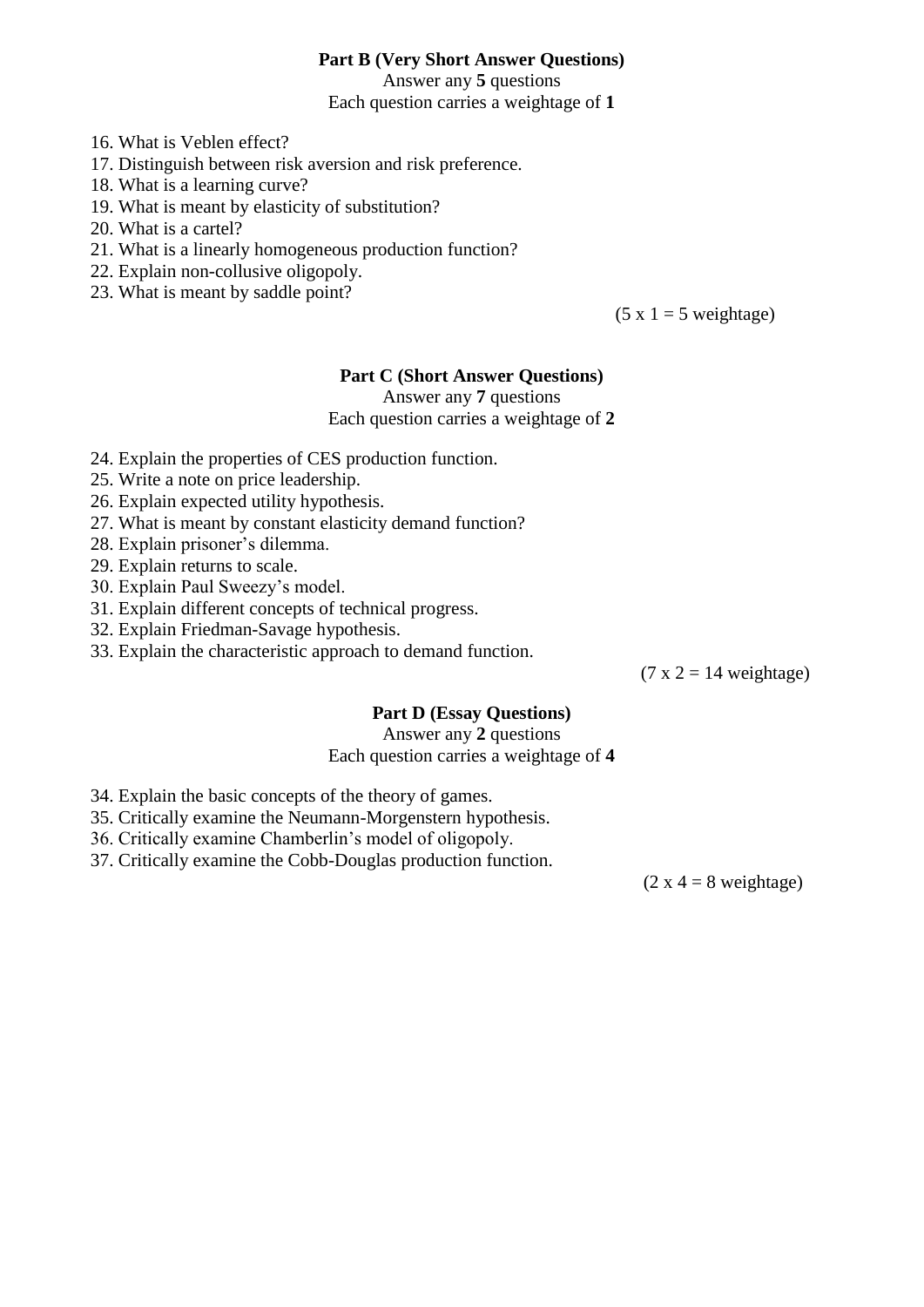### Part B (Very Short Answer Questions)

Answer any **5** questions

Each question carries a weightage of **1**

16. What is Veblen effect?
17. Distinguish between risk aversion and risk preference.
18. What is a learning curve?
19. What is meant by elasticity of substitution?
20. What is a cartel?
21. What is a linearly homogeneous production function?
22. Explain non-collusive oligopoly.
23. What is meant by saddle point?

(5 x 1 = 5 weightage)

### Part C (Short Answer Questions)

Answer any **7** questions

Each question carries a weightage of **2**

24. Explain the properties of CES production function.
25. Write a note on price leadership.
26. Explain expected utility hypothesis.
27. What is meant by constant elasticity demand function?
28. Explain prisoner's dilemma.
29. Explain returns to scale.
30. Explain Paul Sweezy's model.
31. Explain different concepts of technical progress.
32. Explain Friedman-Savage hypothesis.
33. Explain the characteristic approach to demand function.

(7 x 2 = 14 weightage)

### Part D (Essay Questions)

Answer any **2** questions

Each question carries a weightage of **4**

34. Explain the basic concepts of the theory of games.
35. Critically examine the Neumann-Morgenstern hypothesis.
36. Critically examine Chamberlin's model of oligopoly.
37. Critically examine the Cobb-Douglas production function.

(2 x 4 = 8 weightage)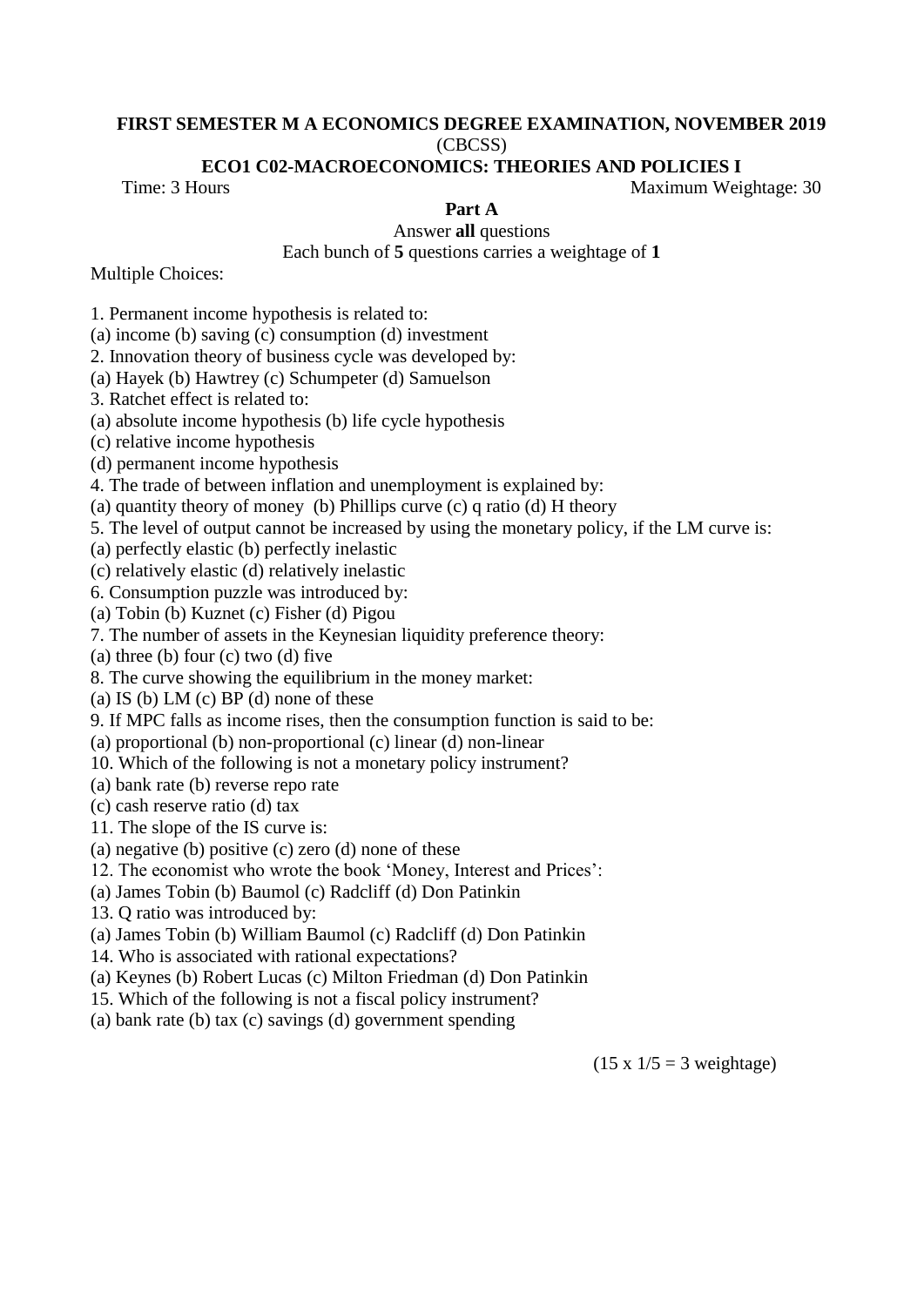**FIRST SEMESTER M A ECONOMICS DEGREE EXAMINATION, NOVEMBER 2019**

(CBCSS)

**ECO1 C02-MACROECONOMICS: THEORIES AND POLICIES I**

Time: 3 Hours Maximum Weightage: 30

## Part A

Answer **all** questions

Each bunch of **5** questions carries a weightage of **1**

Multiple Choices:

1. Permanent income hypothesis is related to:
(a) income (b) saving (c) consumption (d) investment
2. Innovation theory of business cycle was developed by:
(a) Hayek (b) Hawtrey (c) Schumpeter (d) Samuelson
3. Ratchet effect is related to:
(a) absolute income hypothesis (b) life cycle hypothesis
(c) relative income hypothesis
(d) permanent income hypothesis
4. The trade of between inflation and unemployment is explained by:
(a) quantity theory of money (b) Phillips curve (c) q ratio (d) H theory
5. The level of output cannot be increased by using the monetary policy, if the LM curve is:
(a) perfectly elastic (b) perfectly inelastic
(c) relatively elastic (d) relatively inelastic
6. Consumption puzzle was introduced by:
(a) Tobin (b) Kuznet (c) Fisher (d) Pigou
7. The number of assets in the Keynesian liquidity preference theory:
(a) three (b) four (c) two (d) five
8. The curve showing the equilibrium in the money market:
(a) IS (b) LM (c) BP (d) none of these
9. If MPC falls as income rises, then the consumption function is said to be:
(a) proportional (b) non-proportional (c) linear (d) non-linear
10. Which of the following is not a monetary policy instrument?
(a) bank rate (b) reverse repo rate
(c) cash reserve ratio (d) tax
11. The slope of the IS curve is:
(a) negative (b) positive (c) zero (d) none of these
12. The economist who wrote the book 'Money, Interest and Prices':
(a) James Tobin (b) Baumol (c) Radcliff (d) Don Patinkin
13. Q ratio was introduced by:
(a) James Tobin (b) William Baumol (c) Radcliff (d) Don Patinkin
14. Who is associated with rational expectations?
(a) Keynes (b) Robert Lucas (c) Milton Friedman (d) Don Patinkin
15. Which of the following is not a fiscal policy instrument?
(a) bank rate (b) tax (c) savings (d) government spending

(15 x 1/5 = 3 weightage)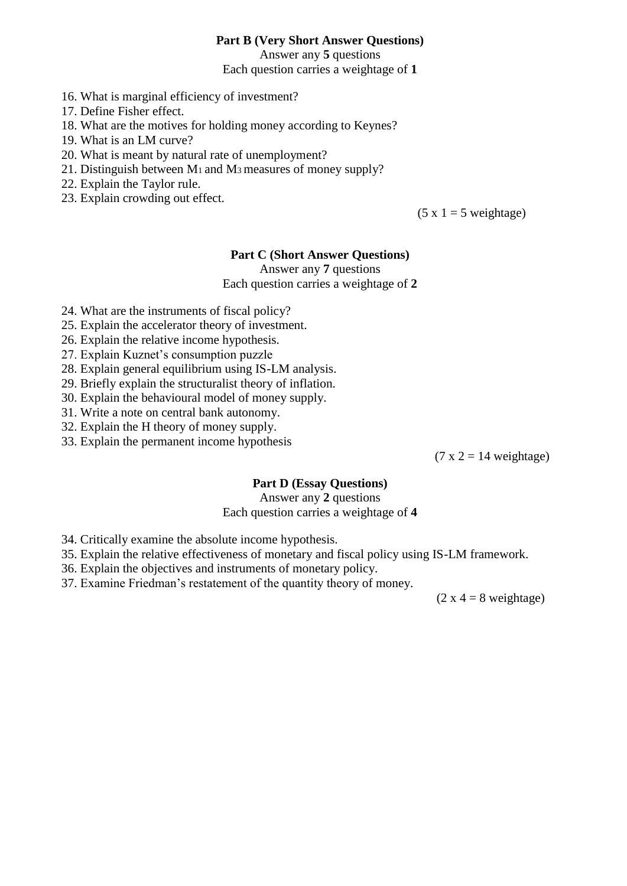**Part B (Very Short Answer Questions)**

Answer any **5** questions

Each question carries a weightage of **1**

16. What is marginal efficiency of investment?
17. Define Fisher effect.
18. What are the motives for holding money according to Keynes?
19. What is an LM curve?
20. What is meant by natural rate of unemployment?
21. Distinguish between $M_1$ and $M_3$ measures of money supply?
22. Explain the Taylor rule.
23. Explain crowding out effect.

(5 x 1 = 5 weightage)

**Part C (Short Answer Questions)**

Answer any **7** questions

Each question carries a weightage of **2**

24. What are the instruments of fiscal policy?
25. Explain the accelerator theory of investment.
26. Explain the relative income hypothesis.
27. Explain Kuznet's consumption puzzle
28. Explain general equilibrium using IS-LM analysis.
29. Briefly explain the structuralist theory of inflation.
30. Explain the behavioural model of money supply.
31. Write a note on central bank autonomy.
32. Explain the H theory of money supply.
33. Explain the permanent income hypothesis

(7 x 2 = 14 weightage)

**Part D (Essay Questions)**

Answer any **2** questions

Each question carries a weightage of **4**

34. Critically examine the absolute income hypothesis.
35. Explain the relative effectiveness of monetary and fiscal policy using IS-LM framework.
36. Explain the objectives and instruments of monetary policy.
37. Examine Friedman's restatement of the quantity theory of money.

(2 x 4 = 8 weightage)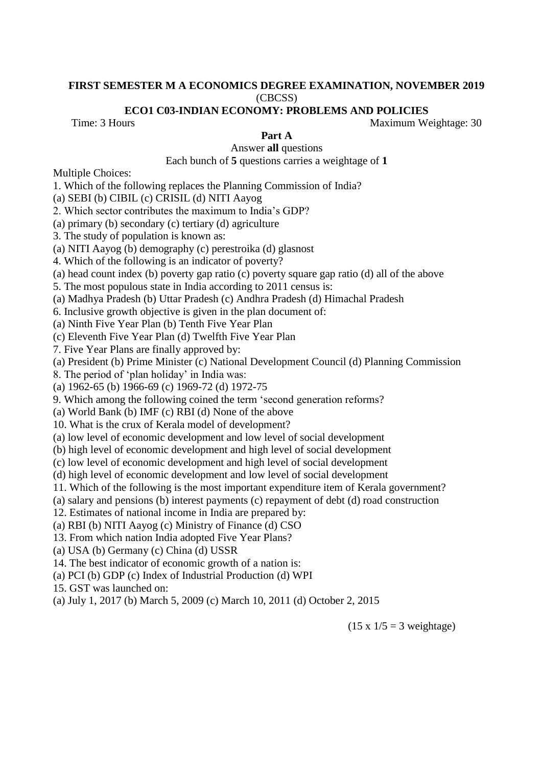**FIRST SEMESTER M A ECONOMICS DEGREE EXAMINATION, NOVEMBER 2019**

(CBCSS)

**ECO1 C03-INDIAN ECONOMY: PROBLEMS AND POLICIES**

Time: 3 Hours | Maximum Weightage: 30

**Part A**

Answer **all** questions

Each bunch of **5** questions carries a weightage of **1**

Multiple Choices:

1. Which of the following replaces the Planning Commission of India?
(a) SEBI (b) CIBIL (c) CRISIL (d) NITI Aayog
2. Which sector contributes the maximum to India's GDP?
(a) primary (b) secondary (c) tertiary (d) agriculture
3. The study of population is known as:
(a) NITI Aayog (b) demography (c) perestroika (d) glasnost
4. Which of the following is an indicator of poverty?
(a) head count index (b) poverty gap ratio (c) poverty square gap ratio (d) all of the above
5. The most populous state in India according to 2011 census is:
(a) Madhya Pradesh (b) Uttar Pradesh (c) Andhra Pradesh (d) Himachal Pradesh
6. Inclusive growth objective is given in the plan document of:
(a) Ninth Five Year Plan (b) Tenth Five Year Plan
(c) Eleventh Five Year Plan (d) Twelfth Five Year Plan
7. Five Year Plans are finally approved by:
(a) President (b) Prime Minister (c) National Development Council (d) Planning Commission
8. The period of 'plan holiday' in India was:
(a) 1962-65 (b) 1966-69 (c) 1969-72 (d) 1972-75
9. Which among the following coined the term 'second generation reforms?
(a) World Bank (b) IMF (c) RBI (d) None of the above
10. What is the crux of Kerala model of development?
(a) low level of economic development and low level of social development
(b) high level of economic development and high level of social development
(c) low level of economic development and high level of social development
(d) high level of economic development and low level of social development
11. Which of the following is the most important expenditure item of Kerala government?
(a) salary and pensions (b) interest payments (c) repayment of debt (d) road construction
12. Estimates of national income in India are prepared by:
(a) RBI (b) NITI Aayog (c) Ministry of Finance (d) CSO
13. From which nation India adopted Five Year Plans?
(a) USA (b) Germany (c) China (d) USSR
14. The best indicator of economic growth of a nation is:
(a) PCI (b) GDP (c) Index of Industrial Production (d) WPI
15. GST was launched on:
(a) July 1, 2017 (b) March 5, 2009 (c) March 10, 2011 (d) October 2, 2015

(15 x 1/5 = 3 weightage)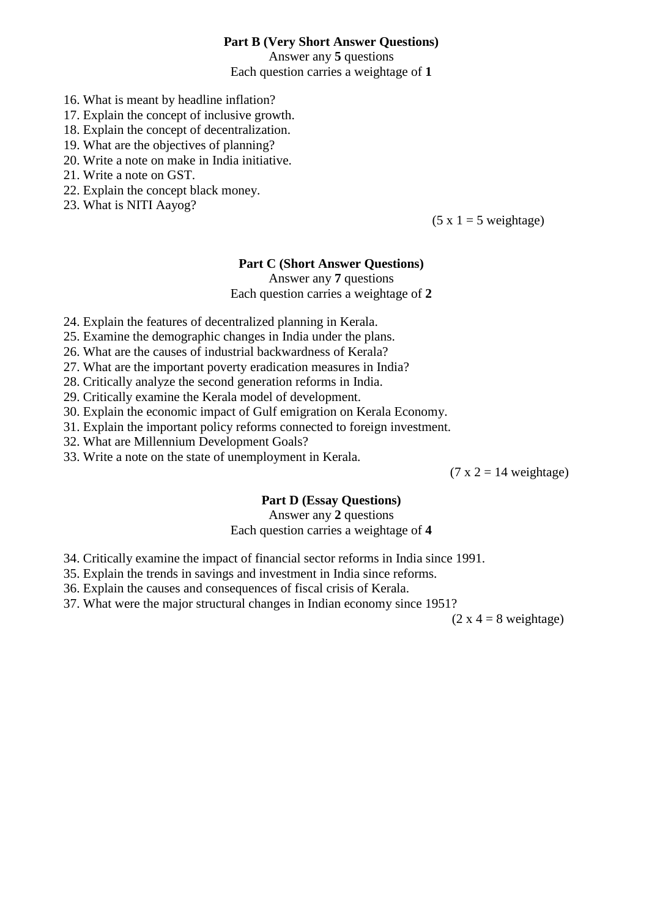**Part B (Very Short Answer Questions)**

Answer any **5** questions

Each question carries a weightage of **1**

16. What is meant by headline inflation?
17. Explain the concept of inclusive growth.
18. Explain the concept of decentralization.
19. What are the objectives of planning?
20. Write a note on make in India initiative.
21. Write a note on GST.
22. Explain the concept black money.
23. What is NITI Aayog?

(5 x 1 = 5 weightage)

**Part C (Short Answer Questions)**

Answer any **7** questions

Each question carries a weightage of **2**

24. Explain the features of decentralized planning in Kerala.
25. Examine the demographic changes in India under the plans.
26. What are the causes of industrial backwardness of Kerala?
27. What are the important poverty eradication measures in India?
28. Critically analyze the second generation reforms in India.
29. Critically examine the Kerala model of development.
30. Explain the economic impact of Gulf emigration on Kerala Economy.
31. Explain the important policy reforms connected to foreign investment.
32. What are Millennium Development Goals?
33. Write a note on the state of unemployment in Kerala.

(7 x 2 = 14 weightage)

**Part D (Essay Questions)**

Answer any **2** questions

Each question carries a weightage of **4**

34. Critically examine the impact of financial sector reforms in India since 1991.
35. Explain the trends in savings and investment in India since reforms.
36. Explain the causes and consequences of fiscal crisis of Kerala.
37. What were the major structural changes in Indian economy since 1951?

(2 x 4 = 8 weightage)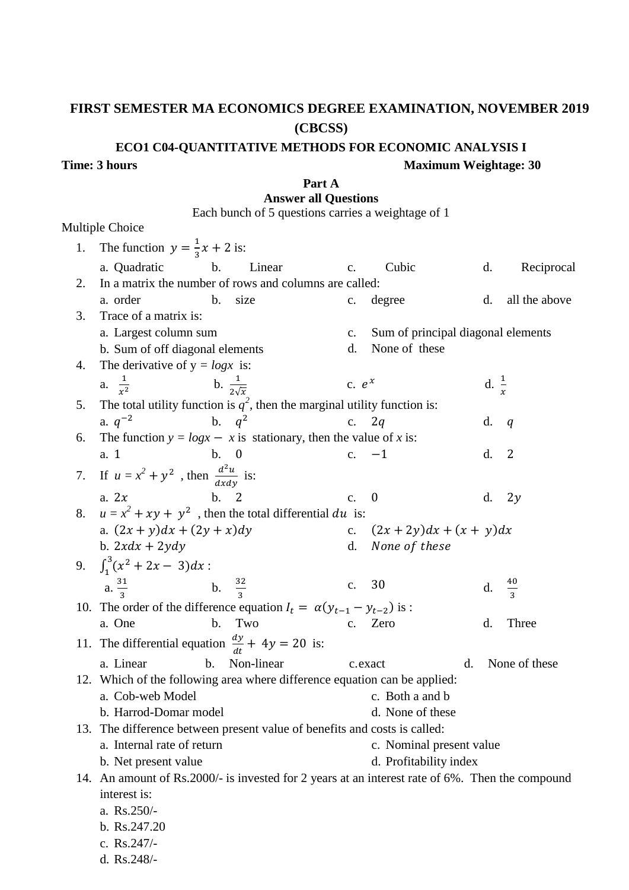# FIRST SEMESTER MA ECONOMICS DEGREE EXAMINATION, NOVEMBER 2019

## (CBCSS)

### ECO1 C04-QUANTITATIVE METHODS FOR ECONOMIC ANALYSIS I

**Time: 3 hours** **Maximum Weightage: 30**

**Part A**

**Answer all Questions**

Each bunch of 5 questions carries a weightage of 1

Multiple Choice

1. The function $y = \frac{1}{3}x + 2$ is:
   a. Quadratic b. Linear c. Cubic d. Reciprocal
2. In a matrix the number of rows and columns are called:
   a. order b. size c. degree d. all the above
3. Trace of a matrix is:
   a. Largest column sum
   b. Sum of off diagonal elements
   c. Sum of principal diagonal elements
   d. None of these
4. The derivative of y = *logx* is:
   a. $\frac{1}{x^2}$ b. $\frac{1}{2\sqrt{x}}$ c. $e^x$ d. $\frac{1}{x}$
5. The total utility function is $q^2$, then the marginal utility function is:
   a. $q^{-2}$ b. $q^2$ c. $2q$ d. $q$
6. The function $y = logx - x$ is stationary, then the value of $x$ is:
   a. 1 b. 0 c. −1 d. 2
7. If $u = x^2 + y^2$ , then $\frac{d^2u}{dxdy}$ is:
   a. $2x$ b. 2 c. 0 d. $2y$
8. $u = x^2 + xy + y^2$ , then the total differential $du$ is:
   a. $(2x + y)dx + (2y + x)dy$
   b. $2xdx + 2ydy$
   c. $(2x + 2y)dx + (x + y)dx$
   d. *None of these*
9. $\int_1^3 (x^2 + 2x - 3)dx$ :
   a. $\frac{31}{3}$ b. $\frac{32}{3}$ c. 30 d. $\frac{40}{3}$
10. The order of the difference equation $I_t = \alpha(y_{t-1} - y_{t-2})$ is :
    a. One b. Two c. Zero d. Three
11. The differential equation $\frac{dy}{dt} + 4y = 20$ is:
    a. Linear b. Non-linear c. exact d. None of these
12. Which of the following area where difference equation can be applied:
    a. Cob-web Model
    b. Harrod-Domar model
    c. Both a and b
    d. None of these
13. The difference between present value of benefits and costs is called:
    a. Internal rate of return
    b. Net present value
    c. Nominal present value
    d. Profitability index
14. An amount of Rs.2000/- is invested for 2 years at an interest rate of 6%. Then the compound interest is:
    a. Rs.250/-
    b. Rs.247.20
    c. Rs.247/-
    d. Rs.248/-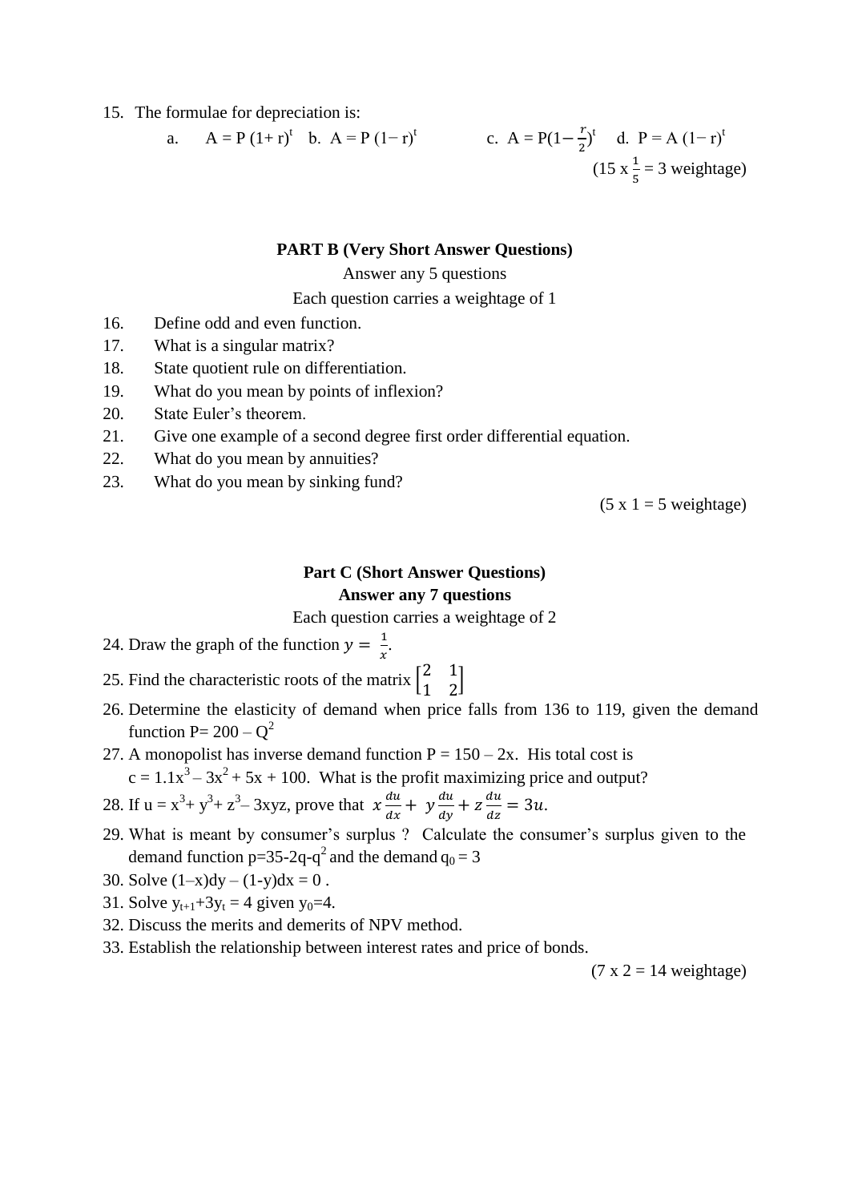15. The formulae for depreciation is:

    a. $A = P(1+r)^t$ b. $A = P(1-r)^t$ c. $A = P(1-\frac{r}{2})^t$ d. $P = A(1-r)^t$

($15 \times \frac{1}{5} = 3$ weightage)

**PART B (Very Short Answer Questions)**

Answer any 5 questions

Each question carries a weightage of 1

16. Define odd and even function.
17. What is a singular matrix?
18. State quotient rule on differentiation.
19. What do you mean by points of inflexion?
20. State Euler's theorem.
21. Give one example of a second degree first order differential equation.
22. What do you mean by annuities?
23. What do you mean by sinking fund?

(5 x 1 = 5 weightage)

**Part C (Short Answer Questions)**

**Answer any 7 questions**

Each question carries a weightage of 2

24. Draw the graph of the function $y = \frac{1}{x}$.
25. Find the characteristic roots of the matrix $\begin{bmatrix} 2 & 1 \\ 1 & 2 \end{bmatrix}$
26. Determine the elasticity of demand when price falls from 136 to 119, given the demand function $P = 200 - Q^2$
27. A monopolist has inverse demand function $P = 150 - 2x$. His total cost is $c = 1.1x^3 - 3x^2 + 5x + 100$. What is the profit maximizing price and output?
28. If $u = x^3 + y^3 + z^3 - 3xyz$, prove that $x\frac{du}{dx} + y\frac{du}{dy} + z\frac{du}{dz} = 3u$.
29. What is meant by consumer's surplus ? Calculate the consumer's surplus given to the demand function $p=35-2q-q^2$ and the demand $q_0 = 3$
30. Solve $(1-x)dy - (1-y)dx = 0$ .
31. Solve $y_{t+1}+3y_t = 4$ given $y_0=4$.
32. Discuss the merits and demerits of NPV method.
33. Establish the relationship between interest rates and price of bonds.

(7 x 2 = 14 weightage)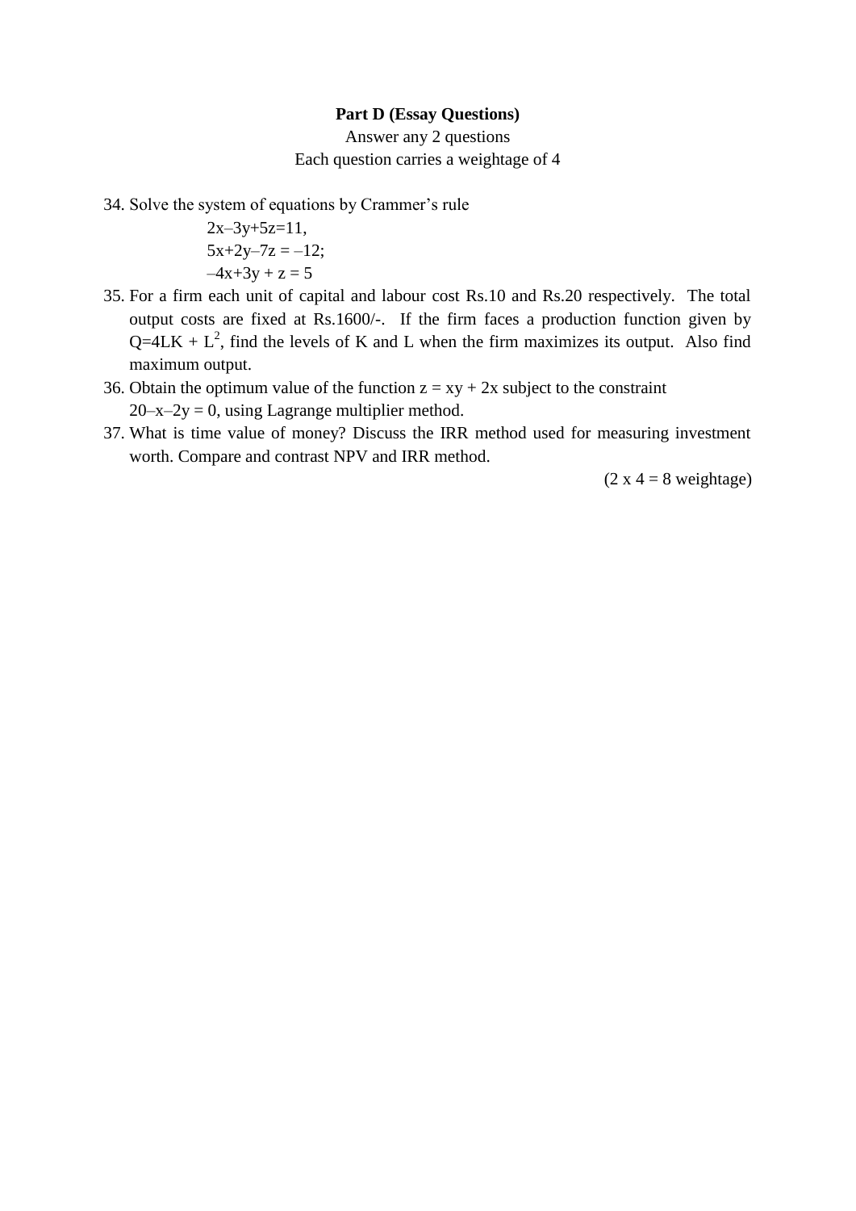**Part D (Essay Questions)**

Answer any 2 questions

Each question carries a weightage of 4

34. Solve the system of equations by Crammer's rule

    $2x–3y+5z=11,$

    $5x+2y–7z = –12;$

    $–4x+3y + z = 5$

35. For a firm each unit of capital and labour cost Rs.10 and Rs.20 respectively. The total output costs are fixed at Rs.1600/-. If the firm faces a production function given by $Q=4LK + L^2$, find the levels of K and L when the firm maximizes its output. Also find maximum output.
36. Obtain the optimum value of the function $z = xy + 2x$ subject to the constraint $20–x–2y = 0$, using Lagrange multiplier method.
37. What is time value of money? Discuss the IRR method used for measuring investment worth. Compare and contrast NPV and IRR method.

(2 x 4 = 8 weightage)